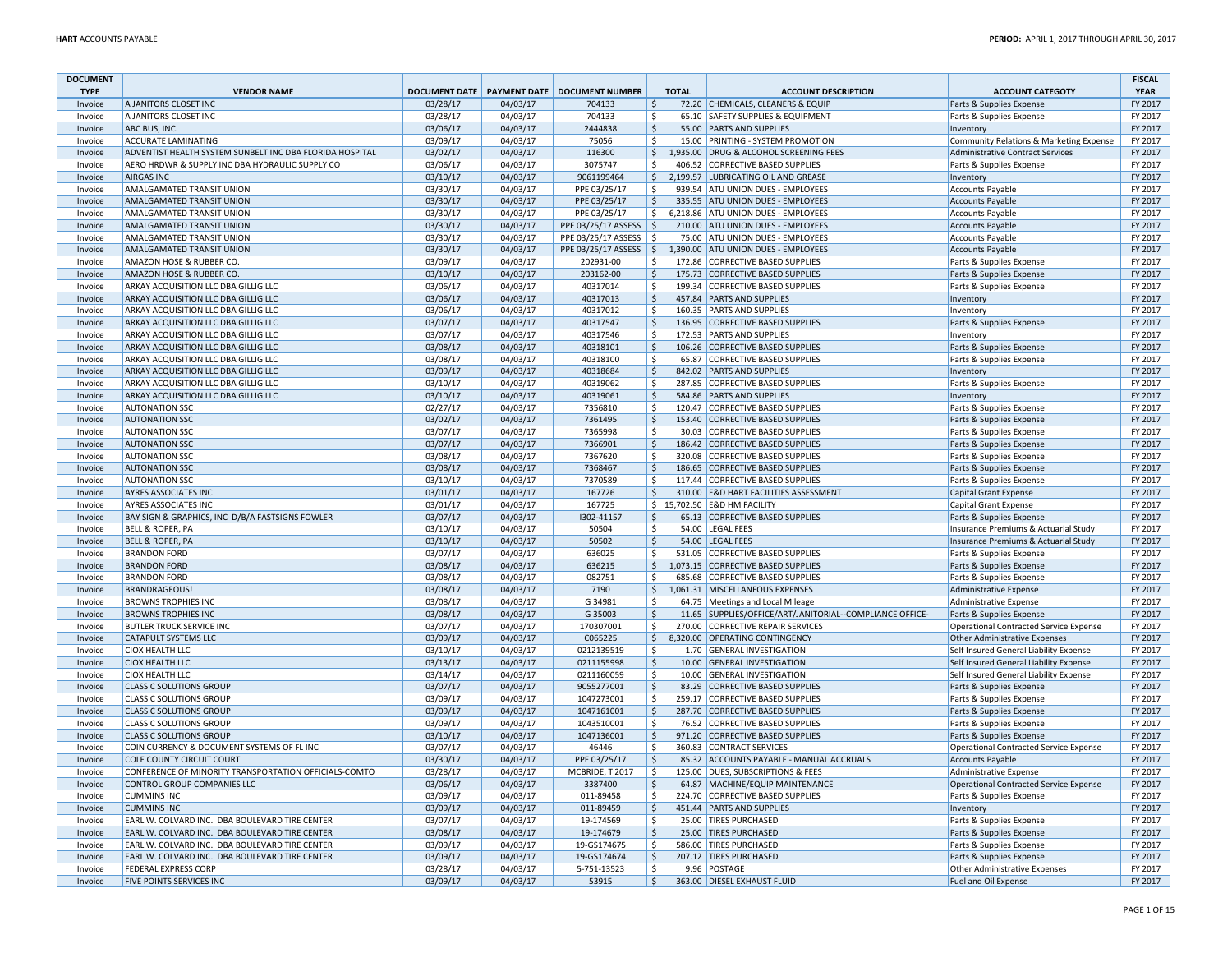| DOCUMENT TYPE | VENDOR NAME | DOCUMENT DATE | PAYMENT DATE | DOCUMENT NUMBER | TOTAL | ACCOUNT DESCRIPTION | ACCOUNT CATEGOTY | FISCAL YEAR |
|---|---|---|---|---|---|---|---|---|
| Invoice | A JANITORS CLOSET INC | 03/28/17 | 04/03/17 | 704133 | $ 72.20 | CHEMICALS, CLEANERS & EQUIP | Parts & Supplies Expense | FY 2017 |
| Invoice | A JANITORS CLOSET INC | 03/28/17 | 04/03/17 | 704133 | $ 65.10 | SAFETY SUPPLIES & EQUIPMENT | Parts & Supplies Expense | FY 2017 |
| Invoice | ABC BUS, INC. | 03/06/17 | 04/03/17 | 2444838 | $ 55.00 | PARTS AND SUPPLIES | Inventory | FY 2017 |
| Invoice | ACCURATE LAMINATING | 03/09/17 | 04/03/17 | 75056 | $ 15.00 | PRINTING - SYSTEM PROMOTION | Community Relations & Marketing Expense | FY 2017 |
| Invoice | ADVENTIST HEALTH SYSTEM SUNBELT INC DBA FLORIDA HOSPITAL | 03/02/17 | 04/03/17 | 116300 | $ 1,935.00 | DRUG & ALCOHOL SCREENING FEES | Administrative Contract Services | FY 2017 |
| Invoice | AERO HRDWR & SUPPLY INC DBA HYDRAULIC SUPPLY CO | 03/06/17 | 04/03/17 | 3075747 | $ 406.52 | CORRECTIVE BASED SUPPLIES | Parts & Supplies Expense | FY 2017 |
| Invoice | AIRGAS INC | 03/10/17 | 04/03/17 | 9061199464 | $ 2,199.57 | LUBRICATING OIL AND GREASE | Inventory | FY 2017 |
| Invoice | AMALGAMATED TRANSIT UNION | 03/30/17 | 04/03/17 | PPE 03/25/17 | $ 939.54 | ATU UNION DUES - EMPLOYEES | Accounts Payable | FY 2017 |
| Invoice | AMALGAMATED TRANSIT UNION | 03/30/17 | 04/03/17 | PPE 03/25/17 | $ 335.55 | ATU UNION DUES - EMPLOYEES | Accounts Payable | FY 2017 |
| Invoice | AMALGAMATED TRANSIT UNION | 03/30/17 | 04/03/17 | PPE 03/25/17 | $ 6,218.86 | ATU UNION DUES - EMPLOYEES | Accounts Payable | FY 2017 |
| Invoice | AMALGAMATED TRANSIT UNION | 03/30/17 | 04/03/17 | PPE 03/25/17 ASSESS | $ 210.00 | ATU UNION DUES - EMPLOYEES | Accounts Payable | FY 2017 |
| Invoice | AMALGAMATED TRANSIT UNION | 03/30/17 | 04/03/17 | PPE 03/25/17 ASSESS | $ 75.00 | ATU UNION DUES - EMPLOYEES | Accounts Payable | FY 2017 |
| Invoice | AMALGAMATED TRANSIT UNION | 03/30/17 | 04/03/17 | PPE 03/25/17 ASSESS | $ 1,390.00 | ATU UNION DUES - EMPLOYEES | Accounts Payable | FY 2017 |
| Invoice | AMAZON HOSE & RUBBER CO. | 03/09/17 | 04/03/17 | 202931-00 | $ 172.86 | CORRECTIVE BASED SUPPLIES | Parts & Supplies Expense | FY 2017 |
| Invoice | AMAZON HOSE & RUBBER CO. | 03/10/17 | 04/03/17 | 203162-00 | $ 175.73 | CORRECTIVE BASED SUPPLIES | Parts & Supplies Expense | FY 2017 |
| Invoice | ARKAY ACQUISITION LLC DBA GILLIG LLC | 03/06/17 | 04/03/17 | 40317014 | $ 199.34 | CORRECTIVE BASED SUPPLIES | Parts & Supplies Expense | FY 2017 |
| Invoice | ARKAY ACQUISITION LLC DBA GILLIG LLC | 03/06/17 | 04/03/17 | 40317013 | $ 457.84 | PARTS AND SUPPLIES | Inventory | FY 2017 |
| Invoice | ARKAY ACQUISITION LLC DBA GILLIG LLC | 03/06/17 | 04/03/17 | 40317012 | $ 160.35 | PARTS AND SUPPLIES | Inventory | FY 2017 |
| Invoice | ARKAY ACQUISITION LLC DBA GILLIG LLC | 03/07/17 | 04/03/17 | 40317547 | $ 136.95 | CORRECTIVE BASED SUPPLIES | Parts & Supplies Expense | FY 2017 |
| Invoice | ARKAY ACQUISITION LLC DBA GILLIG LLC | 03/07/17 | 04/03/17 | 40317546 | $ 172.53 | PARTS AND SUPPLIES | Inventory | FY 2017 |
| Invoice | ARKAY ACQUISITION LLC DBA GILLIG LLC | 03/08/17 | 04/03/17 | 40318101 | $ 106.26 | CORRECTIVE BASED SUPPLIES | Parts & Supplies Expense | FY 2017 |
| Invoice | ARKAY ACQUISITION LLC DBA GILLIG LLC | 03/08/17 | 04/03/17 | 40318100 | $ 65.87 | CORRECTIVE BASED SUPPLIES | Parts & Supplies Expense | FY 2017 |
| Invoice | ARKAY ACQUISITION LLC DBA GILLIG LLC | 03/09/17 | 04/03/17 | 40318684 | $ 842.02 | PARTS AND SUPPLIES | Inventory | FY 2017 |
| Invoice | ARKAY ACQUISITION LLC DBA GILLIG LLC | 03/10/17 | 04/03/17 | 40319062 | $ 287.85 | CORRECTIVE BASED SUPPLIES | Parts & Supplies Expense | FY 2017 |
| Invoice | ARKAY ACQUISITION LLC DBA GILLIG LLC | 03/10/17 | 04/03/17 | 40319061 | $ 584.86 | PARTS AND SUPPLIES | Inventory | FY 2017 |
| Invoice | AUTONATION SSC | 02/27/17 | 04/03/17 | 7356810 | $ 120.47 | CORRECTIVE BASED SUPPLIES | Parts & Supplies Expense | FY 2017 |
| Invoice | AUTONATION SSC | 03/02/17 | 04/03/17 | 7361495 | $ 153.40 | CORRECTIVE BASED SUPPLIES | Parts & Supplies Expense | FY 2017 |
| Invoice | AUTONATION SSC | 03/07/17 | 04/03/17 | 7365998 | $ 30.03 | CORRECTIVE BASED SUPPLIES | Parts & Supplies Expense | FY 2017 |
| Invoice | AUTONATION SSC | 03/07/17 | 04/03/17 | 7366901 | $ 186.42 | CORRECTIVE BASED SUPPLIES | Parts & Supplies Expense | FY 2017 |
| Invoice | AUTONATION SSC | 03/08/17 | 04/03/17 | 7367620 | $ 320.08 | CORRECTIVE BASED SUPPLIES | Parts & Supplies Expense | FY 2017 |
| Invoice | AUTONATION SSC | 03/08/17 | 04/03/17 | 7368467 | $ 186.65 | CORRECTIVE BASED SUPPLIES | Parts & Supplies Expense | FY 2017 |
| Invoice | AUTONATION SSC | 03/10/17 | 04/03/17 | 7370589 | $ 117.44 | CORRECTIVE BASED SUPPLIES | Parts & Supplies Expense | FY 2017 |
| Invoice | AYRES ASSOCIATES INC | 03/01/17 | 04/03/17 | 167726 | $ 310.00 | E&D HART FACILITIES ASSESSMENT | Capital Grant Expense | FY 2017 |
| Invoice | AYRES ASSOCIATES INC | 03/01/17 | 04/03/17 | 167725 | $ 15,702.50 | E&D HM FACILITY | Capital Grant Expense | FY 2017 |
| Invoice | BAY SIGN & GRAPHICS, INC D/B/A FASTSIGNS FOWLER | 03/07/17 | 04/03/17 | I302-41157 | $ 65.13 | CORRECTIVE BASED SUPPLIES | Parts & Supplies Expense | FY 2017 |
| Invoice | BELL & ROPER, PA | 03/10/17 | 04/03/17 | 50504 | $ 54.00 | LEGAL FEES | Insurance Premiums & Actuarial Study | FY 2017 |
| Invoice | BELL & ROPER, PA | 03/10/17 | 04/03/17 | 50502 | $ 54.00 | LEGAL FEES | Insurance Premiums & Actuarial Study | FY 2017 |
| Invoice | BRANDON FORD | 03/07/17 | 04/03/17 | 636025 | $ 531.05 | CORRECTIVE BASED SUPPLIES | Parts & Supplies Expense | FY 2017 |
| Invoice | BRANDON FORD | 03/08/17 | 04/03/17 | 636215 | $ 1,073.15 | CORRECTIVE BASED SUPPLIES | Parts & Supplies Expense | FY 2017 |
| Invoice | BRANDON FORD | 03/08/17 | 04/03/17 | 082751 | $ 685.68 | CORRECTIVE BASED SUPPLIES | Parts & Supplies Expense | FY 2017 |
| Invoice | BRANDRAGEOUS! | 03/08/17 | 04/03/17 | 7190 | $ 1,061.31 | MISCELLANEOUS EXPENSES | Administrative Expense | FY 2017 |
| Invoice | BROWNS TROPHIES INC | 03/08/17 | 04/03/17 | G 34981 | $ 64.75 | Meetings and Local Mileage | Administrative Expense | FY 2017 |
| Invoice | BROWNS TROPHIES INC | 03/08/17 | 04/03/17 | G 35003 | $ 11.65 | SUPPLIES/OFFICE/ART/JANITORIAL--COMPLIANCE OFFICE- | Parts & Supplies Expense | FY 2017 |
| Invoice | BUTLER TRUCK SERVICE INC | 03/07/17 | 04/03/17 | 170307001 | $ 270.00 | CORRECTIVE REPAIR SERVICES | Operational Contracted Service Expense | FY 2017 |
| Invoice | CATAPULT SYSTEMS LLC | 03/09/17 | 04/03/17 | C065225 | $ 8,320.00 | OPERATING CONTINGENCY | Other Administrative Expenses | FY 2017 |
| Invoice | CIOX HEALTH LLC | 03/10/17 | 04/03/17 | 0212139519 | $ 1.70 | GENERAL INVESTIGATION | Self Insured General Liability Expense | FY 2017 |
| Invoice | CIOX HEALTH LLC | 03/13/17 | 04/03/17 | 0211155998 | $ 10.00 | GENERAL INVESTIGATION | Self Insured General Liability Expense | FY 2017 |
| Invoice | CIOX HEALTH LLC | 03/14/17 | 04/03/17 | 0211160059 | $ 10.00 | GENERAL INVESTIGATION | Self Insured General Liability Expense | FY 2017 |
| Invoice | CLASS C SOLUTIONS GROUP | 03/07/17 | 04/03/17 | 9055277001 | $ 83.29 | CORRECTIVE BASED SUPPLIES | Parts & Supplies Expense | FY 2017 |
| Invoice | CLASS C SOLUTIONS GROUP | 03/09/17 | 04/03/17 | 1047273001 | $ 259.17 | CORRECTIVE BASED SUPPLIES | Parts & Supplies Expense | FY 2017 |
| Invoice | CLASS C SOLUTIONS GROUP | 03/09/17 | 04/03/17 | 1047161001 | $ 287.70 | CORRECTIVE BASED SUPPLIES | Parts & Supplies Expense | FY 2017 |
| Invoice | CLASS C SOLUTIONS GROUP | 03/09/17 | 04/03/17 | 1043510001 | $ 76.52 | CORRECTIVE BASED SUPPLIES | Parts & Supplies Expense | FY 2017 |
| Invoice | CLASS C SOLUTIONS GROUP | 03/10/17 | 04/03/17 | 1047136001 | $ 971.20 | CORRECTIVE BASED SUPPLIES | Parts & Supplies Expense | FY 2017 |
| Invoice | COIN CURRENCY & DOCUMENT SYSTEMS OF FL INC | 03/07/17 | 04/03/17 | 46446 | $ 360.83 | CONTRACT SERVICES | Operational Contracted Service Expense | FY 2017 |
| Invoice | COLE COUNTY CIRCUIT COURT | 03/30/17 | 04/03/17 | PPE 03/25/17 | $ 85.32 | ACCOUNTS PAYABLE - MANUAL ACCRUALS | Accounts Payable | FY 2017 |
| Invoice | CONFERENCE OF MINORITY TRANSPORTATION OFFICIALS-COMTO | 03/28/17 | 04/03/17 | MCBRIDE, T 2017 | $ 125.00 | DUES, SUBSCRIPTIONS & FEES | Administrative Expense | FY 2017 |
| Invoice | CONTROL GROUP COMPANIES LLC | 03/06/17 | 04/03/17 | 3387400 | $ 64.87 | MACHINE/EQUIP MAINTENANCE | Operational Contracted Service Expense | FY 2017 |
| Invoice | CUMMINS INC | 03/09/17 | 04/03/17 | 011-89458 | $ 224.70 | CORRECTIVE BASED SUPPLIES | Parts & Supplies Expense | FY 2017 |
| Invoice | CUMMINS INC | 03/09/17 | 04/03/17 | 011-89459 | $ 451.44 | PARTS AND SUPPLIES | Inventory | FY 2017 |
| Invoice | EARL W. COLVARD INC. DBA BOULEVARD TIRE CENTER | 03/07/17 | 04/03/17 | 19-174569 | $ 25.00 | TIRES PURCHASED | Parts & Supplies Expense | FY 2017 |
| Invoice | EARL W. COLVARD INC. DBA BOULEVARD TIRE CENTER | 03/08/17 | 04/03/17 | 19-174679 | $ 25.00 | TIRES PURCHASED | Parts & Supplies Expense | FY 2017 |
| Invoice | EARL W. COLVARD INC. DBA BOULEVARD TIRE CENTER | 03/09/17 | 04/03/17 | 19-GS174675 | $ 586.00 | TIRES PURCHASED | Parts & Supplies Expense | FY 2017 |
| Invoice | EARL W. COLVARD INC. DBA BOULEVARD TIRE CENTER | 03/09/17 | 04/03/17 | 19-GS174674 | $ 207.12 | TIRES PURCHASED | Parts & Supplies Expense | FY 2017 |
| Invoice | FEDERAL EXPRESS CORP | 03/28/17 | 04/03/17 | 5-751-13523 | $ 9.96 | POSTAGE | Other Administrative Expenses | FY 2017 |
| Invoice | FIVE POINTS SERVICES INC | 03/09/17 | 04/03/17 | 53915 | $ 363.00 | DIESEL EXHAUST FLUID | Fuel and Oil Expense | FY 2017 |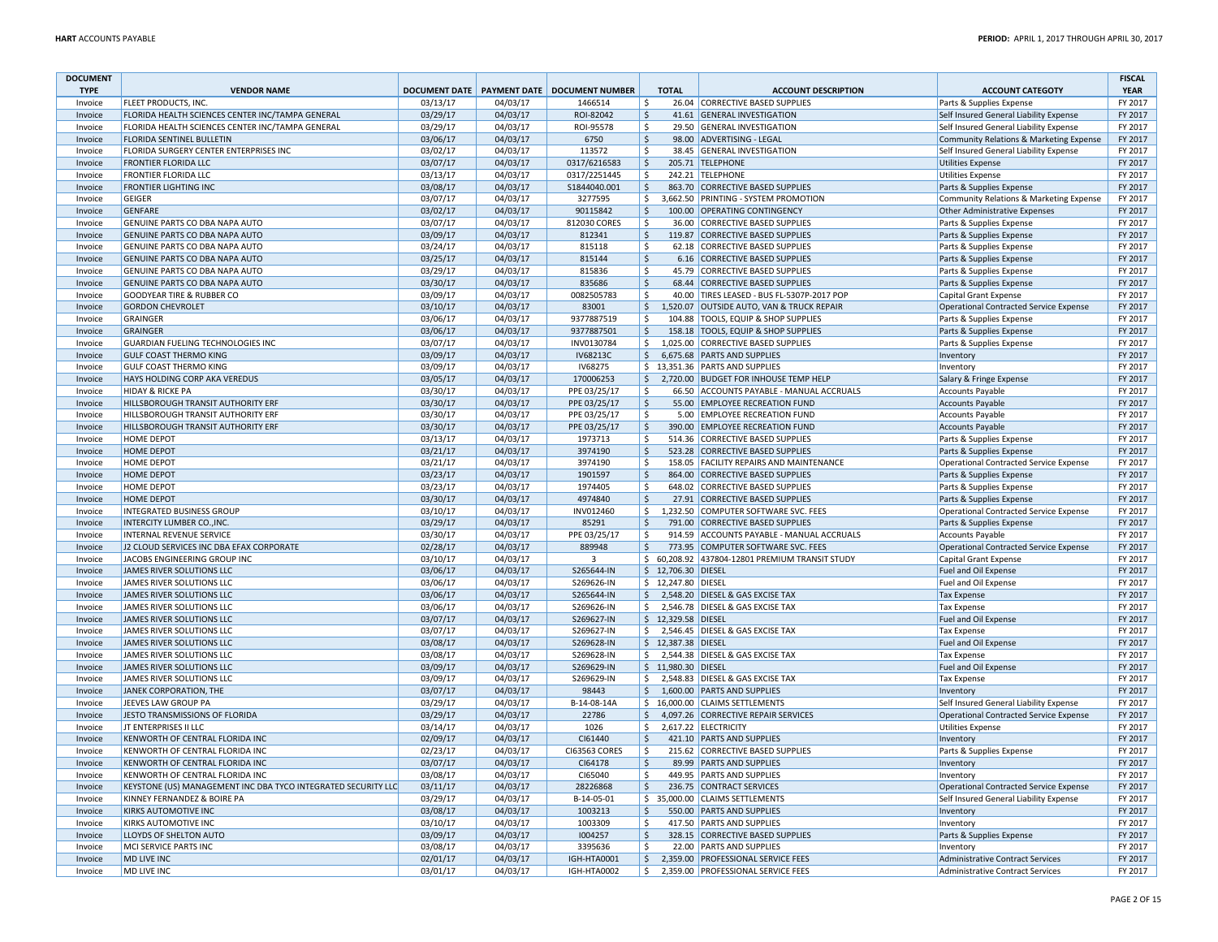| DOCUMENT TYPE | VENDOR NAME | DOCUMENT DATE | PAYMENT DATE | DOCUMENT NUMBER | TOTAL | ACCOUNT DESCRIPTION | ACCOUNT CATEGOTY | FISCAL YEAR |
|---|---|---|---|---|---|---|---|---|
| Invoice | FLEET PRODUCTS, INC. | 03/13/17 | 04/03/17 | 1466514 | $ 26.04 | CORRECTIVE BASED SUPPLIES | Parts & Supplies Expense | FY 2017 |
| Invoice | FLORIDA HEALTH SCIENCES CENTER INC/TAMPA GENERAL | 03/29/17 | 04/03/17 | ROI-82042 | $ 41.61 | GENERAL INVESTIGATION | Self Insured General Liability Expense | FY 2017 |
| Invoice | FLORIDA HEALTH SCIENCES CENTER INC/TAMPA GENERAL | 03/29/17 | 04/03/17 | ROI-95578 | $ 29.50 | GENERAL INVESTIGATION | Self Insured General Liability Expense | FY 2017 |
| Invoice | FLORIDA SENTINEL BULLETIN | 03/06/17 | 04/03/17 | 6750 | $ 98.00 | ADVERTISING - LEGAL | Community Relations & Marketing Expense | FY 2017 |
| Invoice | FLORIDA SURGERY CENTER ENTERPRISES INC | 03/02/17 | 04/03/17 | 113572 | $ 38.45 | GENERAL INVESTIGATION | Self Insured General Liability Expense | FY 2017 |
| Invoice | FRONTIER FLORIDA LLC | 03/07/17 | 04/03/17 | 0317/6216583 | $ 205.71 | TELEPHONE | Utilities Expense | FY 2017 |
| Invoice | FRONTIER FLORIDA LLC | 03/13/17 | 04/03/17 | 0317/2251445 | $ 242.21 | TELEPHONE | Utilities Expense | FY 2017 |
| Invoice | FRONTIER LIGHTING INC | 03/08/17 | 04/03/17 | S1844040.001 | $ 863.70 | CORRECTIVE BASED SUPPLIES | Parts & Supplies Expense | FY 2017 |
| Invoice | GEIGER | 03/07/17 | 04/03/17 | 3277595 | $ 3,662.50 | PRINTING - SYSTEM PROMOTION | Community Relations & Marketing Expense | FY 2017 |
| Invoice | GENFARE | 03/02/17 | 04/03/17 | 90115842 | $ 100.00 | OPERATING CONTINGENCY | Other Administrative Expenses | FY 2017 |
| Invoice | GENUINE PARTS CO DBA NAPA AUTO | 03/07/17 | 04/03/17 | 812030 CORES | $ 36.00 | CORRECTIVE BASED SUPPLIES | Parts & Supplies Expense | FY 2017 |
| Invoice | GENUINE PARTS CO DBA NAPA AUTO | 03/09/17 | 04/03/17 | 812341 | $ 119.87 | CORRECTIVE BASED SUPPLIES | Parts & Supplies Expense | FY 2017 |
| Invoice | GENUINE PARTS CO DBA NAPA AUTO | 03/24/17 | 04/03/17 | 815118 | $ 62.18 | CORRECTIVE BASED SUPPLIES | Parts & Supplies Expense | FY 2017 |
| Invoice | GENUINE PARTS CO DBA NAPA AUTO | 03/25/17 | 04/03/17 | 815144 | $ 6.16 | CORRECTIVE BASED SUPPLIES | Parts & Supplies Expense | FY 2017 |
| Invoice | GENUINE PARTS CO DBA NAPA AUTO | 03/29/17 | 04/03/17 | 815836 | $ 45.79 | CORRECTIVE BASED SUPPLIES | Parts & Supplies Expense | FY 2017 |
| Invoice | GENUINE PARTS CO DBA NAPA AUTO | 03/30/17 | 04/03/17 | 835686 | $ 68.44 | CORRECTIVE BASED SUPPLIES | Parts & Supplies Expense | FY 2017 |
| Invoice | GOODYEAR TIRE & RUBBER CO | 03/09/17 | 04/03/17 | 0082505783 | $ 40.00 | TIRES LEASED - BUS FL-5307P-2017 POP | Capital Grant Expense | FY 2017 |
| Invoice | GORDON CHEVROLET | 03/10/17 | 04/03/17 | 83001 | $ 1,520.07 | OUTSIDE AUTO, VAN & TRUCK REPAIR | Operational Contracted Service Expense | FY 2017 |
| Invoice | GRAINGER | 03/06/17 | 04/03/17 | 9377887519 | $ 104.88 | TOOLS, EQUIP & SHOP SUPPLIES | Parts & Supplies Expense | FY 2017 |
| Invoice | GRAINGER | 03/06/17 | 04/03/17 | 9377887501 | $ 158.18 | TOOLS, EQUIP & SHOP SUPPLIES | Parts & Supplies Expense | FY 2017 |
| Invoice | GUARDIAN FUELING TECHNOLOGIES INC | 03/07/17 | 04/03/17 | INV0130784 | $ 1,025.00 | CORRECTIVE BASED SUPPLIES | Parts & Supplies Expense | FY 2017 |
| Invoice | GULF COAST THERMO KING | 03/09/17 | 04/03/17 | IV68213C | $ 6,675.68 | PARTS AND SUPPLIES | Inventory | FY 2017 |
| Invoice | GULF COAST THERMO KING | 03/09/17 | 04/03/17 | IV68275 | $ 13,351.36 | PARTS AND SUPPLIES | Inventory | FY 2017 |
| Invoice | HAYS HOLDING CORP AKA VEREDUS | 03/05/17 | 04/03/17 | 170006253 | $ 2,720.00 | BUDGET FOR INHOUSE TEMP HELP | Salary & Fringe Expense | FY 2017 |
| Invoice | HIDAY & RICKE PA | 03/30/17 | 04/03/17 | PPE 03/25/17 | $ 66.50 | ACCOUNTS PAYABLE - MANUAL ACCRUALS | Accounts Payable | FY 2017 |
| Invoice | HILLSBOROUGH TRANSIT AUTHORITY ERF | 03/30/17 | 04/03/17 | PPE 03/25/17 | $ 55.00 | EMPLOYEE RECREATION FUND | Accounts Payable | FY 2017 |
| Invoice | HILLSBOROUGH TRANSIT AUTHORITY ERF | 03/30/17 | 04/03/17 | PPE 03/25/17 | $ 5.00 | EMPLOYEE RECREATION FUND | Accounts Payable | FY 2017 |
| Invoice | HILLSBOROUGH TRANSIT AUTHORITY ERF | 03/30/17 | 04/03/17 | PPE 03/25/17 | $ 390.00 | EMPLOYEE RECREATION FUND | Accounts Payable | FY 2017 |
| Invoice | HOME DEPOT | 03/13/17 | 04/03/17 | 1973713 | $ 514.36 | CORRECTIVE BASED SUPPLIES | Parts & Supplies Expense | FY 2017 |
| Invoice | HOME DEPOT | 03/21/17 | 04/03/17 | 3974190 | $ 523.28 | CORRECTIVE BASED SUPPLIES | Parts & Supplies Expense | FY 2017 |
| Invoice | HOME DEPOT | 03/21/17 | 04/03/17 | 3974190 | $ 158.05 | FACILITY REPAIRS AND MAINTENANCE | Operational Contracted Service Expense | FY 2017 |
| Invoice | HOME DEPOT | 03/23/17 | 04/03/17 | 1901597 | $ 864.00 | CORRECTIVE BASED SUPPLIES | Parts & Supplies Expense | FY 2017 |
| Invoice | HOME DEPOT | 03/23/17 | 04/03/17 | 1974405 | $ 648.02 | CORRECTIVE BASED SUPPLIES | Parts & Supplies Expense | FY 2017 |
| Invoice | HOME DEPOT | 03/30/17 | 04/03/17 | 4974840 | $ 27.91 | CORRECTIVE BASED SUPPLIES | Parts & Supplies Expense | FY 2017 |
| Invoice | INTEGRATED BUSINESS GROUP | 03/10/17 | 04/03/17 | INV012460 | $ 1,232.50 | COMPUTER SOFTWARE SVC. FEES | Operational Contracted Service Expense | FY 2017 |
| Invoice | INTERCITY LUMBER CO.,INC. | 03/29/17 | 04/03/17 | 85291 | $ 791.00 | CORRECTIVE BASED SUPPLIES | Parts & Supplies Expense | FY 2017 |
| Invoice | INTERNAL REVENUE SERVICE | 03/30/17 | 04/03/17 | PPE 03/25/17 | $ 914.59 | ACCOUNTS PAYABLE - MANUAL ACCRUALS | Accounts Payable | FY 2017 |
| Invoice | J2 CLOUD SERVICES INC DBA EFAX CORPORATE | 02/28/17 | 04/03/17 | 889948 | $ 773.95 | COMPUTER SOFTWARE SVC. FEES | Operational Contracted Service Expense | FY 2017 |
| Invoice | JACOBS ENGINEERING GROUP INC | 03/10/17 | 04/03/17 | 3 | $ 60,208.92 | 437804-12801 PREMIUM TRANSIT STUDY | Capital Grant Expense | FY 2017 |
| Invoice | JAMES RIVER SOLUTIONS LLC | 03/06/17 | 04/03/17 | S265644-IN | $ 12,706.30 | DIESEL | Fuel and Oil Expense | FY 2017 |
| Invoice | JAMES RIVER SOLUTIONS LLC | 03/06/17 | 04/03/17 | S269626-IN | $ 12,247.80 | DIESEL | Fuel and Oil Expense | FY 2017 |
| Invoice | JAMES RIVER SOLUTIONS LLC | 03/06/17 | 04/03/17 | S265644-IN | $ 2,548.20 | DIESEL & GAS EXCISE TAX | Tax Expense | FY 2017 |
| Invoice | JAMES RIVER SOLUTIONS LLC | 03/06/17 | 04/03/17 | S269626-IN | $ 2,546.78 | DIESEL & GAS EXCISE TAX | Tax Expense | FY 2017 |
| Invoice | JAMES RIVER SOLUTIONS LLC | 03/07/17 | 04/03/17 | S269627-IN | $ 12,329.58 | DIESEL | Fuel and Oil Expense | FY 2017 |
| Invoice | JAMES RIVER SOLUTIONS LLC | 03/07/17 | 04/03/17 | S269627-IN | $ 2,546.45 | DIESEL & GAS EXCISE TAX | Tax Expense | FY 2017 |
| Invoice | JAMES RIVER SOLUTIONS LLC | 03/08/17 | 04/03/17 | S269628-IN | $ 12,387.38 | DIESEL | Fuel and Oil Expense | FY 2017 |
| Invoice | JAMES RIVER SOLUTIONS LLC | 03/08/17 | 04/03/17 | S269628-IN | $ 2,544.38 | DIESEL & GAS EXCISE TAX | Tax Expense | FY 2017 |
| Invoice | JAMES RIVER SOLUTIONS LLC | 03/09/17 | 04/03/17 | S269629-IN | $ 11,980.30 | DIESEL | Fuel and Oil Expense | FY 2017 |
| Invoice | JAMES RIVER SOLUTIONS LLC | 03/09/17 | 04/03/17 | S269629-IN | $ 2,548.83 | DIESEL & GAS EXCISE TAX | Tax Expense | FY 2017 |
| Invoice | JANEK CORPORATION, THE | 03/07/17 | 04/03/17 | 98443 | $ 1,600.00 | PARTS AND SUPPLIES | Inventory | FY 2017 |
| Invoice | JEEVES LAW GROUP PA | 03/29/17 | 04/03/17 | B-14-08-14A | $ 16,000.00 | CLAIMS SETTLEMENTS | Self Insured General Liability Expense | FY 2017 |
| Invoice | JESTO TRANSMISSIONS OF FLORIDA | 03/29/17 | 04/03/17 | 22786 | $ 4,097.26 | CORRECTIVE REPAIR SERVICES | Operational Contracted Service Expense | FY 2017 |
| Invoice | JT ENTERPRISES II LLC | 03/14/17 | 04/03/17 | 1026 | $ 2,617.22 | ELECTRICITY | Utilities Expense | FY 2017 |
| Invoice | KENWORTH OF CENTRAL FLORIDA INC | 02/09/17 | 04/03/17 | CI61440 | $ 421.10 | PARTS AND SUPPLIES | Inventory | FY 2017 |
| Invoice | KENWORTH OF CENTRAL FLORIDA INC | 02/23/17 | 04/03/17 | CI63563 CORES | $ 215.62 | CORRECTIVE BASED SUPPLIES | Parts & Supplies Expense | FY 2017 |
| Invoice | KENWORTH OF CENTRAL FLORIDA INC | 03/07/17 | 04/03/17 | CI64178 | $ 89.99 | PARTS AND SUPPLIES | Inventory | FY 2017 |
| Invoice | KENWORTH OF CENTRAL FLORIDA INC | 03/08/17 | 04/03/17 | CI65040 | $ 449.95 | PARTS AND SUPPLIES | Inventory | FY 2017 |
| Invoice | KEYSTONE (US) MANAGEMENT INC DBA TYCO INTEGRATED SECURITY LLC | 03/11/17 | 04/03/17 | 28226868 | $ 236.75 | CONTRACT SERVICES | Operational Contracted Service Expense | FY 2017 |
| Invoice | KINNEY FERNANDEZ & BOIRE PA | 03/29/17 | 04/03/17 | B-14-05-01 | $ 35,000.00 | CLAIMS SETTLEMENTS | Self Insured General Liability Expense | FY 2017 |
| Invoice | KIRKS AUTOMOTIVE INC | 03/08/17 | 04/03/17 | 1003213 | $ 550.00 | PARTS AND SUPPLIES | Inventory | FY 2017 |
| Invoice | KIRKS AUTOMOTIVE INC | 03/10/17 | 04/03/17 | 1003309 | $ 417.50 | PARTS AND SUPPLIES | Inventory | FY 2017 |
| Invoice | LLOYDS OF SHELTON AUTO | 03/09/17 | 04/03/17 | I004257 | $ 328.15 | CORRECTIVE BASED SUPPLIES | Parts & Supplies Expense | FY 2017 |
| Invoice | MCI SERVICE PARTS INC | 03/08/17 | 04/03/17 | 3395636 | $ 22.00 | PARTS AND SUPPLIES | Inventory | FY 2017 |
| Invoice | MD LIVE INC | 02/01/17 | 04/03/17 | IGH-HTA0001 | $ 2,359.00 | PROFESSIONAL SERVICE FEES | Administrative Contract Services | FY 2017 |
| Invoice | MD LIVE INC | 03/01/17 | 04/03/17 | IGH-HTA0002 | $ 2,359.00 | PROFESSIONAL SERVICE FEES | Administrative Contract Services | FY 2017 |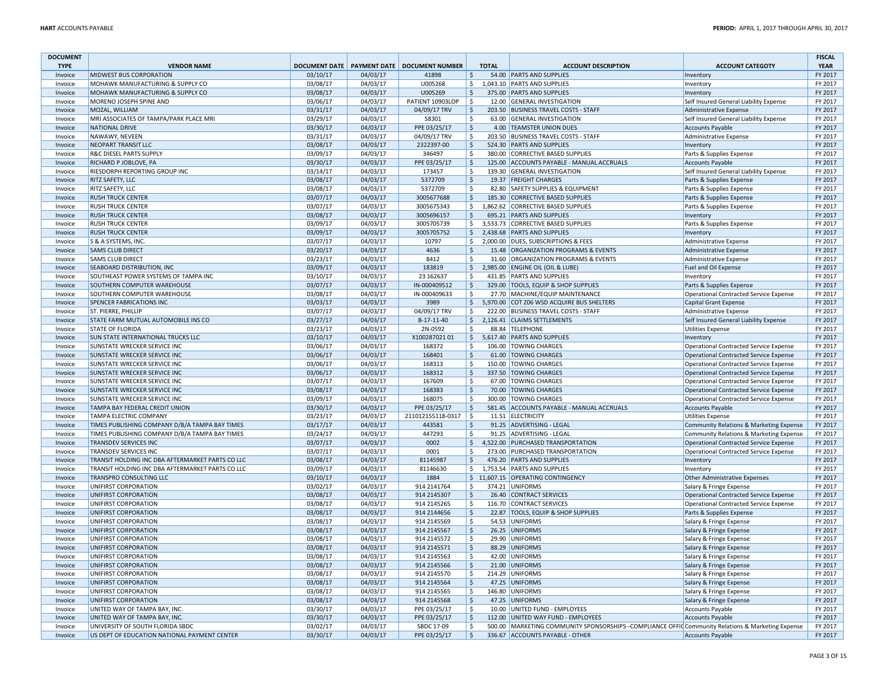| DOCUMENT TYPE | VENDOR NAME | DOCUMENT DATE | PAYMENT DATE | DOCUMENT NUMBER | TOTAL | ACCOUNT DESCRIPTION | ACCOUNT CATEGOTY | FISCAL YEAR |
|---|---|---|---|---|---|---|---|---|
| Invoice | MIDWEST BUS CORPORATION | 03/10/17 | 04/03/17 | 41898 | $ 54.00 | PARTS AND SUPPLIES | Inventory | FY 2017 |
| Invoice | MOHAWK MANUFACTURING & SUPPLY CO | 03/08/17 | 04/03/17 | U005268 | $ 1,043.10 | PARTS AND SUPPLIES | Inventory | FY 2017 |
| Invoice | MOHAWK MANUFACTURING & SUPPLY CO | 03/08/17 | 04/03/17 | U005269 | $ 375.00 | PARTS AND SUPPLIES | Inventory | FY 2017 |
| Invoice | MORENO JOSEPH SPINE AND | 03/06/17 | 04/03/17 | PATIENT 10903LOP | $ 12.00 | GENERAL INVESTIGATION | Self Insured General Liability Expense | FY 2017 |
| Invoice | MOZAL, WILLIAM | 03/31/17 | 04/03/17 | 04/09/17 TRV | $ 203.50 | BUSINESS TRAVEL COSTS - STAFF | Administrative Expense | FY 2017 |
| Invoice | MRI ASSOCIATES OF TAMPA/PARK PLACE MRI | 03/29/17 | 04/03/17 | 58301 | $ 63.00 | GENERAL INVESTIGATION | Self Insured General Liability Expense | FY 2017 |
| Invoice | NATIONAL DRIVE | 03/30/17 | 04/03/17 | PPE 03/25/17 | $ 4.00 | TEAMSTER UNION DUES | Accounts Payable | FY 2017 |
| Invoice | NAWAWY, NEVEEN | 03/31/17 | 04/03/17 | 04/09/17 TRV | $ 203.50 | BUSINESS TRAVEL COSTS - STAFF | Administrative Expense | FY 2017 |
| Invoice | NEOPART TRANSIT LLC | 03/08/17 | 04/03/17 | 2322397-00 | $ 524.30 | PARTS AND SUPPLIES | Inventory | FY 2017 |
| Invoice | R&C DIESEL PARTS SUPPLY | 03/09/17 | 04/03/17 | 346497 | $ 380.00 | CORRECTIVE BASED SUPPLIES | Parts & Supplies Expense | FY 2017 |
| Invoice | RICHARD P JOBLOVE, PA | 03/30/17 | 04/03/17 | PPE 03/25/17 | $ 125.00 | ACCOUNTS PAYABLE - MANUAL ACCRUALS | Accounts Payable | FY 2017 |
| Invoice | RIESDORPH REPORTING GROUP INC | 03/14/17 | 04/03/17 | 173457 | $ 139.30 | GENERAL INVESTIGATION | Self Insured General Liability Expense | FY 2017 |
| Invoice | RITZ SAFETY, LLC | 03/08/17 | 04/03/17 | 5372709 | $ 19.37 | FREIGHT CHARGES | Parts & Supplies Expense | FY 2017 |
| Invoice | RITZ SAFETY, LLC | 03/08/17 | 04/03/17 | 5372709 | $ 82.80 | SAFETY SUPPLIES & EQUIPMENT | Parts & Supplies Expense | FY 2017 |
| Invoice | RUSH TRUCK CENTER | 03/07/17 | 04/03/17 | 3005677688 | $ 185.30 | CORRECTIVE BASED SUPPLIES | Parts & Supplies Expense | FY 2017 |
| Invoice | RUSH TRUCK CENTER | 03/07/17 | 04/03/17 | 3005675343 | $ 1,862.62 | CORRECTIVE BASED SUPPLIES | Parts & Supplies Expense | FY 2017 |
| Invoice | RUSH TRUCK CENTER | 03/08/17 | 04/03/17 | 3005696157 | $ 695.21 | PARTS AND SUPPLIES | Inventory | FY 2017 |
| Invoice | RUSH TRUCK CENTER | 03/09/17 | 04/03/17 | 3005705739 | $ 3,533.73 | CORRECTIVE BASED SUPPLIES | Parts & Supplies Expense | FY 2017 |
| Invoice | RUSH TRUCK CENTER | 03/09/17 | 04/03/17 | 3005705752 | $ 2,438.68 | PARTS AND SUPPLIES | Inventory | FY 2017 |
| Invoice | S & A SYSTEMS, INC. | 03/07/17 | 04/03/17 | 10797 | $ 2,000.00 | DUES, SUBSCRIPTIONS & FEES | Administrative Expense | FY 2017 |
| Invoice | SAMS CLUB DIRECT | 03/20/17 | 04/03/17 | 4636 | $ 15.48 | ORGANIZATION PROGRAMS & EVENTS | Administrative Expense | FY 2017 |
| Invoice | SAMS CLUB DIRECT | 03/23/17 | 04/03/17 | 8412 | $ 31.60 | ORGANIZATION PROGRAMS & EVENTS | Administrative Expense | FY 2017 |
| Invoice | SEABOARD DISTRIBUTION, INC | 03/09/17 | 04/03/17 | 183819 | $ 2,985.00 | ENGINE OIL (OIL & LUBE) | Fuel and Oil Expense | FY 2017 |
| Invoice | SOUTHEAST POWER SYSTEMS OF TAMPA INC | 03/10/17 | 04/03/17 | 23 162637 | $ 431.85 | PARTS AND SUPPLIES | Inventory | FY 2017 |
| Invoice | SOUTHERN COMPUTER WAREHOUSE | 03/07/17 | 04/03/17 | IN-000409512 | $ 329.00 | TOOLS, EQUIP & SHOP SUPPLIES | Parts & Supplies Expense | FY 2017 |
| Invoice | SOUTHERN COMPUTER WAREHOUSE | 03/08/17 | 04/03/17 | IN-000409633 | $ 27.70 | MACHINE/EQUIP MAINTENANCE | Operational Contracted Service Expense | FY 2017 |
| Invoice | SPENCER FABRICATIONS INC | 03/03/17 | 04/03/17 | 3989 | $ 5,970.00 | COT Z06 WSD ACQUIRE BUS SHELTERS | Capital Grant Expense | FY 2017 |
| Invoice | ST. PIERRE, PHILLIP | 03/07/17 | 04/03/17 | 04/09/17 TRV | $ 222.00 | BUSINESS TRAVEL COSTS - STAFF | Administrative Expense | FY 2017 |
| Invoice | STATE FARM MUTUAL AUTOMOBILE INS CO | 03/27/17 | 04/03/17 | B-17-11-40 | $ 2,126.41 | CLAIMS SETTLEMENTS | Self Insured General Liability Expense | FY 2017 |
| Invoice | STATE OF FLORIDA | 03/23/17 | 04/03/17 | 2N-0592 | $ 88.84 | TELEPHONE | Utilities Expense | FY 2017 |
| Invoice | SUN STATE INTERNATIONAL TRUCKS LLC | 03/10/17 | 04/03/17 | X100287021 01 | $ 5,617.40 | PARTS AND SUPPLIES | Inventory | FY 2017 |
| Invoice | SUNSTATE WRECKER SERVICE INC | 03/06/17 | 04/03/17 | 168372 | $ 106.00 | TOWING CHARGES | Operational Contracted Service Expense | FY 2017 |
| Invoice | SUNSTATE WRECKER SERVICE INC | 03/06/17 | 04/03/17 | 168401 | $ 61.00 | TOWING CHARGES | Operational Contracted Service Expense | FY 2017 |
| Invoice | SUNSTATE WRECKER SERVICE INC | 03/06/17 | 04/03/17 | 168313 | $ 150.00 | TOWING CHARGES | Operational Contracted Service Expense | FY 2017 |
| Invoice | SUNSTATE WRECKER SERVICE INC | 03/06/17 | 04/03/17 | 168312 | $ 337.50 | TOWING CHARGES | Operational Contracted Service Expense | FY 2017 |
| Invoice | SUNSTATE WRECKER SERVICE INC | 03/07/17 | 04/03/17 | 167609 | $ 67.00 | TOWING CHARGES | Operational Contracted Service Expense | FY 2017 |
| Invoice | SUNSTATE WRECKER SERVICE INC | 03/08/17 | 04/03/17 | 168383 | $ 70.00 | TOWING CHARGES | Operational Contracted Service Expense | FY 2017 |
| Invoice | SUNSTATE WRECKER SERVICE INC | 03/09/17 | 04/03/17 | 168075 | $ 300.00 | TOWING CHARGES | Operational Contracted Service Expense | FY 2017 |
| Invoice | TAMPA BAY FEDERAL CREDIT UNION | 03/30/17 | 04/03/17 | PPE 03/25/17 | $ 581.45 | ACCOUNTS PAYABLE - MANUAL ACCRUALS | Accounts Payable | FY 2017 |
| Invoice | TAMPA ELECTRIC COMPANY | 03/23/17 | 04/03/17 | 211012155118-0317 | $ 11.51 | ELECTRICITY | Utilities Expense | FY 2017 |
| Invoice | TIMES PUBLISHING COMPANY D/B/A TAMPA BAY TIMES | 03/17/17 | 04/03/17 | 443581 | $ 91.25 | ADVERTISING - LEGAL | Community Relations & Marketing Expense | FY 2017 |
| Invoice | TIMES PUBLISHING COMPANY D/B/A TAMPA BAY TIMES | 03/24/17 | 04/03/17 | 447293 | $ 91.25 | ADVERTISING - LEGAL | Community Relations & Marketing Expense | FY 2017 |
| Invoice | TRANSDEV SERVICES INC | 03/07/17 | 04/03/17 | 0002 | $ 4,522.00 | PURCHASED TRANSPORTATION | Operational Contracted Service Expense | FY 2017 |
| Invoice | TRANSDEV SERVICES INC | 03/07/17 | 04/03/17 | 0001 | $ 273.00 | PURCHASED TRANSPORTATION | Operational Contracted Service Expense | FY 2017 |
| Invoice | TRANSIT HOLDING INC DBA AFTERMARKET PARTS CO LLC | 03/08/17 | 04/03/17 | 81145987 | $ 476.20 | PARTS AND SUPPLIES | Inventory | FY 2017 |
| Invoice | TRANSIT HOLDING INC DBA AFTERMARKET PARTS CO LLC | 03/09/17 | 04/03/17 | 81146630 | $ 1,753.54 | PARTS AND SUPPLIES | Inventory | FY 2017 |
| Invoice | TRANSPRO CONSULTING LLC | 03/10/17 | 04/03/17 | 1884 | $ 11,607.15 | OPERATING CONTINGENCY | Other Administrative Expenses | FY 2017 |
| Invoice | UNIFIRST CORPORATION | 03/02/17 | 04/03/17 | 914 2141764 | $ 374.21 | UNIFORMS | Salary & Fringe Expense | FY 2017 |
| Invoice | UNIFIRST CORPORATION | 03/08/17 | 04/03/17 | 914 2145307 | $ 26.40 | CONTRACT SERVICES | Operational Contracted Service Expense | FY 2017 |
| Invoice | UNIFIRST CORPORATION | 03/08/17 | 04/03/17 | 914 2145265 | $ 116.70 | CONTRACT SERVICES | Operational Contracted Service Expense | FY 2017 |
| Invoice | UNIFIRST CORPORATION | 03/08/17 | 04/03/17 | 914 2144656 | $ 22.87 | TOOLS, EQUIP & SHOP SUPPLIES | Parts & Supplies Expense | FY 2017 |
| Invoice | UNIFIRST CORPORATION | 03/08/17 | 04/03/17 | 914 2145569 | $ 54.53 | UNIFORMS | Salary & Fringe Expense | FY 2017 |
| Invoice | UNIFIRST CORPORATION | 03/08/17 | 04/03/17 | 914 2145567 | $ 26.25 | UNIFORMS | Salary & Fringe Expense | FY 2017 |
| Invoice | UNIFIRST CORPORATION | 03/08/17 | 04/03/17 | 914 2145572 | $ 29.90 | UNIFORMS | Salary & Fringe Expense | FY 2017 |
| Invoice | UNIFIRST CORPORATION | 03/08/17 | 04/03/17 | 914 2145571 | $ 88.29 | UNIFORMS | Salary & Fringe Expense | FY 2017 |
| Invoice | UNIFIRST CORPORATION | 03/08/17 | 04/03/17 | 914 2145563 | $ 42.00 | UNIFORMS | Salary & Fringe Expense | FY 2017 |
| Invoice | UNIFIRST CORPORATION | 03/08/17 | 04/03/17 | 914 2145566 | $ 21.00 | UNIFORMS | Salary & Fringe Expense | FY 2017 |
| Invoice | UNIFIRST CORPORATION | 03/08/17 | 04/03/17 | 914 2145570 | $ 214.29 | UNIFORMS | Salary & Fringe Expense | FY 2017 |
| Invoice | UNIFIRST CORPORATION | 03/08/17 | 04/03/17 | 914 2145564 | $ 47.25 | UNIFORMS | Salary & Fringe Expense | FY 2017 |
| Invoice | UNIFIRST CORPORATION | 03/08/17 | 04/03/17 | 914 2145565 | $ 146.80 | UNIFORMS | Salary & Fringe Expense | FY 2017 |
| Invoice | UNIFIRST CORPORATION | 03/08/17 | 04/03/17 | 914 2145568 | $ 47.25 | UNIFORMS | Salary & Fringe Expense | FY 2017 |
| Invoice | UNITED WAY OF TAMPA BAY, INC. | 03/30/17 | 04/03/17 | PPE 03/25/17 | $ 10.00 | UNITED FUND - EMPLOYEES | Accounts Payable | FY 2017 |
| Invoice | UNITED WAY OF TAMPA BAY, INC. | 03/30/17 | 04/03/17 | PPE 03/25/17 | $ 112.00 | UNITED WAY FUND - EMPLOYEES | Accounts Payable | FY 2017 |
| Invoice | UNIVERSITY OF SOUTH FLORIDA SBDC | 03/02/17 | 04/03/17 | SBDC 17-09 | $ 500.00 | MARKETING COMMUNITY SPONSORSHIPS--COMPLIANCE OFFIC | Community Relations & Marketing Expense | FY 2017 |
| Invoice | US DEPT OF EDUCATION NATIONAL PAYMENT CENTER | 03/30/17 | 04/03/17 | PPE 03/25/17 | $ 336.67 | ACCOUNTS PAYABLE - OTHER | Accounts Payable | FY 2017 |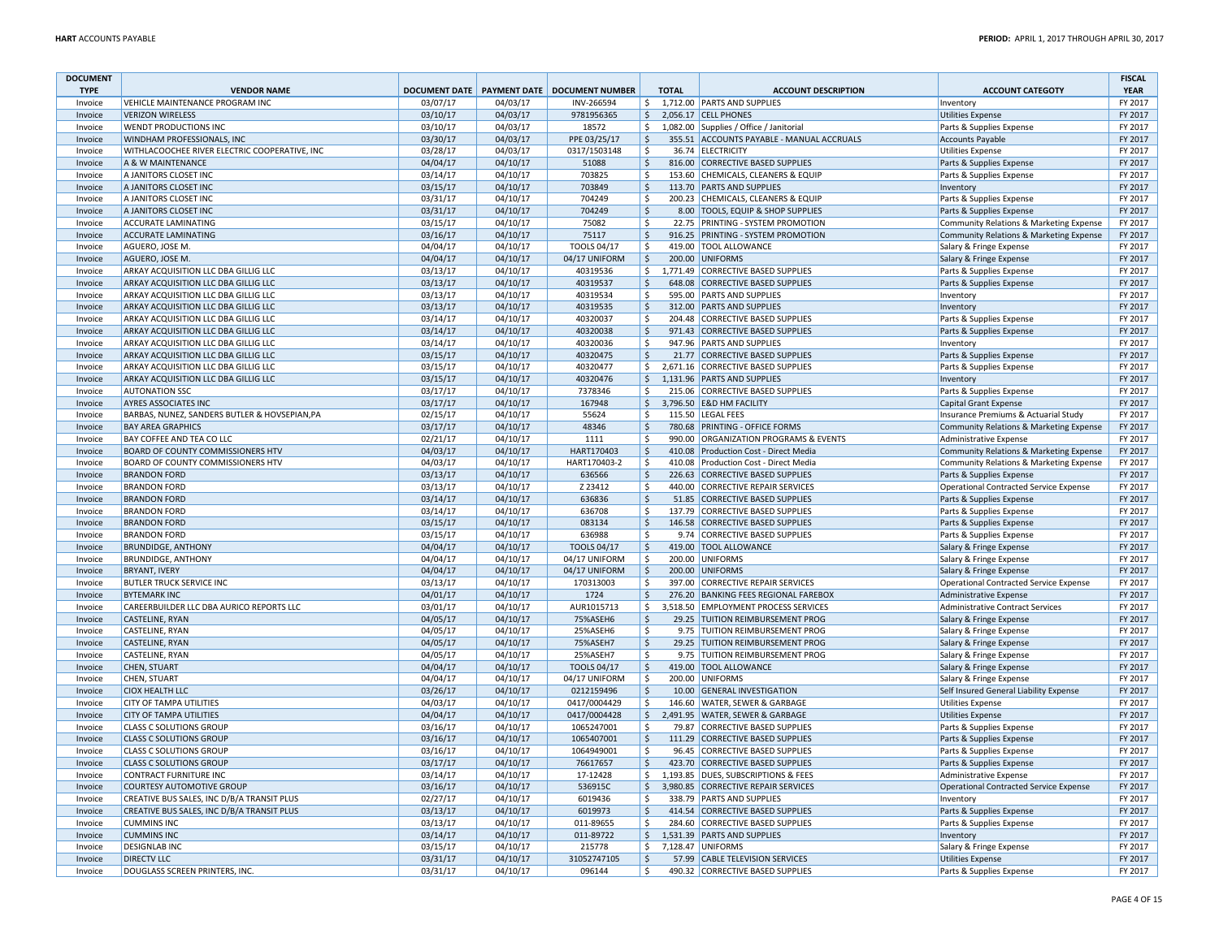| DOCUMENT TYPE | VENDOR NAME | DOCUMENT DATE | PAYMENT DATE | DOCUMENT NUMBER | TOTAL | ACCOUNT DESCRIPTION | ACCOUNT CATEGOTY | FISCAL YEAR |
|---|---|---|---|---|---|---|---|---|
| Invoice | VEHICLE MAINTENANCE PROGRAM INC | 03/07/17 | 04/03/17 | INV-266594 | $ 1,712.00 | PARTS AND SUPPLIES | Inventory | FY 2017 |
| Invoice | VERIZON WIRELESS | 03/10/17 | 04/03/17 | 9781956365 | $ 2,056.17 | CELL PHONES | Utilities Expense | FY 2017 |
| Invoice | WENDT PRODUCTIONS INC | 03/10/17 | 04/03/17 | 18572 | $ 1,082.00 | Supplies / Office / Janitorial | Parts & Supplies Expense | FY 2017 |
| Invoice | WINDHAM PROFESSIONALS, INC | 03/30/17 | 04/03/17 | PPE 03/25/17 | $ 355.51 | ACCOUNTS PAYABLE - MANUAL ACCRUALS | Accounts Payable | FY 2017 |
| Invoice | WITHLACOOCHEE RIVER ELECTRIC COOPERATIVE, INC | 03/28/17 | 04/03/17 | 0317/1503148 | $ 36.74 | ELECTRICITY | Utilities Expense | FY 2017 |
| Invoice | A & W MAINTENANCE | 04/04/17 | 04/10/17 | 51088 | $ 816.00 | CORRECTIVE BASED SUPPLIES | Parts & Supplies Expense | FY 2017 |
| Invoice | A JANITORS CLOSET INC | 03/14/17 | 04/10/17 | 703825 | $ 153.60 | CHEMICALS, CLEANERS & EQUIP | Parts & Supplies Expense | FY 2017 |
| Invoice | A JANITORS CLOSET INC | 03/15/17 | 04/10/17 | 703849 | $ 113.70 | PARTS AND SUPPLIES | Inventory | FY 2017 |
| Invoice | A JANITORS CLOSET INC | 03/31/17 | 04/10/17 | 704249 | $ 200.23 | CHEMICALS, CLEANERS & EQUIP | Parts & Supplies Expense | FY 2017 |
| Invoice | A JANITORS CLOSET INC | 03/31/17 | 04/10/17 | 704249 | $ 8.00 | TOOLS, EQUIP & SHOP SUPPLIES | Parts & Supplies Expense | FY 2017 |
| Invoice | ACCURATE LAMINATING | 03/15/17 | 04/10/17 | 75082 | $ 22.75 | PRINTING - SYSTEM PROMOTION | Community Relations & Marketing Expense | FY 2017 |
| Invoice | ACCURATE LAMINATING | 03/16/17 | 04/10/17 | 75117 | $ 916.25 | PRINTING - SYSTEM PROMOTION | Community Relations & Marketing Expense | FY 2017 |
| Invoice | AGUERO, JOSE M. | 04/04/17 | 04/10/17 | TOOLS 04/17 | $ 419.00 | TOOL ALLOWANCE | Salary & Fringe Expense | FY 2017 |
| Invoice | AGUERO, JOSE M. | 04/04/17 | 04/10/17 | 04/17 UNIFORM | $ 200.00 | UNIFORMS | Salary & Fringe Expense | FY 2017 |
| Invoice | ARKAY ACQUISITION LLC DBA GILLIG LLC | 03/13/17 | 04/10/17 | 40319536 | $ 1,771.49 | CORRECTIVE BASED SUPPLIES | Parts & Supplies Expense | FY 2017 |
| Invoice | ARKAY ACQUISITION LLC DBA GILLIG LLC | 03/13/17 | 04/10/17 | 40319537 | $ 648.08 | CORRECTIVE BASED SUPPLIES | Parts & Supplies Expense | FY 2017 |
| Invoice | ARKAY ACQUISITION LLC DBA GILLIG LLC | 03/13/17 | 04/10/17 | 40319534 | $ 595.00 | PARTS AND SUPPLIES | Inventory | FY 2017 |
| Invoice | ARKAY ACQUISITION LLC DBA GILLIG LLC | 03/13/17 | 04/10/17 | 40319535 | $ 312.00 | PARTS AND SUPPLIES | Inventory | FY 2017 |
| Invoice | ARKAY ACQUISITION LLC DBA GILLIG LLC | 03/14/17 | 04/10/17 | 40320037 | $ 204.48 | CORRECTIVE BASED SUPPLIES | Parts & Supplies Expense | FY 2017 |
| Invoice | ARKAY ACQUISITION LLC DBA GILLIG LLC | 03/14/17 | 04/10/17 | 40320038 | $ 971.43 | CORRECTIVE BASED SUPPLIES | Parts & Supplies Expense | FY 2017 |
| Invoice | ARKAY ACQUISITION LLC DBA GILLIG LLC | 03/14/17 | 04/10/17 | 40320036 | $ 947.96 | PARTS AND SUPPLIES | Inventory | FY 2017 |
| Invoice | ARKAY ACQUISITION LLC DBA GILLIG LLC | 03/15/17 | 04/10/17 | 40320475 | $ 21.77 | CORRECTIVE BASED SUPPLIES | Parts & Supplies Expense | FY 2017 |
| Invoice | ARKAY ACQUISITION LLC DBA GILLIG LLC | 03/15/17 | 04/10/17 | 40320477 | $ 2,671.16 | CORRECTIVE BASED SUPPLIES | Parts & Supplies Expense | FY 2017 |
| Invoice | ARKAY ACQUISITION LLC DBA GILLIG LLC | 03/15/17 | 04/10/17 | 40320476 | $ 1,131.96 | PARTS AND SUPPLIES | Inventory | FY 2017 |
| Invoice | AUTONATION SSC | 03/17/17 | 04/10/17 | 7378346 | $ 215.06 | CORRECTIVE BASED SUPPLIES | Parts & Supplies Expense | FY 2017 |
| Invoice | AYRES ASSOCIATES INC | 03/17/17 | 04/10/17 | 167948 | $ 3,796.50 | E&D HM FACILITY | Capital Grant Expense | FY 2017 |
| Invoice | BARBAS, NUNEZ, SANDERS BUTLER & HOVSEPIAN,PA | 02/15/17 | 04/10/17 | 55624 | $ 115.50 | LEGAL FEES | Insurance Premiums & Actuarial Study | FY 2017 |
| Invoice | BAY AREA GRAPHICS | 03/17/17 | 04/10/17 | 48346 | $ 780.68 | PRINTING - OFFICE FORMS | Community Relations & Marketing Expense | FY 2017 |
| Invoice | BAY COFFEE AND TEA CO LLC | 02/21/17 | 04/10/17 | 1111 | $ 990.00 | ORGANIZATION PROGRAMS & EVENTS | Administrative Expense | FY 2017 |
| Invoice | BOARD OF COUNTY COMMISSIONERS HTV | 04/03/17 | 04/10/17 | HART170403 | $ 410.08 | Production Cost - Direct Media | Community Relations & Marketing Expense | FY 2017 |
| Invoice | BOARD OF COUNTY COMMISSIONERS HTV | 04/03/17 | 04/10/17 | HART170403-2 | $ 410.08 | Production Cost - Direct Media | Community Relations & Marketing Expense | FY 2017 |
| Invoice | BRANDON FORD | 03/13/17 | 04/10/17 | 636566 | $ 226.63 | CORRECTIVE BASED SUPPLIES | Parts & Supplies Expense | FY 2017 |
| Invoice | BRANDON FORD | 03/13/17 | 04/10/17 | Z 23412 | $ 440.00 | CORRECTIVE REPAIR SERVICES | Operational Contracted Service Expense | FY 2017 |
| Invoice | BRANDON FORD | 03/14/17 | 04/10/17 | 636836 | $ 51.85 | CORRECTIVE BASED SUPPLIES | Parts & Supplies Expense | FY 2017 |
| Invoice | BRANDON FORD | 03/14/17 | 04/10/17 | 636708 | $ 137.79 | CORRECTIVE BASED SUPPLIES | Parts & Supplies Expense | FY 2017 |
| Invoice | BRANDON FORD | 03/15/17 | 04/10/17 | 083134 | $ 146.58 | CORRECTIVE BASED SUPPLIES | Parts & Supplies Expense | FY 2017 |
| Invoice | BRANDON FORD | 03/15/17 | 04/10/17 | 636988 | $ 9.74 | CORRECTIVE BASED SUPPLIES | Parts & Supplies Expense | FY 2017 |
| Invoice | BRUNDIDGE, ANTHONY | 04/04/17 | 04/10/17 | TOOLS 04/17 | $ 419.00 | TOOL ALLOWANCE | Salary & Fringe Expense | FY 2017 |
| Invoice | BRUNDIDGE, ANTHONY | 04/04/17 | 04/10/17 | 04/17 UNIFORM | $ 200.00 | UNIFORMS | Salary & Fringe Expense | FY 2017 |
| Invoice | BRYANT, IVERY | 04/04/17 | 04/10/17 | 04/17 UNIFORM | $ 200.00 | UNIFORMS | Salary & Fringe Expense | FY 2017 |
| Invoice | BUTLER TRUCK SERVICE INC | 03/13/17 | 04/10/17 | 170313003 | $ 397.00 | CORRECTIVE REPAIR SERVICES | Operational Contracted Service Expense | FY 2017 |
| Invoice | BYTEMARK INC | 04/01/17 | 04/10/17 | 1724 | $ 276.20 | BANKING FEES REGIONAL FAREBOX | Administrative Expense | FY 2017 |
| Invoice | CAREERBUILDER LLC DBA AURICO REPORTS LLC | 03/01/17 | 04/10/17 | AUR1015713 | $ 3,518.50 | EMPLOYMENT PROCESS SERVICES | Administrative Contract Services | FY 2017 |
| Invoice | CASTELINE, RYAN | 04/05/17 | 04/10/17 | 75%ASEH6 | $ 29.25 | TUITION REIMBURSEMENT PROG | Salary & Fringe Expense | FY 2017 |
| Invoice | CASTELINE, RYAN | 04/05/17 | 04/10/17 | 25%ASEH6 | $ 9.75 | TUITION REIMBURSEMENT PROG | Salary & Fringe Expense | FY 2017 |
| Invoice | CASTELINE, RYAN | 04/05/17 | 04/10/17 | 75%ASEH7 | $ 29.25 | TUITION REIMBURSEMENT PROG | Salary & Fringe Expense | FY 2017 |
| Invoice | CASTELINE, RYAN | 04/05/17 | 04/10/17 | 25%ASEH7 | $ 9.75 | TUITION REIMBURSEMENT PROG | Salary & Fringe Expense | FY 2017 |
| Invoice | CHEN, STUART | 04/04/17 | 04/10/17 | TOOLS 04/17 | $ 419.00 | TOOL ALLOWANCE | Salary & Fringe Expense | FY 2017 |
| Invoice | CHEN, STUART | 04/04/17 | 04/10/17 | 04/17 UNIFORM | $ 200.00 | UNIFORMS | Salary & Fringe Expense | FY 2017 |
| Invoice | CIOX HEALTH LLC | 03/26/17 | 04/10/17 | 0212159496 | $ 10.00 | GENERAL INVESTIGATION | Self Insured General Liability Expense | FY 2017 |
| Invoice | CITY OF TAMPA UTILITIES | 04/03/17 | 04/10/17 | 0417/0004429 | $ 146.60 | WATER, SEWER & GARBAGE | Utilities Expense | FY 2017 |
| Invoice | CITY OF TAMPA UTILITIES | 04/04/17 | 04/10/17 | 0417/0004428 | $ 2,491.95 | WATER, SEWER & GARBAGE | Utilities Expense | FY 2017 |
| Invoice | CLASS C SOLUTIONS GROUP | 03/16/17 | 04/10/17 | 1065247001 | $ 79.87 | CORRECTIVE BASED SUPPLIES | Parts & Supplies Expense | FY 2017 |
| Invoice | CLASS C SOLUTIONS GROUP | 03/16/17 | 04/10/17 | 1065407001 | $ 111.29 | CORRECTIVE BASED SUPPLIES | Parts & Supplies Expense | FY 2017 |
| Invoice | CLASS C SOLUTIONS GROUP | 03/16/17 | 04/10/17 | 1064949001 | $ 96.45 | CORRECTIVE BASED SUPPLIES | Parts & Supplies Expense | FY 2017 |
| Invoice | CLASS C SOLUTIONS GROUP | 03/17/17 | 04/10/17 | 76617657 | $ 423.70 | CORRECTIVE BASED SUPPLIES | Parts & Supplies Expense | FY 2017 |
| Invoice | CONTRACT FURNITURE INC | 03/14/17 | 04/10/17 | 17-12428 | $ 1,193.85 | DUES, SUBSCRIPTIONS & FEES | Administrative Expense | FY 2017 |
| Invoice | COURTESY AUTOMOTIVE GROUP | 03/16/17 | 04/10/17 | 536915C | $ 3,980.85 | CORRECTIVE REPAIR SERVICES | Operational Contracted Service Expense | FY 2017 |
| Invoice | CREATIVE BUS SALES, INC D/B/A TRANSIT PLUS | 02/27/17 | 04/10/17 | 6019436 | $ 338.79 | PARTS AND SUPPLIES | Inventory | FY 2017 |
| Invoice | CREATIVE BUS SALES, INC D/B/A TRANSIT PLUS | 03/13/17 | 04/10/17 | 6019973 | $ 414.54 | CORRECTIVE BASED SUPPLIES | Parts & Supplies Expense | FY 2017 |
| Invoice | CUMMINS INC | 03/13/17 | 04/10/17 | 011-89655 | $ 284.60 | CORRECTIVE BASED SUPPLIES | Parts & Supplies Expense | FY 2017 |
| Invoice | CUMMINS INC | 03/14/17 | 04/10/17 | 011-89722 | $ 1,531.39 | PARTS AND SUPPLIES | Inventory | FY 2017 |
| Invoice | DESIGNLAB INC | 03/15/17 | 04/10/17 | 215778 | $ 7,128.47 | UNIFORMS | Salary & Fringe Expense | FY 2017 |
| Invoice | DIRECTV LLC | 03/31/17 | 04/10/17 | 31052747105 | $ 57.99 | CABLE TELEVISION SERVICES | Utilities Expense | FY 2017 |
| Invoice | DOUGLASS SCREEN PRINTERS, INC. | 03/31/17 | 04/10/17 | 096144 | $ 490.32 | CORRECTIVE BASED SUPPLIES | Parts & Supplies Expense | FY 2017 |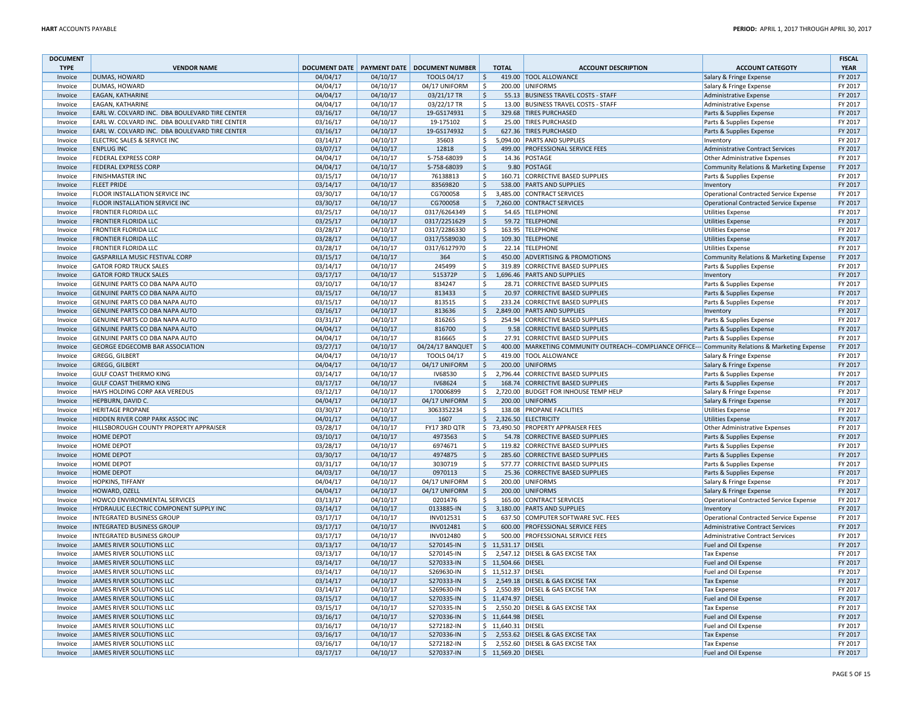| DOCUMENT TYPE | VENDOR NAME | DOCUMENT DATE | PAYMENT DATE | DOCUMENT NUMBER | TOTAL | ACCOUNT DESCRIPTION | ACCOUNT CATEGOTY | FISCAL YEAR |
|---|---|---|---|---|---|---|---|---|
| Invoice | DUMAS, HOWARD | 04/04/17 | 04/10/17 | TOOLS 04/17 | $ 419.00 | TOOL ALLOWANCE | Salary & Fringe Expense | FY 2017 |
| Invoice | DUMAS, HOWARD | 04/04/17 | 04/10/17 | 04/17 UNIFORM | $ 200.00 | UNIFORMS | Salary & Fringe Expense | FY 2017 |
| Invoice | EAGAN, KATHARINE | 04/04/17 | 04/10/17 | 03/21/17 TR | $ 55.13 | BUSINESS TRAVEL COSTS - STAFF | Administrative Expense | FY 2017 |
| Invoice | EAGAN, KATHARINE | 04/04/17 | 04/10/17 | 03/22/17 TR | $ 13.00 | BUSINESS TRAVEL COSTS - STAFF | Administrative Expense | FY 2017 |
| Invoice | EARL W. COLVARD INC. DBA BOULEVARD TIRE CENTER | 03/16/17 | 04/10/17 | 19-GS174931 | $ 329.68 | TIRES PURCHASED | Parts & Supplies Expense | FY 2017 |
| Invoice | EARL W. COLVARD INC. DBA BOULEVARD TIRE CENTER | 03/16/17 | 04/10/17 | 19-175102 | $ 25.00 | TIRES PURCHASED | Parts & Supplies Expense | FY 2017 |
| Invoice | EARL W. COLVARD INC. DBA BOULEVARD TIRE CENTER | 03/16/17 | 04/10/17 | 19-GS174932 | $ 627.36 | TIRES PURCHASED | Parts & Supplies Expense | FY 2017 |
| Invoice | ELECTRIC SALES & SERVICE INC | 03/14/17 | 04/10/17 | 35603 | $ 5,094.00 | PARTS AND SUPPLIES | Inventory | FY 2017 |
| Invoice | ENPLUG INC | 03/07/17 | 04/10/17 | 12818 | $ 499.00 | PROFESSIONAL SERVICE FEES | Administrative Contract Services | FY 2017 |
| Invoice | FEDERAL EXPRESS CORP | 04/04/17 | 04/10/17 | 5-758-68039 | $ 14.36 | POSTAGE | Other Administrative Expenses | FY 2017 |
| Invoice | FEDERAL EXPRESS CORP | 04/04/17 | 04/10/17 | 5-758-68039 | $ 9.80 | POSTAGE | Community Relations & Marketing Expense | FY 2017 |
| Invoice | FINISHMASTER INC | 03/15/17 | 04/10/17 | 76138813 | $ 160.71 | CORRECTIVE BASED SUPPLIES | Parts & Supplies Expense | FY 2017 |
| Invoice | FLEET PRIDE | 03/14/17 | 04/10/17 | 83569820 | $ 538.00 | PARTS AND SUPPLIES | Inventory | FY 2017 |
| Invoice | FLOOR INSTALLATION SERVICE INC | 03/30/17 | 04/10/17 | CG700058 | $ 3,485.00 | CONTRACT SERVICES | Operational Contracted Service Expense | FY 2017 |
| Invoice | FLOOR INSTALLATION SERVICE INC | 03/30/17 | 04/10/17 | CG700058 | $ 7,260.00 | CONTRACT SERVICES | Operational Contracted Service Expense | FY 2017 |
| Invoice | FRONTIER FLORIDA LLC | 03/25/17 | 04/10/17 | 0317/6264349 | $ 54.65 | TELEPHONE | Utilities Expense | FY 2017 |
| Invoice | FRONTIER FLORIDA LLC | 03/25/17 | 04/10/17 | 0317/2251629 | $ 59.72 | TELEPHONE | Utilities Expense | FY 2017 |
| Invoice | FRONTIER FLORIDA LLC | 03/28/17 | 04/10/17 | 0317/2286330 | $ 163.95 | TELEPHONE | Utilities Expense | FY 2017 |
| Invoice | FRONTIER FLORIDA LLC | 03/28/17 | 04/10/17 | 0317/5589030 | $ 109.30 | TELEPHONE | Utilities Expense | FY 2017 |
| Invoice | FRONTIER FLORIDA LLC | 03/28/17 | 04/10/17 | 0317/6127970 | $ 22.14 | TELEPHONE | Utilities Expense | FY 2017 |
| Invoice | GASPARILLA MUSIC FESTIVAL CORP | 03/15/17 | 04/10/17 | 364 | $ 450.00 | ADVERTISING & PROMOTIONS | Community Relations & Marketing Expense | FY 2017 |
| Invoice | GATOR FORD TRUCK SALES | 03/14/17 | 04/10/17 | 245499 | $ 319.89 | CORRECTIVE BASED SUPPLIES | Parts & Supplies Expense | FY 2017 |
| Invoice | GATOR FORD TRUCK SALES | 03/17/17 | 04/10/17 | 515372P | $ 1,696.46 | PARTS AND SUPPLIES | Inventory | FY 2017 |
| Invoice | GENUINE PARTS CO DBA NAPA AUTO | 03/10/17 | 04/10/17 | 834247 | $ 28.71 | CORRECTIVE BASED SUPPLIES | Parts & Supplies Expense | FY 2017 |
| Invoice | GENUINE PARTS CO DBA NAPA AUTO | 03/15/17 | 04/10/17 | 813433 | $ 20.97 | CORRECTIVE BASED SUPPLIES | Parts & Supplies Expense | FY 2017 |
| Invoice | GENUINE PARTS CO DBA NAPA AUTO | 03/15/17 | 04/10/17 | 813515 | $ 233.24 | CORRECTIVE BASED SUPPLIES | Parts & Supplies Expense | FY 2017 |
| Invoice | GENUINE PARTS CO DBA NAPA AUTO | 03/16/17 | 04/10/17 | 813636 | $ 2,849.00 | PARTS AND SUPPLIES | Inventory | FY 2017 |
| Invoice | GENUINE PARTS CO DBA NAPA AUTO | 03/31/17 | 04/10/17 | 816265 | $ 254.94 | CORRECTIVE BASED SUPPLIES | Parts & Supplies Expense | FY 2017 |
| Invoice | GENUINE PARTS CO DBA NAPA AUTO | 04/04/17 | 04/10/17 | 816700 | $ 9.58 | CORRECTIVE BASED SUPPLIES | Parts & Supplies Expense | FY 2017 |
| Invoice | GENUINE PARTS CO DBA NAPA AUTO | 04/04/17 | 04/10/17 | 816665 | $ 27.91 | CORRECTIVE BASED SUPPLIES | Parts & Supplies Expense | FY 2017 |
| Invoice | GEORGE EDGECOMB BAR ASSOCIATION | 03/27/17 | 04/10/17 | 04/24/17 BANQUET | $ 400.00 | MARKETING COMMUNITY OUTREACH--COMPLIANCE OFFICE--- | Community Relations & Marketing Expense | FY 2017 |
| Invoice | GREGG, GILBERT | 04/04/17 | 04/10/17 | TOOLS 04/17 | $ 419.00 | TOOL ALLOWANCE | Salary & Fringe Expense | FY 2017 |
| Invoice | GREGG, GILBERT | 04/04/17 | 04/10/17 | 04/17 UNIFORM | $ 200.00 | UNIFORMS | Salary & Fringe Expense | FY 2017 |
| Invoice | GULF COAST THERMO KING | 03/14/17 | 04/10/17 | IV68530 | $ 2,796.44 | CORRECTIVE BASED SUPPLIES | Parts & Supplies Expense | FY 2017 |
| Invoice | GULF COAST THERMO KING | 03/17/17 | 04/10/17 | IV68624 | $ 168.74 | CORRECTIVE BASED SUPPLIES | Parts & Supplies Expense | FY 2017 |
| Invoice | HAYS HOLDING CORP AKA VEREDUS | 03/12/17 | 04/10/17 | 170006899 | $ 2,720.00 | BUDGET FOR INHOUSE TEMP HELP | Salary & Fringe Expense | FY 2017 |
| Invoice | HEPBURN, DAVID C. | 04/04/17 | 04/10/17 | 04/17 UNIFORM | $ 200.00 | UNIFORMS | Salary & Fringe Expense | FY 2017 |
| Invoice | HERITAGE PROPANE | 03/30/17 | 04/10/17 | 3063352234 | $ 138.08 | PROPANE FACILITIES | Utilities Expense | FY 2017 |
| Invoice | HIDDEN RIVER CORP PARK ASSOC INC | 04/01/17 | 04/10/17 | 1607 | $ 2,326.50 | ELECTRICITY | Utilities Expense | FY 2017 |
| Invoice | HILLSBOROUGH COUNTY PROPERTY APPRAISER | 03/28/17 | 04/10/17 | FY17 3RD QTR | $ 73,490.50 | PROPERTY APPRAISER FEES | Other Administrative Expenses | FY 2017 |
| Invoice | HOME DEPOT | 03/10/17 | 04/10/17 | 4973563 | $ 54.78 | CORRECTIVE BASED SUPPLIES | Parts & Supplies Expense | FY 2017 |
| Invoice | HOME DEPOT | 03/28/17 | 04/10/17 | 6974671 | $ 119.82 | CORRECTIVE BASED SUPPLIES | Parts & Supplies Expense | FY 2017 |
| Invoice | HOME DEPOT | 03/30/17 | 04/10/17 | 4974875 | $ 285.60 | CORRECTIVE BASED SUPPLIES | Parts & Supplies Expense | FY 2017 |
| Invoice | HOME DEPOT | 03/31/17 | 04/10/17 | 3030719 | $ 577.77 | CORRECTIVE BASED SUPPLIES | Parts & Supplies Expense | FY 2017 |
| Invoice | HOME DEPOT | 04/03/17 | 04/10/17 | 0970113 | $ 25.36 | CORRECTIVE BASED SUPPLIES | Parts & Supplies Expense | FY 2017 |
| Invoice | HOPKINS, TIFFANY | 04/04/17 | 04/10/17 | 04/17 UNIFORM | $ 200.00 | UNIFORMS | Salary & Fringe Expense | FY 2017 |
| Invoice | HOWARD, OZELL | 04/04/17 | 04/10/17 | 04/17 UNIFORM | $ 200.00 | UNIFORMS | Salary & Fringe Expense | FY 2017 |
| Invoice | HOWCO ENVIRONMENTAL SERVICES | 03/13/17 | 04/10/17 | 0201476 | $ 165.00 | CONTRACT SERVICES | Operational Contracted Service Expense | FY 2017 |
| Invoice | HYDRAULIC ELECTRIC COMPONENT SUPPLY INC | 03/14/17 | 04/10/17 | 0133885-IN | $ 3,180.00 | PARTS AND SUPPLIES | Inventory | FY 2017 |
| Invoice | INTEGRATED BUSINESS GROUP | 03/17/17 | 04/10/17 | INV012531 | $ 637.50 | COMPUTER SOFTWARE SVC. FEES | Operational Contracted Service Expense | FY 2017 |
| Invoice | INTEGRATED BUSINESS GROUP | 03/17/17 | 04/10/17 | INV012481 | $ 600.00 | PROFESSIONAL SERVICE FEES | Administrative Contract Services | FY 2017 |
| Invoice | INTEGRATED BUSINESS GROUP | 03/17/17 | 04/10/17 | INV012480 | $ 500.00 | PROFESSIONAL SERVICE FEES | Administrative Contract Services | FY 2017 |
| Invoice | JAMES RIVER SOLUTIONS LLC | 03/13/17 | 04/10/17 | S270145-IN | $ 11,531.17 | DIESEL | Fuel and Oil Expense | FY 2017 |
| Invoice | JAMES RIVER SOLUTIONS LLC | 03/13/17 | 04/10/17 | S270145-IN | $ 2,547.12 | DIESEL & GAS EXCISE TAX | Tax Expense | FY 2017 |
| Invoice | JAMES RIVER SOLUTIONS LLC | 03/14/17 | 04/10/17 | S270333-IN | $ 11,504.66 | DIESEL | Fuel and Oil Expense | FY 2017 |
| Invoice | JAMES RIVER SOLUTIONS LLC | 03/14/17 | 04/10/17 | S269630-IN | $ 11,512.37 | DIESEL | Fuel and Oil Expense | FY 2017 |
| Invoice | JAMES RIVER SOLUTIONS LLC | 03/14/17 | 04/10/17 | S270333-IN | $ 2,549.18 | DIESEL & GAS EXCISE TAX | Tax Expense | FY 2017 |
| Invoice | JAMES RIVER SOLUTIONS LLC | 03/14/17 | 04/10/17 | S269630-IN | $ 2,550.89 | DIESEL & GAS EXCISE TAX | Tax Expense | FY 2017 |
| Invoice | JAMES RIVER SOLUTIONS LLC | 03/15/17 | 04/10/17 | S270335-IN | $ 11,474.97 | DIESEL | Fuel and Oil Expense | FY 2017 |
| Invoice | JAMES RIVER SOLUTIONS LLC | 03/15/17 | 04/10/17 | S270335-IN | $ 2,550.20 | DIESEL & GAS EXCISE TAX | Tax Expense | FY 2017 |
| Invoice | JAMES RIVER SOLUTIONS LLC | 03/16/17 | 04/10/17 | S270336-IN | $ 11,644.98 | DIESEL | Fuel and Oil Expense | FY 2017 |
| Invoice | JAMES RIVER SOLUTIONS LLC | 03/16/17 | 04/10/17 | S272182-IN | $ 11,640.31 | DIESEL | Fuel and Oil Expense | FY 2017 |
| Invoice | JAMES RIVER SOLUTIONS LLC | 03/16/17 | 04/10/17 | S270336-IN | $ 2,553.62 | DIESEL & GAS EXCISE TAX | Tax Expense | FY 2017 |
| Invoice | JAMES RIVER SOLUTIONS LLC | 03/16/17 | 04/10/17 | S272182-IN | $ 2,552.60 | DIESEL & GAS EXCISE TAX | Tax Expense | FY 2017 |
| Invoice | JAMES RIVER SOLUTIONS LLC | 03/17/17 | 04/10/17 | S270337-IN | $ 11,569.20 | DIESEL | Fuel and Oil Expense | FY 2017 |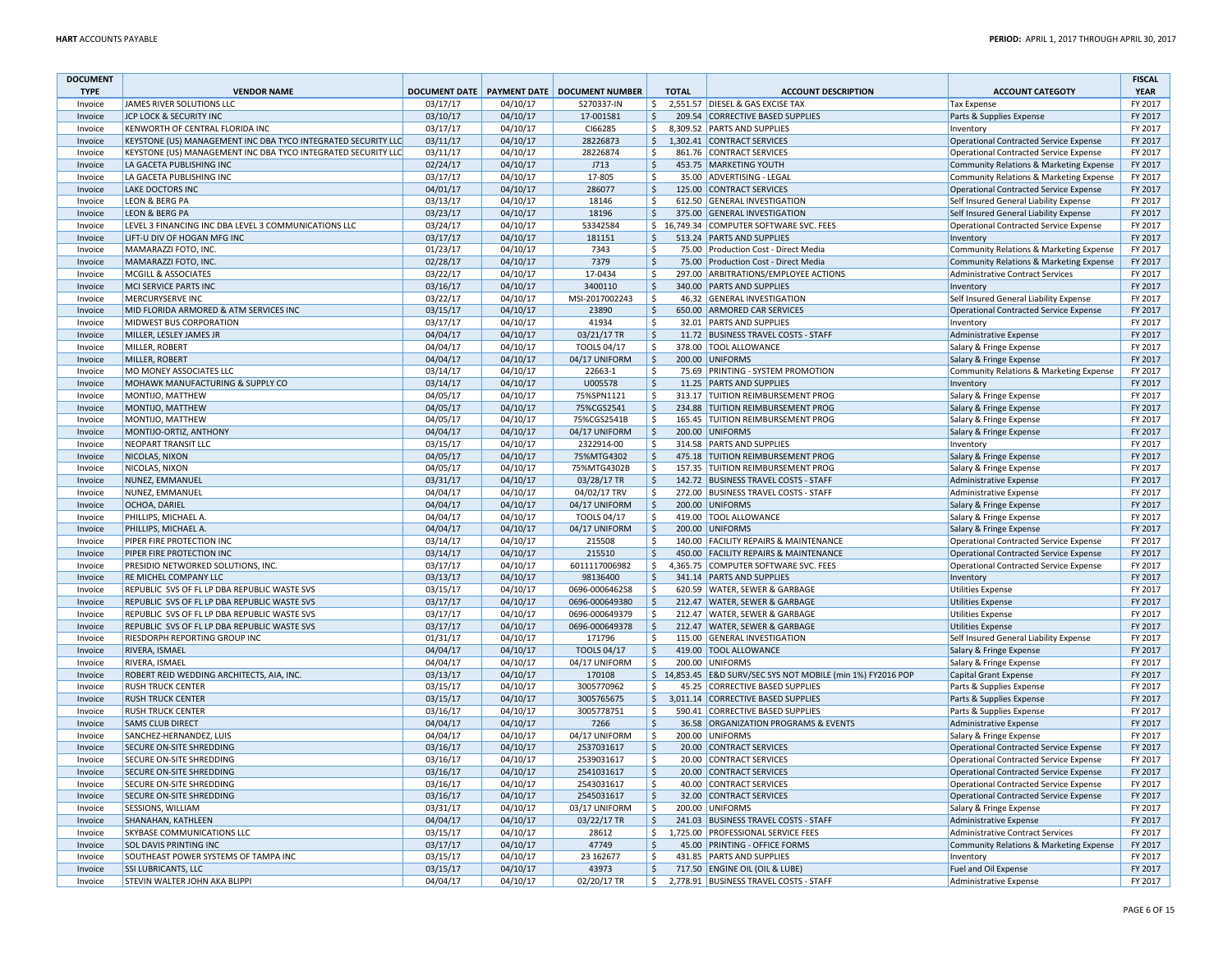| DOCUMENT TYPE | VENDOR NAME | DOCUMENT DATE | PAYMENT DATE | DOCUMENT NUMBER | TOTAL | ACCOUNT DESCRIPTION | ACCOUNT CATEGOTY | FISCAL YEAR |
|---|---|---|---|---|---|---|---|---|
| Invoice | JAMES RIVER SOLUTIONS LLC | 03/17/17 | 04/10/17 | S270337-IN | $ 2,551.57 | DIESEL & GAS EXCISE TAX | Tax Expense | FY 2017 |
| Invoice | JCP LOCK & SECURITY INC | 03/10/17 | 04/10/17 | 17-001581 | $ 209.54 | CORRECTIVE BASED SUPPLIES | Parts & Supplies Expense | FY 2017 |
| Invoice | KENWORTH OF CENTRAL FLORIDA INC | 03/17/17 | 04/10/17 | CI66285 | $ 8,309.52 | PARTS AND SUPPLIES | Inventory | FY 2017 |
| Invoice | KEYSTONE (US) MANAGEMENT INC DBA TYCO INTEGRATED SECURITY LLC | 03/11/17 | 04/10/17 | 28226873 | $ 1,302.41 | CONTRACT SERVICES | Operational Contracted Service Expense | FY 2017 |
| Invoice | KEYSTONE (US) MANAGEMENT INC DBA TYCO INTEGRATED SECURITY LLC | 03/11/17 | 04/10/17 | 28226874 | $ 861.76 | CONTRACT SERVICES | Operational Contracted Service Expense | FY 2017 |
| Invoice | LA GACETA PUBLISHING INC | 02/24/17 | 04/10/17 | J713 | $ 453.75 | MARKETING YOUTH | Community Relations & Marketing Expense | FY 2017 |
| Invoice | LA GACETA PUBLISHING INC | 03/17/17 | 04/10/17 | 17-805 | $ 35.00 | ADVERTISING - LEGAL | Community Relations & Marketing Expense | FY 2017 |
| Invoice | LAKE DOCTORS INC | 04/01/17 | 04/10/17 | 286077 | $ 125.00 | CONTRACT SERVICES | Operational Contracted Service Expense | FY 2017 |
| Invoice | LEON & BERG PA | 03/13/17 | 04/10/17 | 18146 | $ 612.50 | GENERAL INVESTIGATION | Self Insured General Liability Expense | FY 2017 |
| Invoice | LEON & BERG PA | 03/23/17 | 04/10/17 | 18196 | $ 375.00 | GENERAL INVESTIGATION | Self Insured General Liability Expense | FY 2017 |
| Invoice | LEVEL 3 FINANCING INC DBA LEVEL 3 COMMUNICATIONS LLC | 03/24/17 | 04/10/17 | 53342584 | $ 16,749.34 | COMPUTER SOFTWARE SVC. FEES | Operational Contracted Service Expense | FY 2017 |
| Invoice | LIFT-U DIV OF HOGAN MFG INC | 03/17/17 | 04/10/17 | 181151 | $ 513.24 | PARTS AND SUPPLIES | Inventory | FY 2017 |
| Invoice | MAMARAZZI FOTO, INC. | 01/23/17 | 04/10/17 | 7343 | $ 75.00 | Production Cost - Direct Media | Community Relations & Marketing Expense | FY 2017 |
| Invoice | MAMARAZZI FOTO, INC. | 02/28/17 | 04/10/17 | 7379 | $ 75.00 | Production Cost - Direct Media | Community Relations & Marketing Expense | FY 2017 |
| Invoice | MCGILL & ASSOCIATES | 03/22/17 | 04/10/17 | 17-0434 | $ 297.00 | ARBITRATIONS/EMPLOYEE ACTIONS | Administrative Contract Services | FY 2017 |
| Invoice | MCI SERVICE PARTS INC | 03/16/17 | 04/10/17 | 3400110 | $ 340.00 | PARTS AND SUPPLIES | Inventory | FY 2017 |
| Invoice | MERCURYSERVE INC | 03/22/17 | 04/10/17 | MSI-2017002243 | $ 46.32 | GENERAL INVESTIGATION | Self Insured General Liability Expense | FY 2017 |
| Invoice | MID FLORIDA ARMORED & ATM SERVICES INC | 03/15/17 | 04/10/17 | 23890 | $ 650.00 | ARMORED CAR SERVICES | Operational Contracted Service Expense | FY 2017 |
| Invoice | MIDWEST BUS CORPORATION | 03/17/17 | 04/10/17 | 41934 | $ 32.01 | PARTS AND SUPPLIES | Inventory | FY 2017 |
| Invoice | MILLER, LESLEY JAMES JR | 04/04/17 | 04/10/17 | 03/21/17 TR | $ 11.72 | BUSINESS TRAVEL COSTS - STAFF | Administrative Expense | FY 2017 |
| Invoice | MILLER, ROBERT | 04/04/17 | 04/10/17 | TOOLS 04/17 | $ 378.00 | TOOL ALLOWANCE | Salary & Fringe Expense | FY 2017 |
| Invoice | MILLER, ROBERT | 04/04/17 | 04/10/17 | 04/17 UNIFORM | $ 200.00 | UNIFORMS | Salary & Fringe Expense | FY 2017 |
| Invoice | MO MONEY ASSOCIATES LLC | 03/14/17 | 04/10/17 | 22663-1 | $ 75.69 | PRINTING - SYSTEM PROMOTION | Community Relations & Marketing Expense | FY 2017 |
| Invoice | MOHAWK MANUFACTURING & SUPPLY CO | 03/14/17 | 04/10/17 | U005578 | $ 11.25 | PARTS AND SUPPLIES | Inventory | FY 2017 |
| Invoice | MONTIJO, MATTHEW | 04/05/17 | 04/10/17 | 75%SPN1121 | $ 313.17 | TUITION REIMBURSEMENT PROG | Salary & Fringe Expense | FY 2017 |
| Invoice | MONTIJO, MATTHEW | 04/05/17 | 04/10/17 | 75%CGS2541 | $ 234.88 | TUITION REIMBURSEMENT PROG | Salary & Fringe Expense | FY 2017 |
| Invoice | MONTIJO, MATTHEW | 04/05/17 | 04/10/17 | 75%CGS2541B | $ 165.45 | TUITION REIMBURSEMENT PROG | Salary & Fringe Expense | FY 2017 |
| Invoice | MONTIJO-ORTIZ, ANTHONY | 04/04/17 | 04/10/17 | 04/17 UNIFORM | $ 200.00 | UNIFORMS | Salary & Fringe Expense | FY 2017 |
| Invoice | NEOPART TRANSIT LLC | 03/15/17 | 04/10/17 | 2322914-00 | $ 314.58 | PARTS AND SUPPLIES | Inventory | FY 2017 |
| Invoice | NICOLAS, NIXON | 04/05/17 | 04/10/17 | 75%MTG4302 | $ 475.18 | TUITION REIMBURSEMENT PROG | Salary & Fringe Expense | FY 2017 |
| Invoice | NICOLAS, NIXON | 04/05/17 | 04/10/17 | 75%MTG4302B | $ 157.35 | TUITION REIMBURSEMENT PROG | Salary & Fringe Expense | FY 2017 |
| Invoice | NUNEZ, EMMANUEL | 03/31/17 | 04/10/17 | 03/28/17 TR | $ 142.72 | BUSINESS TRAVEL COSTS - STAFF | Administrative Expense | FY 2017 |
| Invoice | NUNEZ, EMMANUEL | 04/04/17 | 04/10/17 | 04/02/17 TRV | $ 272.00 | BUSINESS TRAVEL COSTS - STAFF | Administrative Expense | FY 2017 |
| Invoice | OCHOA, DARIEL | 04/04/17 | 04/10/17 | 04/17 UNIFORM | $ 200.00 | UNIFORMS | Salary & Fringe Expense | FY 2017 |
| Invoice | PHILLIPS, MICHAEL A. | 04/04/17 | 04/10/17 | TOOLS 04/17 | $ 419.00 | TOOL ALLOWANCE | Salary & Fringe Expense | FY 2017 |
| Invoice | PHILLIPS, MICHAEL A. | 04/04/17 | 04/10/17 | 04/17 UNIFORM | $ 200.00 | UNIFORMS | Salary & Fringe Expense | FY 2017 |
| Invoice | PIPER FIRE PROTECTION INC | 03/14/17 | 04/10/17 | 215508 | $ 140.00 | FACILITY REPAIRS & MAINTENANCE | Operational Contracted Service Expense | FY 2017 |
| Invoice | PIPER FIRE PROTECTION INC | 03/14/17 | 04/10/17 | 215510 | $ 450.00 | FACILITY REPAIRS & MAINTENANCE | Operational Contracted Service Expense | FY 2017 |
| Invoice | PRESIDIO NETWORKED SOLUTIONS, INC. | 03/17/17 | 04/10/17 | 6011117006982 | $ 4,365.75 | COMPUTER SOFTWARE SVC. FEES | Operational Contracted Service Expense | FY 2017 |
| Invoice | RE MICHEL COMPANY LLC | 03/13/17 | 04/10/17 | 98136400 | $ 341.14 | PARTS AND SUPPLIES | Inventory | FY 2017 |
| Invoice | REPUBLIC SVS OF FL LP DBA REPUBLIC WASTE SVS | 03/15/17 | 04/10/17 | 0696-000646258 | $ 620.59 | WATER, SEWER & GARBAGE | Utilities Expense | FY 2017 |
| Invoice | REPUBLIC SVS OF FL LP DBA REPUBLIC WASTE SVS | 03/17/17 | 04/10/17 | 0696-000649380 | $ 212.47 | WATER, SEWER & GARBAGE | Utilities Expense | FY 2017 |
| Invoice | REPUBLIC SVS OF FL LP DBA REPUBLIC WASTE SVS | 03/17/17 | 04/10/17 | 0696-000649379 | $ 212.47 | WATER, SEWER & GARBAGE | Utilities Expense | FY 2017 |
| Invoice | REPUBLIC SVS OF FL LP DBA REPUBLIC WASTE SVS | 03/17/17 | 04/10/17 | 0696-000649378 | $ 212.47 | WATER, SEWER & GARBAGE | Utilities Expense | FY 2017 |
| Invoice | RIESDORPH REPORTING GROUP INC | 01/31/17 | 04/10/17 | 171796 | $ 115.00 | GENERAL INVESTIGATION | Self Insured General Liability Expense | FY 2017 |
| Invoice | RIVERA, ISMAEL | 04/04/17 | 04/10/17 | TOOLS 04/17 | $ 419.00 | TOOL ALLOWANCE | Salary & Fringe Expense | FY 2017 |
| Invoice | RIVERA, ISMAEL | 04/04/17 | 04/10/17 | 04/17 UNIFORM | $ 200.00 | UNIFORMS | Salary & Fringe Expense | FY 2017 |
| Invoice | ROBERT REID WEDDING ARCHITECTS, AIA, INC. | 03/13/17 | 04/10/17 | 170108 | $ 14,853.45 | E&D SURV/SEC SYS NOT MOBILE (min 1%) FY2016 POP | Capital Grant Expense | FY 2017 |
| Invoice | RUSH TRUCK CENTER | 03/15/17 | 04/10/17 | 3005770962 | $ 45.25 | CORRECTIVE BASED SUPPLIES | Parts & Supplies Expense | FY 2017 |
| Invoice | RUSH TRUCK CENTER | 03/15/17 | 04/10/17 | 3005765675 | $ 3,011.14 | CORRECTIVE BASED SUPPLIES | Parts & Supplies Expense | FY 2017 |
| Invoice | RUSH TRUCK CENTER | 03/16/17 | 04/10/17 | 3005778751 | $ 590.41 | CORRECTIVE BASED SUPPLIES | Parts & Supplies Expense | FY 2017 |
| Invoice | SAMS CLUB DIRECT | 04/04/17 | 04/10/17 | 7266 | $ 36.58 | ORGANIZATION PROGRAMS & EVENTS | Administrative Expense | FY 2017 |
| Invoice | SANCHEZ-HERNANDEZ, LUIS | 04/04/17 | 04/10/17 | 04/17 UNIFORM | $ 200.00 | UNIFORMS | Salary & Fringe Expense | FY 2017 |
| Invoice | SECURE ON-SITE SHREDDING | 03/16/17 | 04/10/17 | 2537031617 | $ 20.00 | CONTRACT SERVICES | Operational Contracted Service Expense | FY 2017 |
| Invoice | SECURE ON-SITE SHREDDING | 03/16/17 | 04/10/17 | 2539031617 | $ 20.00 | CONTRACT SERVICES | Operational Contracted Service Expense | FY 2017 |
| Invoice | SECURE ON-SITE SHREDDING | 03/16/17 | 04/10/17 | 2541031617 | $ 20.00 | CONTRACT SERVICES | Operational Contracted Service Expense | FY 2017 |
| Invoice | SECURE ON-SITE SHREDDING | 03/16/17 | 04/10/17 | 2543031617 | $ 40.00 | CONTRACT SERVICES | Operational Contracted Service Expense | FY 2017 |
| Invoice | SECURE ON-SITE SHREDDING | 03/16/17 | 04/10/17 | 2545031617 | $ 32.00 | CONTRACT SERVICES | Operational Contracted Service Expense | FY 2017 |
| Invoice | SESSIONS, WILLIAM | 03/31/17 | 04/10/17 | 03/17 UNIFORM | $ 200.00 | UNIFORMS | Salary & Fringe Expense | FY 2017 |
| Invoice | SHANAHAN, KATHLEEN | 04/04/17 | 04/10/17 | 03/22/17 TR | $ 241.03 | BUSINESS TRAVEL COSTS - STAFF | Administrative Expense | FY 2017 |
| Invoice | SKYBASE COMMUNICATIONS LLC | 03/15/17 | 04/10/17 | 28612 | $ 1,725.00 | PROFESSIONAL SERVICE FEES | Administrative Contract Services | FY 2017 |
| Invoice | SOL DAVIS PRINTING INC | 03/17/17 | 04/10/17 | 47749 | $ 45.00 | PRINTING - OFFICE FORMS | Community Relations & Marketing Expense | FY 2017 |
| Invoice | SOUTHEAST POWER SYSTEMS OF TAMPA INC | 03/15/17 | 04/10/17 | 23 162677 | $ 431.85 | PARTS AND SUPPLIES | Inventory | FY 2017 |
| Invoice | SSI LUBRICANTS, LLC | 03/15/17 | 04/10/17 | 43973 | $ 717.50 | ENGINE OIL (OIL & LUBE) | Fuel and Oil Expense | FY 2017 |
| Invoice | STEVIN WALTER JOHN AKA BLIPPI | 04/04/17 | 04/10/17 | 02/20/17 TR | $ 2,778.91 | BUSINESS TRAVEL COSTS - STAFF | Administrative Expense | FY 2017 |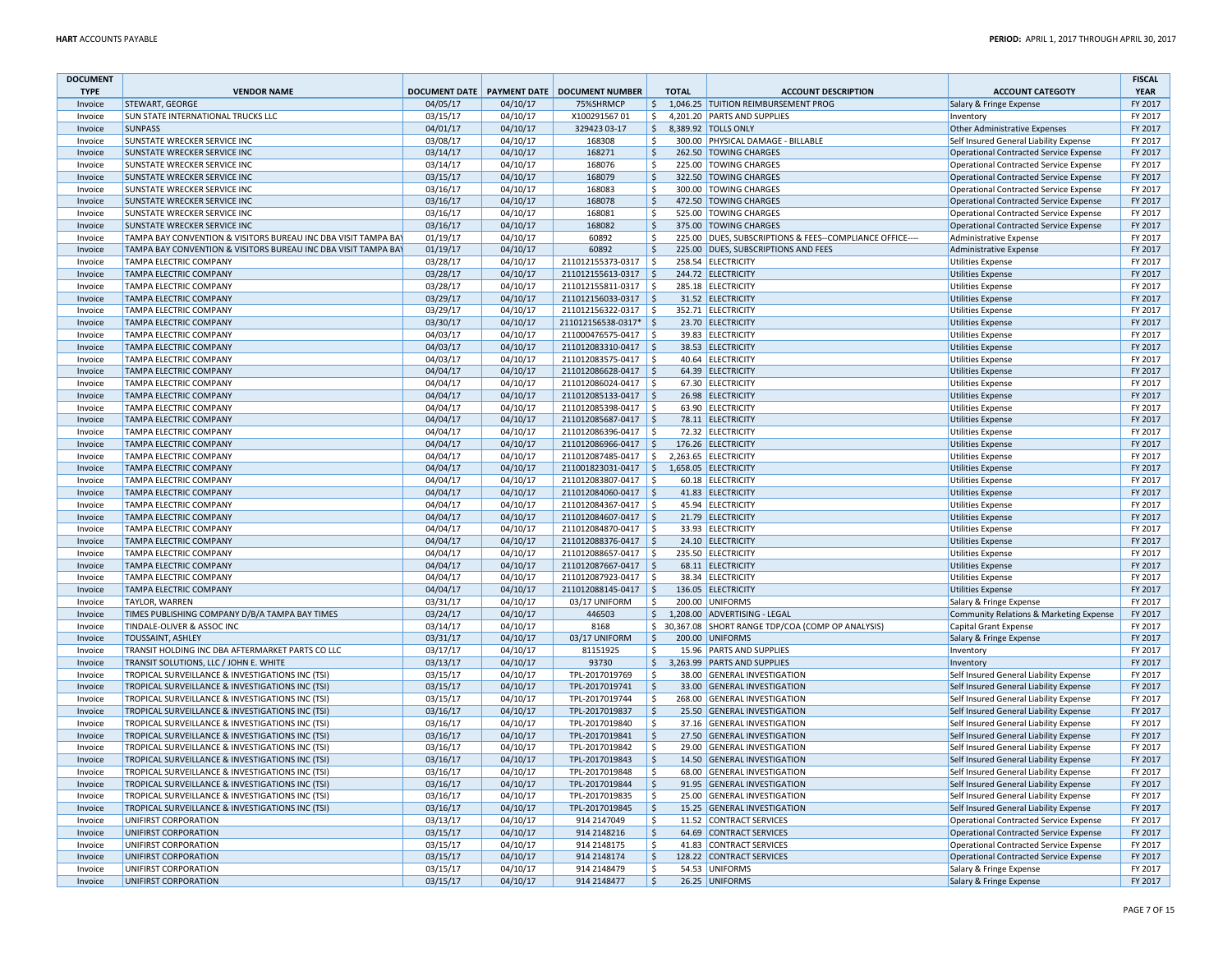| DOCUMENT TYPE | VENDOR NAME | DOCUMENT DATE | PAYMENT DATE | DOCUMENT NUMBER | TOTAL | ACCOUNT DESCRIPTION | ACCOUNT CATEGOTY | FISCAL YEAR |
|---|---|---|---|---|---|---|---|---|
| Invoice | STEWART, GEORGE | 04/05/17 | 04/10/17 | 75%SHRMCP | $ 1,046.25 | TUITION REIMBURSEMENT PROG | Salary & Fringe Expense | FY 2017 |
| Invoice | SUN STATE INTERNATIONAL TRUCKS LLC | 03/15/17 | 04/10/17 | X10029156701 | $ 4,201.20 | PARTS AND SUPPLIES | Inventory | FY 2017 |
| Invoice | SUNPASS | 04/01/17 | 04/10/17 | 329423 03-17 | $ 8,389.92 | TOLLS ONLY | Other Administrative Expenses | FY 2017 |
| Invoice | SUNSTATE WRECKER SERVICE INC | 03/08/17 | 04/10/17 | 168308 | $ 300.00 | PHYSICAL DAMAGE - BILLABLE | Self Insured General Liability Expense | FY 2017 |
| Invoice | SUNSTATE WRECKER SERVICE INC | 03/14/17 | 04/10/17 | 168271 | $ 262.50 | TOWING CHARGES | Operational Contracted Service Expense | FY 2017 |
| Invoice | SUNSTATE WRECKER SERVICE INC | 03/14/17 | 04/10/17 | 168076 | $ 225.00 | TOWING CHARGES | Operational Contracted Service Expense | FY 2017 |
| Invoice | SUNSTATE WRECKER SERVICE INC | 03/15/17 | 04/10/17 | 168079 | $ 322.50 | TOWING CHARGES | Operational Contracted Service Expense | FY 2017 |
| Invoice | SUNSTATE WRECKER SERVICE INC | 03/16/17 | 04/10/17 | 168083 | $ 300.00 | TOWING CHARGES | Operational Contracted Service Expense | FY 2017 |
| Invoice | SUNSTATE WRECKER SERVICE INC | 03/16/17 | 04/10/17 | 168078 | $ 472.50 | TOWING CHARGES | Operational Contracted Service Expense | FY 2017 |
| Invoice | SUNSTATE WRECKER SERVICE INC | 03/16/17 | 04/10/17 | 168081 | $ 525.00 | TOWING CHARGES | Operational Contracted Service Expense | FY 2017 |
| Invoice | SUNSTATE WRECKER SERVICE INC | 03/16/17 | 04/10/17 | 168082 | $ 375.00 | TOWING CHARGES | Operational Contracted Service Expense | FY 2017 |
| Invoice | TAMPA BAY CONVENTION & VISITORS BUREAU INC DBA VISIT TAMPA BAY | 01/19/17 | 04/10/17 | 60892 | $ 225.00 | DUES, SUBSCRIPTIONS & FEES--COMPLIANCE OFFICE---- | Administrative Expense | FY 2017 |
| Invoice | TAMPA BAY CONVENTION & VISITORS BUREAU INC DBA VISIT TAMPA BAY | 01/19/17 | 04/10/17 | 60892 | $ 225.00 | DUES, SUBSCRIPTIONS AND FEES | Administrative Expense | FY 2017 |
| Invoice | TAMPA ELECTRIC COMPANY | 03/28/17 | 04/10/17 | 211012155373-0317 | $ 258.54 | ELECTRICITY | Utilities Expense | FY 2017 |
| Invoice | TAMPA ELECTRIC COMPANY | 03/28/17 | 04/10/17 | 211012155613-0317 | $ 244.72 | ELECTRICITY | Utilities Expense | FY 2017 |
| Invoice | TAMPA ELECTRIC COMPANY | 03/28/17 | 04/10/17 | 211012155811-0317 | $ 285.18 | ELECTRICITY | Utilities Expense | FY 2017 |
| Invoice | TAMPA ELECTRIC COMPANY | 03/29/17 | 04/10/17 | 211012156033-0317 | $ 31.52 | ELECTRICITY | Utilities Expense | FY 2017 |
| Invoice | TAMPA ELECTRIC COMPANY | 03/29/17 | 04/10/17 | 211012156322-0317 | $ 352.71 | ELECTRICITY | Utilities Expense | FY 2017 |
| Invoice | TAMPA ELECTRIC COMPANY | 03/30/17 | 04/10/17 | 211012156538-0317* | $ 23.70 | ELECTRICITY | Utilities Expense | FY 2017 |
| Invoice | TAMPA ELECTRIC COMPANY | 04/03/17 | 04/10/17 | 211000476575-0417 | $ 39.83 | ELECTRICITY | Utilities Expense | FY 2017 |
| Invoice | TAMPA ELECTRIC COMPANY | 04/03/17 | 04/10/17 | 211012083310-0417 | $ 38.53 | ELECTRICITY | Utilities Expense | FY 2017 |
| Invoice | TAMPA ELECTRIC COMPANY | 04/03/17 | 04/10/17 | 211012083575-0417 | $ 40.64 | ELECTRICITY | Utilities Expense | FY 2017 |
| Invoice | TAMPA ELECTRIC COMPANY | 04/04/17 | 04/10/17 | 211012086628-0417 | $ 64.39 | ELECTRICITY | Utilities Expense | FY 2017 |
| Invoice | TAMPA ELECTRIC COMPANY | 04/04/17 | 04/10/17 | 211012086024-0417 | $ 67.30 | ELECTRICITY | Utilities Expense | FY 2017 |
| Invoice | TAMPA ELECTRIC COMPANY | 04/04/17 | 04/10/17 | 211012085133-0417 | $ 26.98 | ELECTRICITY | Utilities Expense | FY 2017 |
| Invoice | TAMPA ELECTRIC COMPANY | 04/04/17 | 04/10/17 | 211012085398-0417 | $ 63.90 | ELECTRICITY | Utilities Expense | FY 2017 |
| Invoice | TAMPA ELECTRIC COMPANY | 04/04/17 | 04/10/17 | 211012085687-0417 | $ 78.11 | ELECTRICITY | Utilities Expense | FY 2017 |
| Invoice | TAMPA ELECTRIC COMPANY | 04/04/17 | 04/10/17 | 211012086396-0417 | $ 72.32 | ELECTRICITY | Utilities Expense | FY 2017 |
| Invoice | TAMPA ELECTRIC COMPANY | 04/04/17 | 04/10/17 | 211012086966-0417 | $ 176.26 | ELECTRICITY | Utilities Expense | FY 2017 |
| Invoice | TAMPA ELECTRIC COMPANY | 04/04/17 | 04/10/17 | 211012087485-0417 | $ 2,263.65 | ELECTRICITY | Utilities Expense | FY 2017 |
| Invoice | TAMPA ELECTRIC COMPANY | 04/04/17 | 04/10/17 | 211001823031-0417 | $ 1,658.05 | ELECTRICITY | Utilities Expense | FY 2017 |
| Invoice | TAMPA ELECTRIC COMPANY | 04/04/17 | 04/10/17 | 211012083807-0417 | $ 60.18 | ELECTRICITY | Utilities Expense | FY 2017 |
| Invoice | TAMPA ELECTRIC COMPANY | 04/04/17 | 04/10/17 | 211012084060-0417 | $ 41.83 | ELECTRICITY | Utilities Expense | FY 2017 |
| Invoice | TAMPA ELECTRIC COMPANY | 04/04/17 | 04/10/17 | 211012084367-0417 | $ 45.94 | ELECTRICITY | Utilities Expense | FY 2017 |
| Invoice | TAMPA ELECTRIC COMPANY | 04/04/17 | 04/10/17 | 211012084607-0417 | $ 21.79 | ELECTRICITY | Utilities Expense | FY 2017 |
| Invoice | TAMPA ELECTRIC COMPANY | 04/04/17 | 04/10/17 | 211012084870-0417 | $ 33.93 | ELECTRICITY | Utilities Expense | FY 2017 |
| Invoice | TAMPA ELECTRIC COMPANY | 04/04/17 | 04/10/17 | 211012088376-0417 | $ 24.10 | ELECTRICITY | Utilities Expense | FY 2017 |
| Invoice | TAMPA ELECTRIC COMPANY | 04/04/17 | 04/10/17 | 211012088657-0417 | $ 235.50 | ELECTRICITY | Utilities Expense | FY 2017 |
| Invoice | TAMPA ELECTRIC COMPANY | 04/04/17 | 04/10/17 | 211012087667-0417 | $ 68.11 | ELECTRICITY | Utilities Expense | FY 2017 |
| Invoice | TAMPA ELECTRIC COMPANY | 04/04/17 | 04/10/17 | 211012087923-0417 | $ 38.34 | ELECTRICITY | Utilities Expense | FY 2017 |
| Invoice | TAMPA ELECTRIC COMPANY | 04/04/17 | 04/10/17 | 211012088145-0417 | $ 136.05 | ELECTRICITY | Utilities Expense | FY 2017 |
| Invoice | TAYLOR, WARREN | 03/31/17 | 04/10/17 | 03/17 UNIFORM | $ 200.00 | UNIFORMS | Salary & Fringe Expense | FY 2017 |
| Invoice | TIMES PUBLISHING COMPANY D/B/A TAMPA BAY TIMES | 03/24/17 | 04/10/17 | 446503 | $ 1,208.00 | ADVERTISING - LEGAL | Community Relations & Marketing Expense | FY 2017 |
| Invoice | TINDALE-OLIVER & ASSOC INC | 03/14/17 | 04/10/17 | 8168 | $ 30,367.08 | SHORT RANGE TDP/COA (COMP OP ANALYSIS) | Capital Grant Expense | FY 2017 |
| Invoice | TOUSSAINT, ASHLEY | 03/31/17 | 04/10/17 | 03/17 UNIFORM | $ 200.00 | UNIFORMS | Salary & Fringe Expense | FY 2017 |
| Invoice | TRANSIT HOLDING INC DBA AFTERMARKET PARTS CO LLC | 03/17/17 | 04/10/17 | 81151925 | $ 15.96 | PARTS AND SUPPLIES | Inventory | FY 2017 |
| Invoice | TRANSIT SOLUTIONS, LLC / JOHN E. WHITE | 03/13/17 | 04/10/17 | 93730 | $ 3,263.99 | PARTS AND SUPPLIES | Inventory | FY 2017 |
| Invoice | TROPICAL SURVEILLANCE & INVESTIGATIONS INC (TSI) | 03/15/17 | 04/10/17 | TPL-2017019769 | $ 38.00 | GENERAL INVESTIGATION | Self Insured General Liability Expense | FY 2017 |
| Invoice | TROPICAL SURVEILLANCE & INVESTIGATIONS INC (TSI) | 03/15/17 | 04/10/17 | TPL-2017019741 | $ 33.00 | GENERAL INVESTIGATION | Self Insured General Liability Expense | FY 2017 |
| Invoice | TROPICAL SURVEILLANCE & INVESTIGATIONS INC (TSI) | 03/15/17 | 04/10/17 | TPL-2017019744 | $ 268.00 | GENERAL INVESTIGATION | Self Insured General Liability Expense | FY 2017 |
| Invoice | TROPICAL SURVEILLANCE & INVESTIGATIONS INC (TSI) | 03/16/17 | 04/10/17 | TPL-2017019837 | $ 25.50 | GENERAL INVESTIGATION | Self Insured General Liability Expense | FY 2017 |
| Invoice | TROPICAL SURVEILLANCE & INVESTIGATIONS INC (TSI) | 03/16/17 | 04/10/17 | TPL-2017019840 | $ 37.16 | GENERAL INVESTIGATION | Self Insured General Liability Expense | FY 2017 |
| Invoice | TROPICAL SURVEILLANCE & INVESTIGATIONS INC (TSI) | 03/16/17 | 04/10/17 | TPL-2017019841 | $ 27.50 | GENERAL INVESTIGATION | Self Insured General Liability Expense | FY 2017 |
| Invoice | TROPICAL SURVEILLANCE & INVESTIGATIONS INC (TSI) | 03/16/17 | 04/10/17 | TPL-2017019842 | $ 29.00 | GENERAL INVESTIGATION | Self Insured General Liability Expense | FY 2017 |
| Invoice | TROPICAL SURVEILLANCE & INVESTIGATIONS INC (TSI) | 03/16/17 | 04/10/17 | TPL-2017019843 | $ 14.50 | GENERAL INVESTIGATION | Self Insured General Liability Expense | FY 2017 |
| Invoice | TROPICAL SURVEILLANCE & INVESTIGATIONS INC (TSI) | 03/16/17 | 04/10/17 | TPL-2017019848 | $ 68.00 | GENERAL INVESTIGATION | Self Insured General Liability Expense | FY 2017 |
| Invoice | TROPICAL SURVEILLANCE & INVESTIGATIONS INC (TSI) | 03/16/17 | 04/10/17 | TPL-2017019844 | $ 91.95 | GENERAL INVESTIGATION | Self Insured General Liability Expense | FY 2017 |
| Invoice | TROPICAL SURVEILLANCE & INVESTIGATIONS INC (TSI) | 03/16/17 | 04/10/17 | TPL-2017019835 | $ 25.00 | GENERAL INVESTIGATION | Self Insured General Liability Expense | FY 2017 |
| Invoice | TROPICAL SURVEILLANCE & INVESTIGATIONS INC (TSI) | 03/16/17 | 04/10/17 | TPL-2017019845 | $ 15.25 | GENERAL INVESTIGATION | Self Insured General Liability Expense | FY 2017 |
| Invoice | UNIFIRST CORPORATION | 03/13/17 | 04/10/17 | 914 2147049 | $ 11.52 | CONTRACT SERVICES | Operational Contracted Service Expense | FY 2017 |
| Invoice | UNIFIRST CORPORATION | 03/15/17 | 04/10/17 | 914 2148216 | $ 64.69 | CONTRACT SERVICES | Operational Contracted Service Expense | FY 2017 |
| Invoice | UNIFIRST CORPORATION | 03/15/17 | 04/10/17 | 914 2148175 | $ 41.83 | CONTRACT SERVICES | Operational Contracted Service Expense | FY 2017 |
| Invoice | UNIFIRST CORPORATION | 03/15/17 | 04/10/17 | 914 2148174 | $ 128.22 | CONTRACT SERVICES | Operational Contracted Service Expense | FY 2017 |
| Invoice | UNIFIRST CORPORATION | 03/15/17 | 04/10/17 | 914 2148479 | $ 54.53 | UNIFORMS | Salary & Fringe Expense | FY 2017 |
| Invoice | UNIFIRST CORPORATION | 03/15/17 | 04/10/17 | 914 2148477 | $ 26.25 | UNIFORMS | Salary & Fringe Expense | FY 2017 |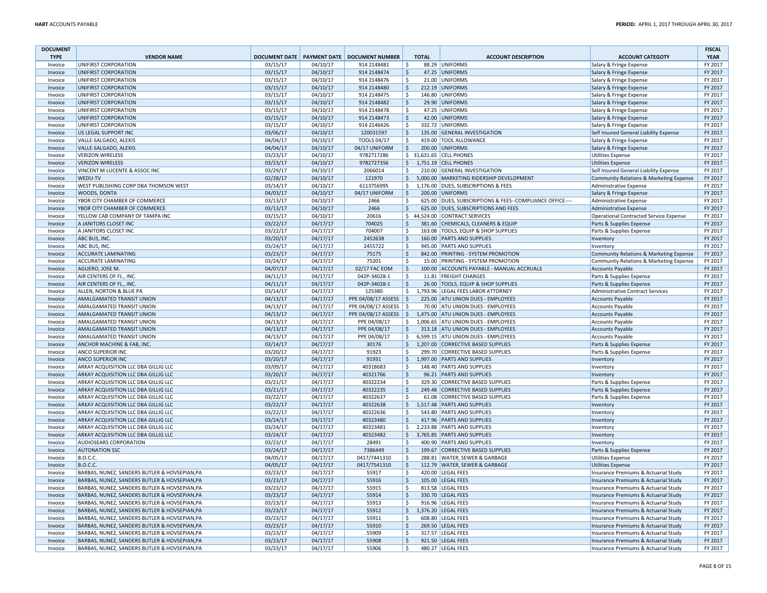| DOCUMENT TYPE | VENDOR NAME | DOCUMENT DATE | PAYMENT DATE | DOCUMENT NUMBER | TOTAL | ACCOUNT DESCRIPTION | ACCOUNT CATEGOTY | FISCAL YEAR |
|---|---|---|---|---|---|---|---|---|
| Invoice | UNIFIRST CORPORATION | 03/15/17 | 04/10/17 | 914 2148481 | $ 88.29 | UNIFORMS | Salary & Fringe Expense | FY 2017 |
| Invoice | UNIFIRST CORPORATION | 03/15/17 | 04/10/17 | 914 2148474 | $ 47.25 | UNIFORMS | Salary & Fringe Expense | FY 2017 |
| Invoice | UNIFIRST CORPORATION | 03/15/17 | 04/10/17 | 914 2148476 | $ 21.00 | UNIFORMS | Salary & Fringe Expense | FY 2017 |
| Invoice | UNIFIRST CORPORATION | 03/15/17 | 04/10/17 | 914 2148480 | $ 212.19 | UNIFORMS | Salary & Fringe Expense | FY 2017 |
| Invoice | UNIFIRST CORPORATION | 03/15/17 | 04/10/17 | 914 2148475 | $ 146.80 | UNIFORMS | Salary & Fringe Expense | FY 2017 |
| Invoice | UNIFIRST CORPORATION | 03/15/17 | 04/10/17 | 914 2148482 | $ 29.90 | UNIFORMS | Salary & Fringe Expense | FY 2017 |
| Invoice | UNIFIRST CORPORATION | 03/15/17 | 04/10/17 | 914 2148478 | $ 47.25 | UNIFORMS | Salary & Fringe Expense | FY 2017 |
| Invoice | UNIFIRST CORPORATION | 03/15/17 | 04/10/17 | 914 2148473 | $ 42.00 | UNIFORMS | Salary & Fringe Expense | FY 2017 |
| Invoice | UNIFIRST CORPORATION | 03/15/17 | 04/10/17 | 914 2146426 | $ 332.72 | UNIFORMS | Salary & Fringe Expense | FY 2017 |
| Invoice | US LEGAL SUPPORT INC | 03/06/17 | 04/10/17 | 120031597 | $ 135.00 | GENERAL INVESTIGATION | Self Insured General Liability Expense | FY 2017 |
| Invoice | VALLE-SALGADO, ALEXIS | 04/04/17 | 04/10/17 | TOOLS 04/17 | $ 419.00 | TOOL ALLOWANCE | Salary & Fringe Expense | FY 2017 |
| Invoice | VALLE-SALGADO, ALEXIS | 04/04/17 | 04/10/17 | 04/17 UNIFORM | $ 200.00 | UNIFORMS | Salary & Fringe Expense | FY 2017 |
| Invoice | VERIZON WIRELESS | 03/23/17 | 04/10/17 | 9782717286 | $ 31,631.65 | CELL PHONES | Utilities Expense | FY 2017 |
| Invoice | VERIZON WIRELESS | 03/23/17 | 04/10/17 | 9782727356 | $ 1,751.19 | CELL PHONES | Utilities Expense | FY 2017 |
| Invoice | VINCENT M LUCENTE & ASSOC INC | 03/29/17 | 04/10/17 | 2066014 | $ 210.00 | GENERAL INVESTIGATION | Self Insured General Liability Expense | FY 2017 |
| Invoice | WEDU-TV | 02/28/17 | 04/10/17 | 121970 | $ 5,000.00 | MARKETING RIDERSHIP DEVELOPMENT | Community Relations & Marketing Expense | FY 2017 |
| Invoice | WEST PUBLISHING CORP DBA THOMSON WEST | 03/14/17 | 04/10/17 | 6113756995 | $ 1,176.00 | DUES, SUBSCRIPTIONS & FEES | Administrative Expense | FY 2017 |
| Invoice | WOODS, DONTA | 04/03/17 | 04/10/17 | 04/17 UNIFORM | $ 200.00 | UNIFORMS | Salary & Fringe Expense | FY 2017 |
| Invoice | YBOR CITY CHAMBER OF COMMERCE | 03/13/17 | 04/10/17 | 2466 | $ 625.00 | DUES, SUBSCRIPTIONS & FEES--COMPLIANCE OFFICE---- | Administrative Expense | FY 2017 |
| Invoice | YBOR CITY CHAMBER OF COMMERCE | 03/13/17 | 04/10/17 | 2466 | $ 625.00 | DUES, SUBSCRIPTIONS AND FEES | Administrative Expense | FY 2017 |
| Invoice | YELLOW CAB COMPANY OF TAMPA INC | 03/15/17 | 04/10/17 | 20616 | $ 44,524.00 | CONTRACT SERVICES | Operational Contracted Service Expense | FY 2017 |
| Invoice | A JANITORS CLOSET INC | 03/22/17 | 04/17/17 | 704025 | $ 381.60 | CHEMICALS, CLEANERS & EQUIP | Parts & Supplies Expense | FY 2017 |
| Invoice | A JANITORS CLOSET INC | 03/22/17 | 04/17/17 | 704007 | $ 163.08 | TOOLS, EQUIP & SHOP SUPPLIES | Parts & Supplies Expense | FY 2017 |
| Invoice | ABC BUS, INC. | 03/20/17 | 04/17/17 | 2452638 | $ 160.00 | PARTS AND SUPPLIES | Inventory | FY 2017 |
| Invoice | ABC BUS, INC. | 03/24/17 | 04/17/17 | 2455722 | $ 945.00 | PARTS AND SUPPLIES | Inventory | FY 2017 |
| Invoice | ACCURATE LAMINATING | 03/23/17 | 04/17/17 | 75175 | $ 842.00 | PRINTING - SYSTEM PROMOTION | Community Relations & Marketing Expense | FY 2017 |
| Invoice | ACCURATE LAMINATING | 03/24/17 | 04/17/17 | 75201 | $ 15.00 | PRINTING - SYSTEM PROMOTION | Community Relations & Marketing Expense | FY 2017 |
| Invoice | AGUERO, JOSE M. | 04/07/17 | 04/17/17 | 02/17 FAC EOM | $ 100.00 | ACCOUNTS PAYABLE - MANUAL ACCRUALS | Accounts Payable | FY 2017 |
| Invoice | AIR CENTERS OF FL., INC. | 04/11/17 | 04/17/17 | 042P-34028-1 | $ 11.81 | FREIGHT CHARGES | Parts & Supplies Expense | FY 2017 |
| Invoice | AIR CENTERS OF FL., INC. | 04/11/17 | 04/17/17 | 042P-34028-1 | $ 26.00 | TOOLS, EQUIP & SHOP SUPPLIES | Parts & Supplies Expense | FY 2017 |
| Invoice | ALLEN, NORTON & BLUE PA | 03/14/17 | 04/17/17 | 125380 | $ 1,793.96 | LEGAL FEES LABOR ATTORNEY | Administrative Contract Services | FY 2017 |
| Invoice | AMALGAMATED TRANSIT UNION | 04/13/17 | 04/17/17 | PPE 04/08/17 ASSESS | $ 225.00 | ATU UNION DUES - EMPLOYEES | Accounts Payable | FY 2017 |
| Invoice | AMALGAMATED TRANSIT UNION | 04/13/17 | 04/17/17 | PPE 04/08/17 ASSESS | $ 70.00 | ATU UNION DUES - EMPLOYEES | Accounts Payable | FY 2017 |
| Invoice | AMALGAMATED TRANSIT UNION | 04/13/17 | 04/17/17 | PPE 04/08/17 ASSESS | $ 1,475.00 | ATU UNION DUES - EMPLOYEES | Accounts Payable | FY 2017 |
| Invoice | AMALGAMATED TRANSIT UNION | 04/13/17 | 04/17/17 | PPE 04/08/17 | $ 1,006.65 | ATU UNION DUES - EMPLOYEES | Accounts Payable | FY 2017 |
| Invoice | AMALGAMATED TRANSIT UNION | 04/13/17 | 04/17/17 | PPE 04/08/17 | $ 313.18 | ATU UNION DUES - EMPLOYEES | Accounts Payable | FY 2017 |
| Invoice | AMALGAMATED TRANSIT UNION | 04/13/17 | 04/17/17 | PPE 04/08/17 | $ 6,599.15 | ATU UNION DUES - EMPLOYEES | Accounts Payable | FY 2017 |
| Invoice | ANCHOR MACHINE & FAB, INC. | 03/14/17 | 04/17/17 | 30176 | $ 1,207.00 | CORRECTIVE BASED SUPPLIES | Parts & Supplies Expense | FY 2017 |
| Invoice | ANCO SUPERIOR INC | 03/20/17 | 04/17/17 | 91923 | $ 299.70 | CORRECTIVE BASED SUPPLIES | Parts & Supplies Expense | FY 2017 |
| Invoice | ANCO SUPERIOR INC | 03/20/17 | 04/17/17 | 91931 | $ 1,997.00 | PARTS AND SUPPLIES | Inventory | FY 2017 |
| Invoice | ARKAY ACQUISITION LLC DBA GILLIG LLC | 03/09/17 | 04/17/17 | 40318683 | $ 148.40 | PARTS AND SUPPLIES | Inventory | FY 2017 |
| Invoice | ARKAY ACQUISITION LLC DBA GILLIG LLC | 03/20/17 | 04/17/17 | 40321766 | $ 96.21 | PARTS AND SUPPLIES | Inventory | FY 2017 |
| Invoice | ARKAY ACQUISITION LLC DBA GILLIG LLC | 03/21/17 | 04/17/17 | 40322234 | $ 329.30 | CORRECTIVE BASED SUPPLIES | Parts & Supplies Expense | FY 2017 |
| Invoice | ARKAY ACQUISITION LLC DBA GILLIG LLC | 03/21/17 | 04/17/17 | 40322235 | $ 249.48 | CORRECTIVE BASED SUPPLIES | Parts & Supplies Expense | FY 2017 |
| Invoice | ARKAY ACQUISITION LLC DBA GILLIG LLC | 03/22/17 | 04/17/17 | 40322637 | $ 61.08 | CORRECTIVE BASED SUPPLIES | Parts & Supplies Expense | FY 2017 |
| Invoice | ARKAY ACQUISITION LLC DBA GILLIG LLC | 03/22/17 | 04/17/17 | 40322638 | $ 1,517.48 | PARTS AND SUPPLIES | Inventory | FY 2017 |
| Invoice | ARKAY ACQUISITION LLC DBA GILLIG LLC | 03/22/17 | 04/17/17 | 40322636 | $ 543.80 | PARTS AND SUPPLIES | Inventory | FY 2017 |
| Invoice | ARKAY ACQUISITION LLC DBA GILLIG LLC | 03/24/17 | 04/17/17 | 40323480 | $ 417.96 | PARTS AND SUPPLIES | Inventory | FY 2017 |
| Invoice | ARKAY ACQUISITION LLC DBA GILLIG LLC | 03/24/17 | 04/17/17 | 40323481 | $ 2,233.88 | PARTS AND SUPPLIES | Inventory | FY 2017 |
| Invoice | ARKAY ACQUISITION LLC DBA GILLIG LLC | 03/24/17 | 04/17/17 | 40323482 | $ 3,765.85 | PARTS AND SUPPLIES | Inventory | FY 2017 |
| Invoice | AUDIOSEARS CORPORATION | 03/23/17 | 04/17/17 | 28491 | $ 400.90 | PARTS AND SUPPLIES | Inventory | FY 2017 |
| Invoice | AUTONATION SSC | 03/24/17 | 04/17/17 | 7386449 | $ 199.67 | CORRECTIVE BASED SUPPLIES | Parts & Supplies Expense | FY 2017 |
| Invoice | B.O.C.C. | 04/05/17 | 04/17/17 | 0417/7441310 | $ 288.81 | WATER, SEWER & GARBAGE | Utilities Expense | FY 2017 |
| Invoice | B.O.C.C. | 04/05/17 | 04/17/17 | 0417/7541310 | $ 112.79 | WATER, SEWER & GARBAGE | Utilities Expense | FY 2017 |
| Invoice | BARBAS, NUNEZ, SANDERS BUTLER & HOVSEPIAN,PA | 03/23/17 | 04/17/17 | 55917 | $ 420.00 | LEGAL FEES | Insurance Premiums & Actuarial Study | FY 2017 |
| Invoice | BARBAS, NUNEZ, SANDERS BUTLER & HOVSEPIAN,PA | 03/23/17 | 04/17/17 | 55916 | $ 105.00 | LEGAL FEES | Insurance Premiums & Actuarial Study | FY 2017 |
| Invoice | BARBAS, NUNEZ, SANDERS BUTLER & HOVSEPIAN,PA | 03/23/17 | 04/17/17 | 55915 | $ 813.58 | LEGAL FEES | Insurance Premiums & Actuarial Study | FY 2017 |
| Invoice | BARBAS, NUNEZ, SANDERS BUTLER & HOVSEPIAN,PA | 03/23/17 | 04/17/17 | 55914 | $ 330.70 | LEGAL FEES | Insurance Premiums & Actuarial Study | FY 2017 |
| Invoice | BARBAS, NUNEZ, SANDERS BUTLER & HOVSEPIAN,PA | 03/23/17 | 04/17/17 | 55913 | $ 916.96 | LEGAL FEES | Insurance Premiums & Actuarial Study | FY 2017 |
| Invoice | BARBAS, NUNEZ, SANDERS BUTLER & HOVSEPIAN,PA | 03/23/17 | 04/17/17 | 55912 | $ 1,376.20 | LEGAL FEES | Insurance Premiums & Actuarial Study | FY 2017 |
| Invoice | BARBAS, NUNEZ, SANDERS BUTLER & HOVSEPIAN,PA | 03/23/17 | 04/17/17 | 55911 | $ 608.80 | LEGAL FEES | Insurance Premiums & Actuarial Study | FY 2017 |
| Invoice | BARBAS, NUNEZ, SANDERS BUTLER & HOVSEPIAN,PA | 03/23/17 | 04/17/17 | 55910 | $ 269.50 | LEGAL FEES | Insurance Premiums & Actuarial Study | FY 2017 |
| Invoice | BARBAS, NUNEZ, SANDERS BUTLER & HOVSEPIAN,PA | 03/23/17 | 04/17/17 | 55909 | $ 317.57 | LEGAL FEES | Insurance Premiums & Actuarial Study | FY 2017 |
| Invoice | BARBAS, NUNEZ, SANDERS BUTLER & HOVSEPIAN,PA | 03/23/17 | 04/17/17 | 55908 | $ 921.50 | LEGAL FEES | Insurance Premiums & Actuarial Study | FY 2017 |
| Invoice | BARBAS, NUNEZ, SANDERS BUTLER & HOVSEPIAN,PA | 03/23/17 | 04/17/17 | 55906 | $ 480.27 | LEGAL FEES | Insurance Premiums & Actuarial Study | FY 2017 |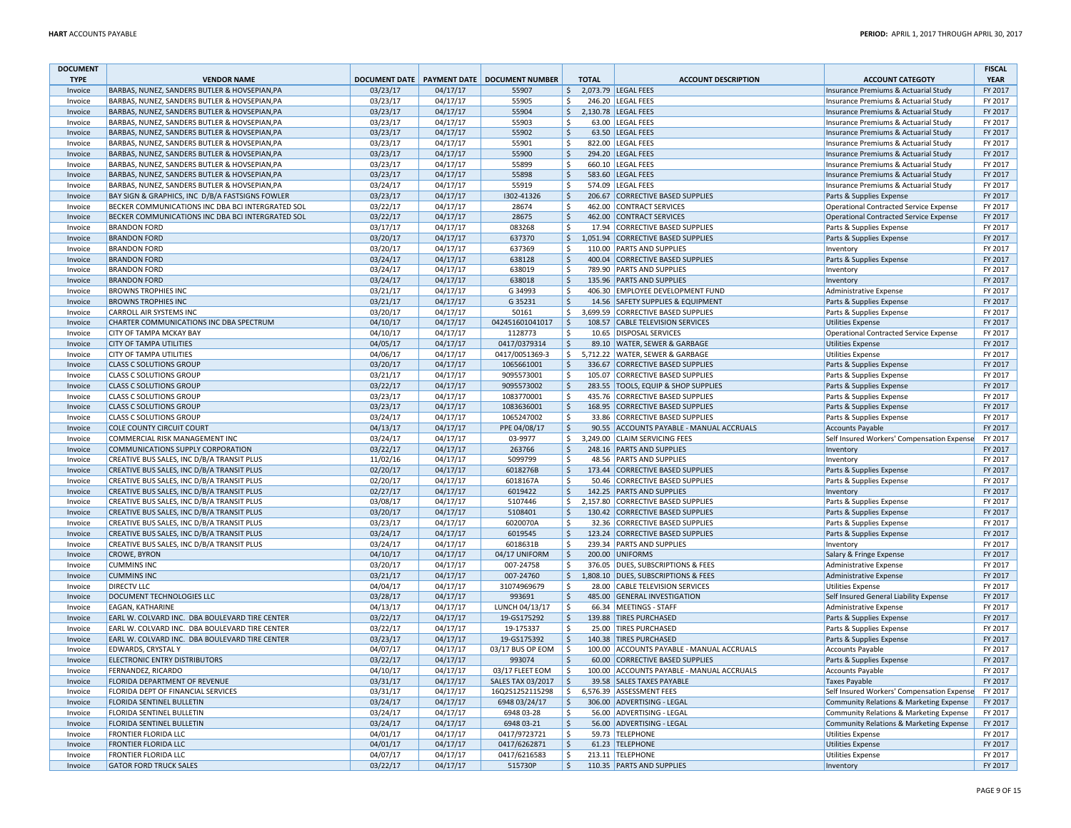| DOCUMENT TYPE | VENDOR NAME | DOCUMENT DATE | PAYMENT DATE | DOCUMENT NUMBER | TOTAL | ACCOUNT DESCRIPTION | ACCOUNT CATEGOTY | FISCAL YEAR |
|---|---|---|---|---|---|---|---|---|
| Invoice | BARBAS, NUNEZ, SANDERS BUTLER & HOVSEPIAN,PA | 03/23/17 | 04/17/17 | 55907 | $ 2,073.79 | LEGAL FEES | Insurance Premiums & Actuarial Study | FY 2017 |
| Invoice | BARBAS, NUNEZ, SANDERS BUTLER & HOVSEPIAN,PA | 03/23/17 | 04/17/17 | 55905 | $ 246.20 | LEGAL FEES | Insurance Premiums & Actuarial Study | FY 2017 |
| Invoice | BARBAS, NUNEZ, SANDERS BUTLER & HOVSEPIAN,PA | 03/23/17 | 04/17/17 | 55904 | $ 2,130.78 | LEGAL FEES | Insurance Premiums & Actuarial Study | FY 2017 |
| Invoice | BARBAS, NUNEZ, SANDERS BUTLER & HOVSEPIAN,PA | 03/23/17 | 04/17/17 | 55903 | $ 63.00 | LEGAL FEES | Insurance Premiums & Actuarial Study | FY 2017 |
| Invoice | BARBAS, NUNEZ, SANDERS BUTLER & HOVSEPIAN,PA | 03/23/17 | 04/17/17 | 55902 | $ 63.50 | LEGAL FEES | Insurance Premiums & Actuarial Study | FY 2017 |
| Invoice | BARBAS, NUNEZ, SANDERS BUTLER & HOVSEPIAN,PA | 03/23/17 | 04/17/17 | 55901 | $ 822.00 | LEGAL FEES | Insurance Premiums & Actuarial Study | FY 2017 |
| Invoice | BARBAS, NUNEZ, SANDERS BUTLER & HOVSEPIAN,PA | 03/23/17 | 04/17/17 | 55900 | $ 294.20 | LEGAL FEES | Insurance Premiums & Actuarial Study | FY 2017 |
| Invoice | BARBAS, NUNEZ, SANDERS BUTLER & HOVSEPIAN,PA | 03/23/17 | 04/17/17 | 55899 | $ 660.10 | LEGAL FEES | Insurance Premiums & Actuarial Study | FY 2017 |
| Invoice | BARBAS, NUNEZ, SANDERS BUTLER & HOVSEPIAN,PA | 03/23/17 | 04/17/17 | 55898 | $ 583.60 | LEGAL FEES | Insurance Premiums & Actuarial Study | FY 2017 |
| Invoice | BARBAS, NUNEZ, SANDERS BUTLER & HOVSEPIAN,PA | 03/24/17 | 04/17/17 | 55919 | $ 574.09 | LEGAL FEES | Insurance Premiums & Actuarial Study | FY 2017 |
| Invoice | BAY SIGN & GRAPHICS, INC D/B/A FASTSIGNS FOWLER | 03/23/17 | 04/17/17 | I302-41326 | $ 206.67 | CORRECTIVE BASED SUPPLIES | Parts & Supplies Expense | FY 2017 |
| Invoice | BECKER COMMUNICATIONS INC DBA BCI INTERGRATED SOL | 03/22/17 | 04/17/17 | 28674 | $ 462.00 | CONTRACT SERVICES | Operational Contracted Service Expense | FY 2017 |
| Invoice | BECKER COMMUNICATIONS INC DBA BCI INTERGRATED SOL | 03/22/17 | 04/17/17 | 28675 | $ 462.00 | CONTRACT SERVICES | Operational Contracted Service Expense | FY 2017 |
| Invoice | BRANDON FORD | 03/17/17 | 04/17/17 | 083268 | $ 17.94 | CORRECTIVE BASED SUPPLIES | Parts & Supplies Expense | FY 2017 |
| Invoice | BRANDON FORD | 03/20/17 | 04/17/17 | 637370 | $ 1,051.94 | CORRECTIVE BASED SUPPLIES | Parts & Supplies Expense | FY 2017 |
| Invoice | BRANDON FORD | 03/20/17 | 04/17/17 | 637369 | $ 110.00 | PARTS AND SUPPLIES | Inventory | FY 2017 |
| Invoice | BRANDON FORD | 03/24/17 | 04/17/17 | 638128 | $ 400.04 | CORRECTIVE BASED SUPPLIES | Parts & Supplies Expense | FY 2017 |
| Invoice | BRANDON FORD | 03/24/17 | 04/17/17 | 638019 | $ 789.90 | PARTS AND SUPPLIES | Inventory | FY 2017 |
| Invoice | BRANDON FORD | 03/24/17 | 04/17/17 | 638018 | $ 135.96 | PARTS AND SUPPLIES | Inventory | FY 2017 |
| Invoice | BROWNS TROPHIES INC | 03/21/17 | 04/17/17 | G 34993 | $ 406.30 | EMPLOYEE DEVELOPMENT FUND | Administrative Expense | FY 2017 |
| Invoice | BROWNS TROPHIES INC | 03/21/17 | 04/17/17 | G 35231 | $ 14.56 | SAFETY SUPPLIES & EQUIPMENT | Parts & Supplies Expense | FY 2017 |
| Invoice | CARROLL AIR SYSTEMS INC | 03/20/17 | 04/17/17 | 50161 | $ 3,699.59 | CORRECTIVE BASED SUPPLIES | Parts & Supplies Expense | FY 2017 |
| Invoice | CHARTER COMMUNICATIONS INC DBA SPECTRUM | 04/10/17 | 04/17/17 | 042451601041017 | $ 108.57 | CABLE TELEVISION SERVICES | Utilities Expense | FY 2017 |
| Invoice | CITY OF TAMPA MCKAY BAY | 04/10/17 | 04/17/17 | 1128773 | $ 10.65 | DISPOSAL SERVICES | Operational Contracted Service Expense | FY 2017 |
| Invoice | CITY OF TAMPA UTILITIES | 04/05/17 | 04/17/17 | 0417/0379314 | $ 89.10 | WATER, SEWER & GARBAGE | Utilities Expense | FY 2017 |
| Invoice | CITY OF TAMPA UTILITIES | 04/06/17 | 04/17/17 | 0417/0051369-3 | $ 5,712.22 | WATER, SEWER & GARBAGE | Utilities Expense | FY 2017 |
| Invoice | CLASS C SOLUTIONS GROUP | 03/20/17 | 04/17/17 | 1065661001 | $ 336.67 | CORRECTIVE BASED SUPPLIES | Parts & Supplies Expense | FY 2017 |
| Invoice | CLASS C SOLUTIONS GROUP | 03/21/17 | 04/17/17 | 9095573001 | $ 105.07 | CORRECTIVE BASED SUPPLIES | Parts & Supplies Expense | FY 2017 |
| Invoice | CLASS C SOLUTIONS GROUP | 03/22/17 | 04/17/17 | 9095573002 | $ 283.55 | TOOLS, EQUIP & SHOP SUPPLIES | Parts & Supplies Expense | FY 2017 |
| Invoice | CLASS C SOLUTIONS GROUP | 03/23/17 | 04/17/17 | 1083770001 | $ 435.76 | CORRECTIVE BASED SUPPLIES | Parts & Supplies Expense | FY 2017 |
| Invoice | CLASS C SOLUTIONS GROUP | 03/23/17 | 04/17/17 | 1083636001 | $ 168.95 | CORRECTIVE BASED SUPPLIES | Parts & Supplies Expense | FY 2017 |
| Invoice | CLASS C SOLUTIONS GROUP | 03/24/17 | 04/17/17 | 1065247002 | $ 33.86 | CORRECTIVE BASED SUPPLIES | Parts & Supplies Expense | FY 2017 |
| Invoice | COLE COUNTY CIRCUIT COURT | 04/13/17 | 04/17/17 | PPE 04/08/17 | $ 90.55 | ACCOUNTS PAYABLE - MANUAL ACCRUALS | Accounts Payable | FY 2017 |
| Invoice | COMMERCIAL RISK MANAGEMENT INC | 03/24/17 | 04/17/17 | 03-9977 | $ 3,249.00 | CLAIM SERVICING FEES | Self Insured Workers' Compensation Expense | FY 2017 |
| Invoice | COMMUNICATIONS SUPPLY CORPORATION | 03/22/17 | 04/17/17 | 263766 | $ 248.16 | PARTS AND SUPPLIES | Inventory | FY 2017 |
| Invoice | CREATIVE BUS SALES, INC D/B/A TRANSIT PLUS | 11/02/16 | 04/17/17 | 5099799 | $ 48.56 | PARTS AND SUPPLIES | Inventory | FY 2017 |
| Invoice | CREATIVE BUS SALES, INC D/B/A TRANSIT PLUS | 02/20/17 | 04/17/17 | 6018276B | $ 173.44 | CORRECTIVE BASED SUPPLIES | Parts & Supplies Expense | FY 2017 |
| Invoice | CREATIVE BUS SALES, INC D/B/A TRANSIT PLUS | 02/20/17 | 04/17/17 | 6018167A | $ 50.46 | CORRECTIVE BASED SUPPLIES | Parts & Supplies Expense | FY 2017 |
| Invoice | CREATIVE BUS SALES, INC D/B/A TRANSIT PLUS | 02/27/17 | 04/17/17 | 6019422 | $ 142.25 | PARTS AND SUPPLIES | Inventory | FY 2017 |
| Invoice | CREATIVE BUS SALES, INC D/B/A TRANSIT PLUS | 03/08/17 | 04/17/17 | 5107446 | $ 2,157.80 | CORRECTIVE BASED SUPPLIES | Parts & Supplies Expense | FY 2017 |
| Invoice | CREATIVE BUS SALES, INC D/B/A TRANSIT PLUS | 03/20/17 | 04/17/17 | 5108401 | $ 130.42 | CORRECTIVE BASED SUPPLIES | Parts & Supplies Expense | FY 2017 |
| Invoice | CREATIVE BUS SALES, INC D/B/A TRANSIT PLUS | 03/23/17 | 04/17/17 | 6020070A | $ 32.36 | CORRECTIVE BASED SUPPLIES | Parts & Supplies Expense | FY 2017 |
| Invoice | CREATIVE BUS SALES, INC D/B/A TRANSIT PLUS | 03/24/17 | 04/17/17 | 6019545 | $ 123.24 | CORRECTIVE BASED SUPPLIES | Parts & Supplies Expense | FY 2017 |
| Invoice | CREATIVE BUS SALES, INC D/B/A TRANSIT PLUS | 03/24/17 | 04/17/17 | 6018631B | $ 239.34 | PARTS AND SUPPLIES | Inventory | FY 2017 |
| Invoice | CROWE, BYRON | 04/10/17 | 04/17/17 | 04/17 UNIFORM | $ 200.00 | UNIFORMS | Salary & Fringe Expense | FY 2017 |
| Invoice | CUMMINS INC | 03/20/17 | 04/17/17 | 007-24758 | $ 376.05 | DUES, SUBSCRIPTIONS & FEES | Administrative Expense | FY 2017 |
| Invoice | CUMMINS INC | 03/21/17 | 04/17/17 | 007-24760 | $ 1,808.10 | DUES, SUBSCRIPTIONS & FEES | Administrative Expense | FY 2017 |
| Invoice | DIRECTV LLC | 04/04/17 | 04/17/17 | 31074969679 | $ 28.00 | CABLE TELEVISION SERVICES | Utilities Expense | FY 2017 |
| Invoice | DOCUMENT TECHNOLOGIES LLC | 03/28/17 | 04/17/17 | 993691 | $ 485.00 | GENERAL INVESTIGATION | Self Insured General Liability Expense | FY 2017 |
| Invoice | EAGAN, KATHARINE | 04/13/17 | 04/17/17 | LUNCH 04/13/17 | $ 66.34 | MEETINGS - STAFF | Administrative Expense | FY 2017 |
| Invoice | EARL W. COLVARD INC. DBA BOULEVARD TIRE CENTER | 03/22/17 | 04/17/17 | 19-GS175292 | $ 139.88 | TIRES PURCHASED | Parts & Supplies Expense | FY 2017 |
| Invoice | EARL W. COLVARD INC. DBA BOULEVARD TIRE CENTER | 03/22/17 | 04/17/17 | 19-175337 | $ 25.00 | TIRES PURCHASED | Parts & Supplies Expense | FY 2017 |
| Invoice | EARL W. COLVARD INC. DBA BOULEVARD TIRE CENTER | 03/23/17 | 04/17/17 | 19-GS175392 | $ 140.38 | TIRES PURCHASED | Parts & Supplies Expense | FY 2017 |
| Invoice | EDWARDS, CRYSTAL Y | 04/07/17 | 04/17/17 | 03/17 BUS OP EOM | $ 100.00 | ACCOUNTS PAYABLE - MANUAL ACCRUALS | Accounts Payable | FY 2017 |
| Invoice | ELECTRONIC ENTRY DISTRIBUTORS | 03/22/17 | 04/17/17 | 993074 | $ 60.00 | CORRECTIVE BASED SUPPLIES | Parts & Supplies Expense | FY 2017 |
| Invoice | FERNANDEZ, RICARDO | 04/10/17 | 04/17/17 | 03/17 FLEET EOM | $ 100.00 | ACCOUNTS PAYABLE - MANUAL ACCRUALS | Accounts Payable | FY 2017 |
| Invoice | FLORIDA DEPARTMENT OF REVENUE | 03/31/17 | 04/17/17 | SALES TAX 03/2017 | $ 39.58 | SALES TAXES PAYABLE | Taxes Payable | FY 2017 |
| Invoice | FLORIDA DEPT OF FINANCIAL SERVICES | 03/31/17 | 04/17/17 | 16Q2S1252115298 | $ 6,576.39 | ASSESSMENT FEES | Self Insured Workers' Compensation Expense | FY 2017 |
| Invoice | FLORIDA SENTINEL BULLETIN | 03/24/17 | 04/17/17 | 6948 03/24/17 | $ 306.00 | ADVERTISING - LEGAL | Community Relations & Marketing Expense | FY 2017 |
| Invoice | FLORIDA SENTINEL BULLETIN | 03/24/17 | 04/17/17 | 6948 03-28 | $ 56.00 | ADVERTISING - LEGAL | Community Relations & Marketing Expense | FY 2017 |
| Invoice | FLORIDA SENTINEL BULLETIN | 03/24/17 | 04/17/17 | 6948 03-21 | $ 56.00 | ADVERTISING - LEGAL | Community Relations & Marketing Expense | FY 2017 |
| Invoice | FRONTIER FLORIDA LLC | 04/01/17 | 04/17/17 | 0417/9723721 | $ 59.73 | TELEPHONE | Utilities Expense | FY 2017 |
| Invoice | FRONTIER FLORIDA LLC | 04/01/17 | 04/17/17 | 0417/6262871 | $ 61.23 | TELEPHONE | Utilities Expense | FY 2017 |
| Invoice | FRONTIER FLORIDA LLC | 04/07/17 | 04/17/17 | 0417/6216583 | $ 213.11 | TELEPHONE | Utilities Expense | FY 2017 |
| Invoice | GATOR FORD TRUCK SALES | 03/22/17 | 04/17/17 | 515730P | $ 110.35 | PARTS AND SUPPLIES | Inventory | FY 2017 |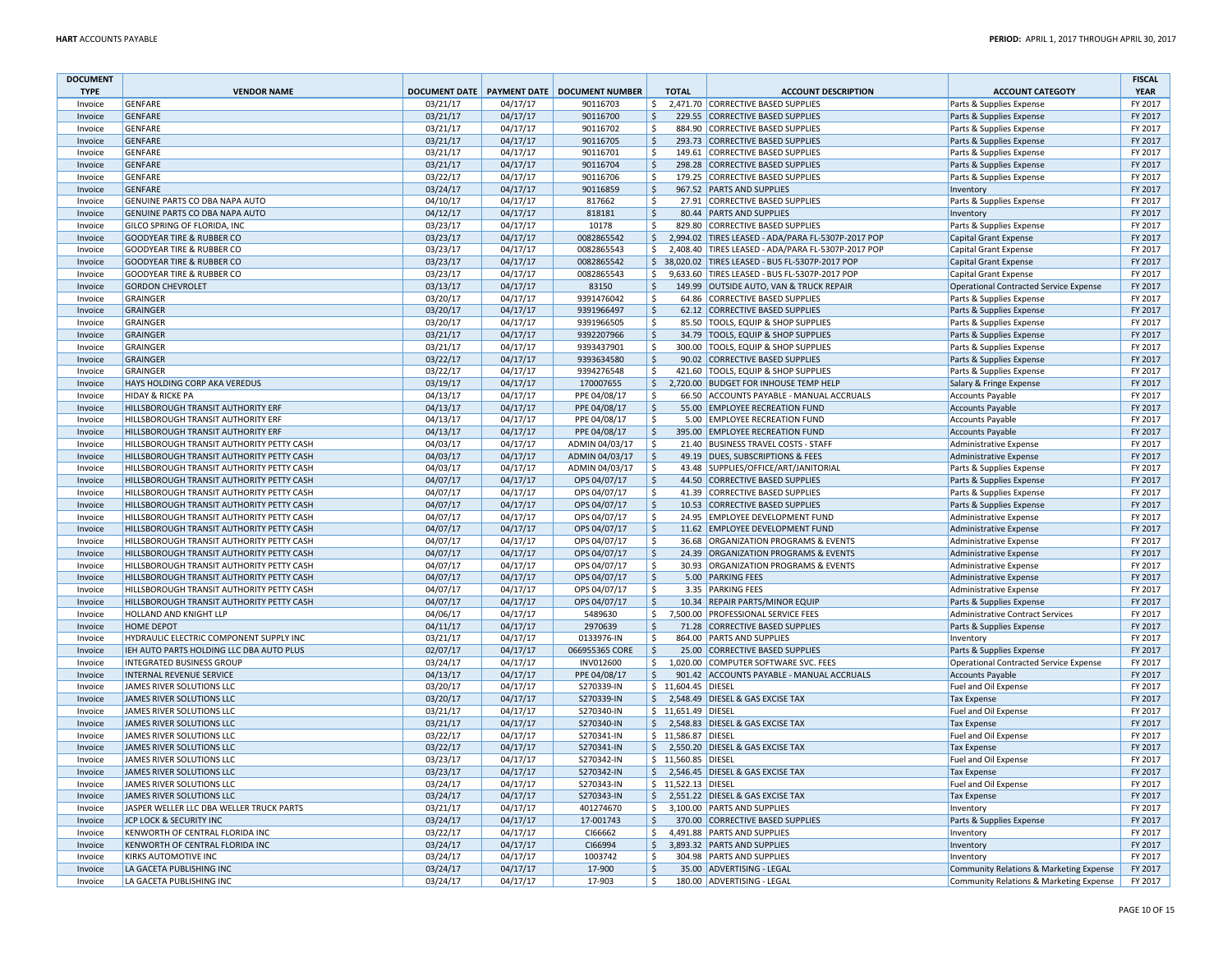| DOCUMENT TYPE | VENDOR NAME | DOCUMENT DATE | PAYMENT DATE | DOCUMENT NUMBER | TOTAL | ACCOUNT DESCRIPTION | ACCOUNT CATEGOTY | FISCAL YEAR |
|---|---|---|---|---|---|---|---|---|
| Invoice | GENFARE | 03/21/17 | 04/17/17 | 90116703 | $ 2,471.70 | CORRECTIVE BASED SUPPLIES | Parts & Supplies Expense | FY 2017 |
| Invoice | GENFARE | 03/21/17 | 04/17/17 | 90116700 | $ 229.55 | CORRECTIVE BASED SUPPLIES | Parts & Supplies Expense | FY 2017 |
| Invoice | GENFARE | 03/21/17 | 04/17/17 | 90116702 | $ 884.90 | CORRECTIVE BASED SUPPLIES | Parts & Supplies Expense | FY 2017 |
| Invoice | GENFARE | 03/21/17 | 04/17/17 | 90116705 | $ 293.73 | CORRECTIVE BASED SUPPLIES | Parts & Supplies Expense | FY 2017 |
| Invoice | GENFARE | 03/21/17 | 04/17/17 | 90116701 | $ 149.61 | CORRECTIVE BASED SUPPLIES | Parts & Supplies Expense | FY 2017 |
| Invoice | GENFARE | 03/21/17 | 04/17/17 | 90116704 | $ 298.28 | CORRECTIVE BASED SUPPLIES | Parts & Supplies Expense | FY 2017 |
| Invoice | GENFARE | 03/22/17 | 04/17/17 | 90116706 | $ 179.25 | CORRECTIVE BASED SUPPLIES | Parts & Supplies Expense | FY 2017 |
| Invoice | GENFARE | 03/24/17 | 04/17/17 | 90116859 | $ 967.52 | PARTS AND SUPPLIES | Inventory | FY 2017 |
| Invoice | GENUINE PARTS CO DBA NAPA AUTO | 04/10/17 | 04/17/17 | 817662 | $ 27.91 | CORRECTIVE BASED SUPPLIES | Parts & Supplies Expense | FY 2017 |
| Invoice | GENUINE PARTS CO DBA NAPA AUTO | 04/12/17 | 04/17/17 | 818181 | $ 80.44 | PARTS AND SUPPLIES | Inventory | FY 2017 |
| Invoice | GILCO SPRING OF FLORIDA, INC | 03/23/17 | 04/17/17 | 10178 | $ 829.80 | CORRECTIVE BASED SUPPLIES | Parts & Supplies Expense | FY 2017 |
| Invoice | GOODYEAR TIRE & RUBBER CO | 03/23/17 | 04/17/17 | 0082865542 | $ 2,994.02 | TIRES LEASED - ADA/PARA FL-5307P-2017 POP | Capital Grant Expense | FY 2017 |
| Invoice | GOODYEAR TIRE & RUBBER CO | 03/23/17 | 04/17/17 | 0082865543 | $ 2,408.40 | TIRES LEASED - ADA/PARA FL-5307P-2017 POP | Capital Grant Expense | FY 2017 |
| Invoice | GOODYEAR TIRE & RUBBER CO | 03/23/17 | 04/17/17 | 0082865542 | $ 38,020.02 | TIRES LEASED - BUS FL-5307P-2017 POP | Capital Grant Expense | FY 2017 |
| Invoice | GOODYEAR TIRE & RUBBER CO | 03/23/17 | 04/17/17 | 0082865543 | $ 9,633.60 | TIRES LEASED - BUS FL-5307P-2017 POP | Capital Grant Expense | FY 2017 |
| Invoice | GORDON CHEVROLET | 03/13/17 | 04/17/17 | 83150 | $ 149.99 | OUTSIDE AUTO, VAN & TRUCK REPAIR | Operational Contracted Service Expense | FY 2017 |
| Invoice | GRAINGER | 03/20/17 | 04/17/17 | 9391476042 | $ 64.86 | CORRECTIVE BASED SUPPLIES | Parts & Supplies Expense | FY 2017 |
| Invoice | GRAINGER | 03/20/17 | 04/17/17 | 9391966497 | $ 62.12 | CORRECTIVE BASED SUPPLIES | Parts & Supplies Expense | FY 2017 |
| Invoice | GRAINGER | 03/20/17 | 04/17/17 | 9391966505 | $ 85.50 | TOOLS, EQUIP & SHOP SUPPLIES | Parts & Supplies Expense | FY 2017 |
| Invoice | GRAINGER | 03/21/17 | 04/17/17 | 9392207966 | $ 34.79 | TOOLS, EQUIP & SHOP SUPPLIES | Parts & Supplies Expense | FY 2017 |
| Invoice | GRAINGER | 03/21/17 | 04/17/17 | 9393437901 | $ 300.00 | TOOLS, EQUIP & SHOP SUPPLIES | Parts & Supplies Expense | FY 2017 |
| Invoice | GRAINGER | 03/22/17 | 04/17/17 | 9393634580 | $ 90.02 | CORRECTIVE BASED SUPPLIES | Parts & Supplies Expense | FY 2017 |
| Invoice | GRAINGER | 03/22/17 | 04/17/17 | 9394276548 | $ 421.60 | TOOLS, EQUIP & SHOP SUPPLIES | Parts & Supplies Expense | FY 2017 |
| Invoice | HAYS HOLDING CORP AKA VEREDUS | 03/19/17 | 04/17/17 | 170007655 | $ 2,720.00 | BUDGET FOR INHOUSE TEMP HELP | Salary & Fringe Expense | FY 2017 |
| Invoice | HIDAY & RICKE PA | 04/13/17 | 04/17/17 | PPE 04/08/17 | $ 66.50 | ACCOUNTS PAYABLE - MANUAL ACCRUALS | Accounts Payable | FY 2017 |
| Invoice | HILLSBOROUGH TRANSIT AUTHORITY ERF | 04/13/17 | 04/17/17 | PPE 04/08/17 | $ 55.00 | EMPLOYEE RECREATION FUND | Accounts Payable | FY 2017 |
| Invoice | HILLSBOROUGH TRANSIT AUTHORITY ERF | 04/13/17 | 04/17/17 | PPE 04/08/17 | $ 5.00 | EMPLOYEE RECREATION FUND | Accounts Payable | FY 2017 |
| Invoice | HILLSBOROUGH TRANSIT AUTHORITY ERF | 04/13/17 | 04/17/17 | PPE 04/08/17 | $ 395.00 | EMPLOYEE RECREATION FUND | Accounts Payable | FY 2017 |
| Invoice | HILLSBOROUGH TRANSIT AUTHORITY PETTY CASH | 04/03/17 | 04/17/17 | ADMIN 04/03/17 | $ 21.40 | BUSINESS TRAVEL COSTS - STAFF | Administrative Expense | FY 2017 |
| Invoice | HILLSBOROUGH TRANSIT AUTHORITY PETTY CASH | 04/03/17 | 04/17/17 | ADMIN 04/03/17 | $ 49.19 | DUES, SUBSCRIPTIONS & FEES | Administrative Expense | FY 2017 |
| Invoice | HILLSBOROUGH TRANSIT AUTHORITY PETTY CASH | 04/03/17 | 04/17/17 | ADMIN 04/03/17 | $ 43.48 | SUPPLIES/OFFICE/ART/JANITORIAL | Parts & Supplies Expense | FY 2017 |
| Invoice | HILLSBOROUGH TRANSIT AUTHORITY PETTY CASH | 04/07/17 | 04/17/17 | OPS 04/07/17 | $ 44.50 | CORRECTIVE BASED SUPPLIES | Parts & Supplies Expense | FY 2017 |
| Invoice | HILLSBOROUGH TRANSIT AUTHORITY PETTY CASH | 04/07/17 | 04/17/17 | OPS 04/07/17 | $ 41.39 | CORRECTIVE BASED SUPPLIES | Parts & Supplies Expense | FY 2017 |
| Invoice | HILLSBOROUGH TRANSIT AUTHORITY PETTY CASH | 04/07/17 | 04/17/17 | OPS 04/07/17 | $ 10.53 | CORRECTIVE BASED SUPPLIES | Parts & Supplies Expense | FY 2017 |
| Invoice | HILLSBOROUGH TRANSIT AUTHORITY PETTY CASH | 04/07/17 | 04/17/17 | OPS 04/07/17 | $ 24.95 | EMPLOYEE DEVELOPMENT FUND | Administrative Expense | FY 2017 |
| Invoice | HILLSBOROUGH TRANSIT AUTHORITY PETTY CASH | 04/07/17 | 04/17/17 | OPS 04/07/17 | $ 11.62 | EMPLOYEE DEVELOPMENT FUND | Administrative Expense | FY 2017 |
| Invoice | HILLSBOROUGH TRANSIT AUTHORITY PETTY CASH | 04/07/17 | 04/17/17 | OPS 04/07/17 | $ 36.68 | ORGANIZATION PROGRAMS & EVENTS | Administrative Expense | FY 2017 |
| Invoice | HILLSBOROUGH TRANSIT AUTHORITY PETTY CASH | 04/07/17 | 04/17/17 | OPS 04/07/17 | $ 24.39 | ORGANIZATION PROGRAMS & EVENTS | Administrative Expense | FY 2017 |
| Invoice | HILLSBOROUGH TRANSIT AUTHORITY PETTY CASH | 04/07/17 | 04/17/17 | OPS 04/07/17 | $ 30.93 | ORGANIZATION PROGRAMS & EVENTS | Administrative Expense | FY 2017 |
| Invoice | HILLSBOROUGH TRANSIT AUTHORITY PETTY CASH | 04/07/17 | 04/17/17 | OPS 04/07/17 | $ 5.00 | PARKING FEES | Administrative Expense | FY 2017 |
| Invoice | HILLSBOROUGH TRANSIT AUTHORITY PETTY CASH | 04/07/17 | 04/17/17 | OPS 04/07/17 | $ 3.35 | PARKING FEES | Administrative Expense | FY 2017 |
| Invoice | HILLSBOROUGH TRANSIT AUTHORITY PETTY CASH | 04/07/17 | 04/17/17 | OPS 04/07/17 | $ 10.34 | REPAIR PARTS/MINOR EQUIP | Parts & Supplies Expense | FY 2017 |
| Invoice | HOLLAND AND KNIGHT LLP | 04/06/17 | 04/17/17 | 5489630 | $ 7,500.00 | PROFESSIONAL SERVICE FEES | Administrative Contract Services | FY 2017 |
| Invoice | HOME DEPOT | 04/11/17 | 04/17/17 | 2970639 | $ 71.28 | CORRECTIVE BASED SUPPLIES | Parts & Supplies Expense | FY 2017 |
| Invoice | HYDRAULIC ELECTRIC COMPONENT SUPPLY INC | 03/21/17 | 04/17/17 | 0133976-IN | $ 864.00 | PARTS AND SUPPLIES | Inventory | FY 2017 |
| Invoice | IEH AUTO PARTS HOLDING LLC DBA AUTO PLUS | 02/07/17 | 04/17/17 | 066955365 CORE | $ 25.00 | CORRECTIVE BASED SUPPLIES | Parts & Supplies Expense | FY 2017 |
| Invoice | INTEGRATED BUSINESS GROUP | 03/24/17 | 04/17/17 | INV012600 | $ 1,020.00 | COMPUTER SOFTWARE SVC. FEES | Operational Contracted Service Expense | FY 2017 |
| Invoice | INTERNAL REVENUE SERVICE | 04/13/17 | 04/17/17 | PPE 04/08/17 | $ 901.42 | ACCOUNTS PAYABLE - MANUAL ACCRUALS | Accounts Payable | FY 2017 |
| Invoice | JAMES RIVER SOLUTIONS LLC | 03/20/17 | 04/17/17 | S270339-IN | $ 11,604.45 | DIESEL | Fuel and Oil Expense | FY 2017 |
| Invoice | JAMES RIVER SOLUTIONS LLC | 03/20/17 | 04/17/17 | S270339-IN | $ 2,548.49 | DIESEL & GAS EXCISE TAX | Tax Expense | FY 2017 |
| Invoice | JAMES RIVER SOLUTIONS LLC | 03/21/17 | 04/17/17 | S270340-IN | $ 11,651.49 | DIESEL | Fuel and Oil Expense | FY 2017 |
| Invoice | JAMES RIVER SOLUTIONS LLC | 03/21/17 | 04/17/17 | S270340-IN | $ 2,548.83 | DIESEL & GAS EXCISE TAX | Tax Expense | FY 2017 |
| Invoice | JAMES RIVER SOLUTIONS LLC | 03/22/17 | 04/17/17 | S270341-IN | $ 11,586.87 | DIESEL | Fuel and Oil Expense | FY 2017 |
| Invoice | JAMES RIVER SOLUTIONS LLC | 03/22/17 | 04/17/17 | S270341-IN | $ 2,550.20 | DIESEL & GAS EXCISE TAX | Tax Expense | FY 2017 |
| Invoice | JAMES RIVER SOLUTIONS LLC | 03/23/17 | 04/17/17 | S270342-IN | $ 11,560.85 | DIESEL | Fuel and Oil Expense | FY 2017 |
| Invoice | JAMES RIVER SOLUTIONS LLC | 03/23/17 | 04/17/17 | S270342-IN | $ 2,546.45 | DIESEL & GAS EXCISE TAX | Tax Expense | FY 2017 |
| Invoice | JAMES RIVER SOLUTIONS LLC | 03/24/17 | 04/17/17 | S270343-IN | $ 11,522.13 | DIESEL | Fuel and Oil Expense | FY 2017 |
| Invoice | JAMES RIVER SOLUTIONS LLC | 03/24/17 | 04/17/17 | S270343-IN | $ 2,551.22 | DIESEL & GAS EXCISE TAX | Tax Expense | FY 2017 |
| Invoice | JASPER WELLER LLC DBA WELLER TRUCK PARTS | 03/21/17 | 04/17/17 | 401274670 | $ 3,100.00 | PARTS AND SUPPLIES | Inventory | FY 2017 |
| Invoice | JCP LOCK & SECURITY INC | 03/24/17 | 04/17/17 | 17-001743 | $ 370.00 | CORRECTIVE BASED SUPPLIES | Parts & Supplies Expense | FY 2017 |
| Invoice | KENWORTH OF CENTRAL FLORIDA INC | 03/22/17 | 04/17/17 | CI66662 | $ 4,491.88 | PARTS AND SUPPLIES | Inventory | FY 2017 |
| Invoice | KENWORTH OF CENTRAL FLORIDA INC | 03/24/17 | 04/17/17 | CI66994 | $ 3,893.32 | PARTS AND SUPPLIES | Inventory | FY 2017 |
| Invoice | KIRKS AUTOMOTIVE INC | 03/24/17 | 04/17/17 | 1003742 | $ 304.98 | PARTS AND SUPPLIES | Inventory | FY 2017 |
| Invoice | LA GACETA PUBLISHING INC | 03/24/17 | 04/17/17 | 17-900 | $ 35.00 | ADVERTISING - LEGAL | Community Relations & Marketing Expense | FY 2017 |
| Invoice | LA GACETA PUBLISHING INC | 03/24/17 | 04/17/17 | 17-903 | $ 180.00 | ADVERTISING - LEGAL | Community Relations & Marketing Expense | FY 2017 |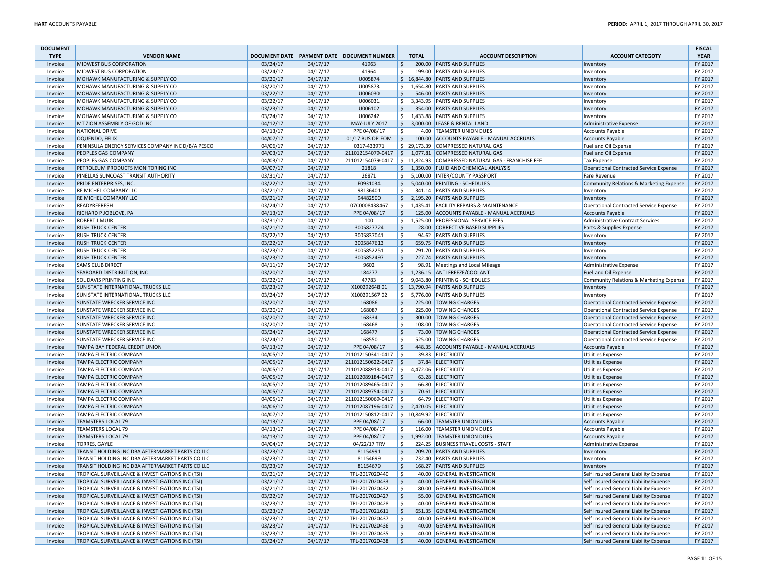| DOCUMENT TYPE | VENDOR NAME | DOCUMENT DATE | PAYMENT DATE | DOCUMENT NUMBER | TOTAL | ACCOUNT DESCRIPTION | ACCOUNT CATEGOTY | FISCAL YEAR |
|---|---|---|---|---|---|---|---|---|
| Invoice | MIDWEST BUS CORPORATION | 03/24/17 | 04/17/17 | 41963 | $ 200.00 | PARTS AND SUPPLIES | Inventory | FY 2017 |
| Invoice | MIDWEST BUS CORPORATION | 03/24/17 | 04/17/17 | 41964 | $ 199.00 | PARTS AND SUPPLIES | Inventory | FY 2017 |
| Invoice | MOHAWK MANUFACTURING & SUPPLY CO | 03/20/17 | 04/17/17 | U005874 | $ 16,844.80 | PARTS AND SUPPLIES | Inventory | FY 2017 |
| Invoice | MOHAWK MANUFACTURING & SUPPLY CO | 03/20/17 | 04/17/17 | U005873 | $ 1,654.80 | PARTS AND SUPPLIES | Inventory | FY 2017 |
| Invoice | MOHAWK MANUFACTURING & SUPPLY CO | 03/22/17 | 04/17/17 | U006030 | $ 546.00 | PARTS AND SUPPLIES | Inventory | FY 2017 |
| Invoice | MOHAWK MANUFACTURING & SUPPLY CO | 03/22/17 | 04/17/17 | U006031 | $ 3,343.95 | PARTS AND SUPPLIES | Inventory | FY 2017 |
| Invoice | MOHAWK MANUFACTURING & SUPPLY CO | 03/23/17 | 04/17/17 | U006102 | $ 354.00 | PARTS AND SUPPLIES | Inventory | FY 2017 |
| Invoice | MOHAWK MANUFACTURING & SUPPLY CO | 03/24/17 | 04/17/17 | U006242 | $ 1,433.88 | PARTS AND SUPPLIES | Inventory | FY 2017 |
| Invoice | MT ZION ASSEMBLY OF GOD INC | 04/12/17 | 04/17/17 | MAY-JULY 2017 | $ 3,000.00 | LEASE & RENTAL LAND | Administrative Expense | FY 2017 |
| Invoice | NATIONAL DRIVE | 04/13/17 | 04/17/17 | PPE 04/08/17 | $ 4.00 | TEAMSTER UNION DUES | Accounts Payable | FY 2017 |
| Invoice | OQUENDO, FELIX | 04/07/17 | 04/17/17 | 01/17 BUS OP EOM | $ 100.00 | ACCOUNTS PAYABLE - MANUAL ACCRUALS | Accounts Payable | FY 2017 |
| Invoice | PENINSULA ENERGY SERVICES COMPANY INC D/B/A PESCO | 04/06/17 | 04/17/17 | 0317-433971 | $ 29,173.39 | COMPRESSED NATURAL GAS | Fuel and Oil Expense | FY 2017 |
| Invoice | PEOPLES GAS COMPANY | 04/03/17 | 04/17/17 | 211012154079-0417 | $ 1,077.81 | COMPRESSED NATURAL GAS | Fuel and Oil Expense | FY 2017 |
| Invoice | PEOPLES GAS COMPANY | 04/03/17 | 04/17/17 | 211012154079-0417 | $ 11,824.93 | COMPRESSED NATURAL GAS - FRANCHISE FEE | Tax Expense | FY 2017 |
| Invoice | PETROLEUM PRODUCTS MONITORING INC | 04/07/17 | 04/17/17 | 21818 | $ 1,350.00 | FLUID AND CHEMICAL ANALYSIS | Operational Contracted Service Expense | FY 2017 |
| Invoice | PINELLAS SUNCOAST TRANSIT AUTHORITY | 03/31/17 | 04/17/17 | 26871 | $ 5,100.00 | INTER/COUNTY PASSPORT | Fare Revenue | FY 2017 |
| Invoice | PRIDE ENTERPRISES, INC. | 03/22/17 | 04/17/17 | E0931034 | $ 5,040.00 | PRINTING - SCHEDULES | Community Relations & Marketing Expense | FY 2017 |
| Invoice | RE MICHEL COMPANY LLC | 03/21/17 | 04/17/17 | 98136401 | $ 341.14 | PARTS AND SUPPLIES | Inventory | FY 2017 |
| Invoice | RE MICHEL COMPANY LLC | 03/21/17 | 04/17/17 | 94482500 | $ 2,195.20 | PARTS AND SUPPLIES | Inventory | FY 2017 |
| Invoice | READYREFRESH | 03/24/17 | 04/17/17 | 07C0008438467 | $ 1,435.41 | FACILITY REPAIRS & MAINTENANCE | Operational Contracted Service Expense | FY 2017 |
| Invoice | RICHARD P JOBLOVE, PA | 04/13/17 | 04/17/17 | PPE 04/08/17 | $ 125.00 | ACCOUNTS PAYABLE - MANUAL ACCRUALS | Accounts Payable | FY 2017 |
| Invoice | ROBERT J MUIR | 03/31/17 | 04/17/17 | 100 | $ 1,525.00 | PROFESSIONAL SERVICE FEES | Administrative Contract Services | FY 2017 |
| Invoice | RUSH TRUCK CENTER | 03/21/17 | 04/17/17 | 3005827724 | $ 28.00 | CORRECTIVE BASED SUPPLIES | Parts & Supplies Expense | FY 2017 |
| Invoice | RUSH TRUCK CENTER | 03/22/17 | 04/17/17 | 3005837041 | $ 94.62 | PARTS AND SUPPLIES | Inventory | FY 2017 |
| Invoice | RUSH TRUCK CENTER | 03/22/17 | 04/17/17 | 3005847613 | $ 659.75 | PARTS AND SUPPLIES | Inventory | FY 2017 |
| Invoice | RUSH TRUCK CENTER | 03/23/17 | 04/17/17 | 3005852251 | $ 791.70 | PARTS AND SUPPLIES | Inventory | FY 2017 |
| Invoice | RUSH TRUCK CENTER | 03/23/17 | 04/17/17 | 3005852497 | $ 227.74 | PARTS AND SUPPLIES | Inventory | FY 2017 |
| Invoice | SAMS CLUB DIRECT | 04/11/17 | 04/17/17 | 9602 | $ 98.91 | Meetings and Local Mileage | Administrative Expense | FY 2017 |
| Invoice | SEABOARD DISTRIBUTION, INC | 03/20/17 | 04/17/17 | 184277 | $ 1,236.15 | ANTI FREEZE/COOLANT | Fuel and Oil Expense | FY 2017 |
| Invoice | SOL DAVIS PRINTING INC | 03/22/17 | 04/17/17 | 47783 | $ 9,043.80 | PRINTING - SCHEDULES | Community Relations & Marketing Expense | FY 2017 |
| Invoice | SUN STATE INTERNATIONAL TRUCKS LLC | 03/23/17 | 04/17/17 | X100292648 01 | $ 13,790.94 | PARTS AND SUPPLIES | Inventory | FY 2017 |
| Invoice | SUN STATE INTERNATIONAL TRUCKS LLC | 03/24/17 | 04/17/17 | X100291567 02 | $ 5,776.00 | PARTS AND SUPPLIES | Inventory | FY 2017 |
| Invoice | SUNSTATE WRECKER SERVICE INC | 03/20/17 | 04/17/17 | 168086 | $ 225.00 | TOWING CHARGES | Operational Contracted Service Expense | FY 2017 |
| Invoice | SUNSTATE WRECKER SERVICE INC | 03/20/17 | 04/17/17 | 168087 | $ 225.00 | TOWING CHARGES | Operational Contracted Service Expense | FY 2017 |
| Invoice | SUNSTATE WRECKER SERVICE INC | 03/20/17 | 04/17/17 | 168334 | $ 300.00 | TOWING CHARGES | Operational Contracted Service Expense | FY 2017 |
| Invoice | SUNSTATE WRECKER SERVICE INC | 03/20/17 | 04/17/17 | 168468 | $ 108.00 | TOWING CHARGES | Operational Contracted Service Expense | FY 2017 |
| Invoice | SUNSTATE WRECKER SERVICE INC | 03/24/17 | 04/17/17 | 168477 | $ 73.00 | TOWING CHARGES | Operational Contracted Service Expense | FY 2017 |
| Invoice | SUNSTATE WRECKER SERVICE INC | 03/24/17 | 04/17/17 | 168550 | $ 525.00 | TOWING CHARGES | Operational Contracted Service Expense | FY 2017 |
| Invoice | TAMPA BAY FEDERAL CREDIT UNION | 04/13/17 | 04/17/17 | PPE 04/08/17 | $ 448.35 | ACCOUNTS PAYABLE - MANUAL ACCRUALS | Accounts Payable | FY 2017 |
| Invoice | TAMPA ELECTRIC COMPANY | 04/05/17 | 04/17/17 | 211012150341-0417 | $ 39.83 | ELECTRICITY | Utilities Expense | FY 2017 |
| Invoice | TAMPA ELECTRIC COMPANY | 04/05/17 | 04/17/17 | 211012150622-0417 | $ 37.84 | ELECTRICITY | Utilities Expense | FY 2017 |
| Invoice | TAMPA ELECTRIC COMPANY | 04/05/17 | 04/17/17 | 211012088913-0417 | $ 4,472.06 | ELECTRICITY | Utilities Expense | FY 2017 |
| Invoice | TAMPA ELECTRIC COMPANY | 04/05/17 | 04/17/17 | 211012089184-0417 | $ 63.28 | ELECTRICITY | Utilities Expense | FY 2017 |
| Invoice | TAMPA ELECTRIC COMPANY | 04/05/17 | 04/17/17 | 211012089465-0417 | $ 66.80 | ELECTRICITY | Utilities Expense | FY 2017 |
| Invoice | TAMPA ELECTRIC COMPANY | 04/05/17 | 04/17/17 | 211012089754-0417 | $ 70.61 | ELECTRICITY | Utilities Expense | FY 2017 |
| Invoice | TAMPA ELECTRIC COMPANY | 04/05/17 | 04/17/17 | 211012150069-0417 | $ 64.79 | ELECTRICITY | Utilities Expense | FY 2017 |
| Invoice | TAMPA ELECTRIC COMPANY | 04/06/17 | 04/17/17 | 211012087196-0417 | $ 2,420.05 | ELECTRICITY | Utilities Expense | FY 2017 |
| Invoice | TAMPA ELECTRIC COMPANY | 04/07/17 | 04/17/17 | 211012150812-0417 | $ 10,849.92 | ELECTRICITY | Utilities Expense | FY 2017 |
| Invoice | TEAMSTERS LOCAL 79 | 04/13/17 | 04/17/17 | PPE 04/08/17 | $ 66.00 | TEAMSTER UNION DUES | Accounts Payable | FY 2017 |
| Invoice | TEAMSTERS LOCAL 79 | 04/13/17 | 04/17/17 | PPE 04/08/17 | $ 116.00 | TEAMSTER UNION DUES | Accounts Payable | FY 2017 |
| Invoice | TEAMSTERS LOCAL 79 | 04/13/17 | 04/17/17 | PPE 04/08/17 | $ 1,992.00 | TEAMSTER UNION DUES | Accounts Payable | FY 2017 |
| Invoice | TORRES, GAYLE | 04/04/17 | 04/17/17 | 04/22/17 TRV | $ 224.25 | BUSINESS TRAVEL COSTS - STAFF | Administrative Expense | FY 2017 |
| Invoice | TRANSIT HOLDING INC DBA AFTERMARKET PARTS CO LLC | 03/23/17 | 04/17/17 | 81154991 | $ 209.70 | PARTS AND SUPPLIES | Inventory | FY 2017 |
| Invoice | TRANSIT HOLDING INC DBA AFTERMARKET PARTS CO LLC | 03/23/17 | 04/17/17 | 81154699 | $ 732.40 | PARTS AND SUPPLIES | Inventory | FY 2017 |
| Invoice | TRANSIT HOLDING INC DBA AFTERMARKET PARTS CO LLC | 03/23/17 | 04/17/17 | 81154679 | $ 168.27 | PARTS AND SUPPLIES | Inventory | FY 2017 |
| Invoice | TROPICAL SURVEILLANCE & INVESTIGATIONS INC (TSI) | 03/21/17 | 04/17/17 | TPL-2017020440 | $ 40.00 | GENERAL INVESTIGATION | Self Insured General Liability Expense | FY 2017 |
| Invoice | TROPICAL SURVEILLANCE & INVESTIGATIONS INC (TSI) | 03/21/17 | 04/17/17 | TPL-2017020433 | $ 40.00 | GENERAL INVESTIGATION | Self Insured General Liability Expense | FY 2017 |
| Invoice | TROPICAL SURVEILLANCE & INVESTIGATIONS INC (TSI) | 03/21/17 | 04/17/17 | TPL-2017020432 | $ 80.00 | GENERAL INVESTIGATION | Self Insured General Liability Expense | FY 2017 |
| Invoice | TROPICAL SURVEILLANCE & INVESTIGATIONS INC (TSI) | 03/22/17 | 04/17/17 | TPL-2017020427 | $ 55.00 | GENERAL INVESTIGATION | Self Insured General Liability Expense | FY 2017 |
| Invoice | TROPICAL SURVEILLANCE & INVESTIGATIONS INC (TSI) | 03/23/17 | 04/17/17 | TPL-2017020428 | $ 40.00 | GENERAL INVESTIGATION | Self Insured General Liability Expense | FY 2017 |
| Invoice | TROPICAL SURVEILLANCE & INVESTIGATIONS INC (TSI) | 03/23/17 | 04/17/17 | TPL-2017021611 | $ 651.35 | GENERAL INVESTIGATION | Self Insured General Liability Expense | FY 2017 |
| Invoice | TROPICAL SURVEILLANCE & INVESTIGATIONS INC (TSI) | 03/23/17 | 04/17/17 | TPL-2017020437 | $ 40.00 | GENERAL INVESTIGATION | Self Insured General Liability Expense | FY 2017 |
| Invoice | TROPICAL SURVEILLANCE & INVESTIGATIONS INC (TSI) | 03/23/17 | 04/17/17 | TPL-2017020436 | $ 40.00 | GENERAL INVESTIGATION | Self Insured General Liability Expense | FY 2017 |
| Invoice | TROPICAL SURVEILLANCE & INVESTIGATIONS INC (TSI) | 03/23/17 | 04/17/17 | TPL-2017020435 | $ 40.00 | GENERAL INVESTIGATION | Self Insured General Liability Expense | FY 2017 |
| Invoice | TROPICAL SURVEILLANCE & INVESTIGATIONS INC (TSI) | 03/24/17 | 04/17/17 | TPL-2017020438 | $ 40.00 | GENERAL INVESTIGATION | Self Insured General Liability Expense | FY 2017 |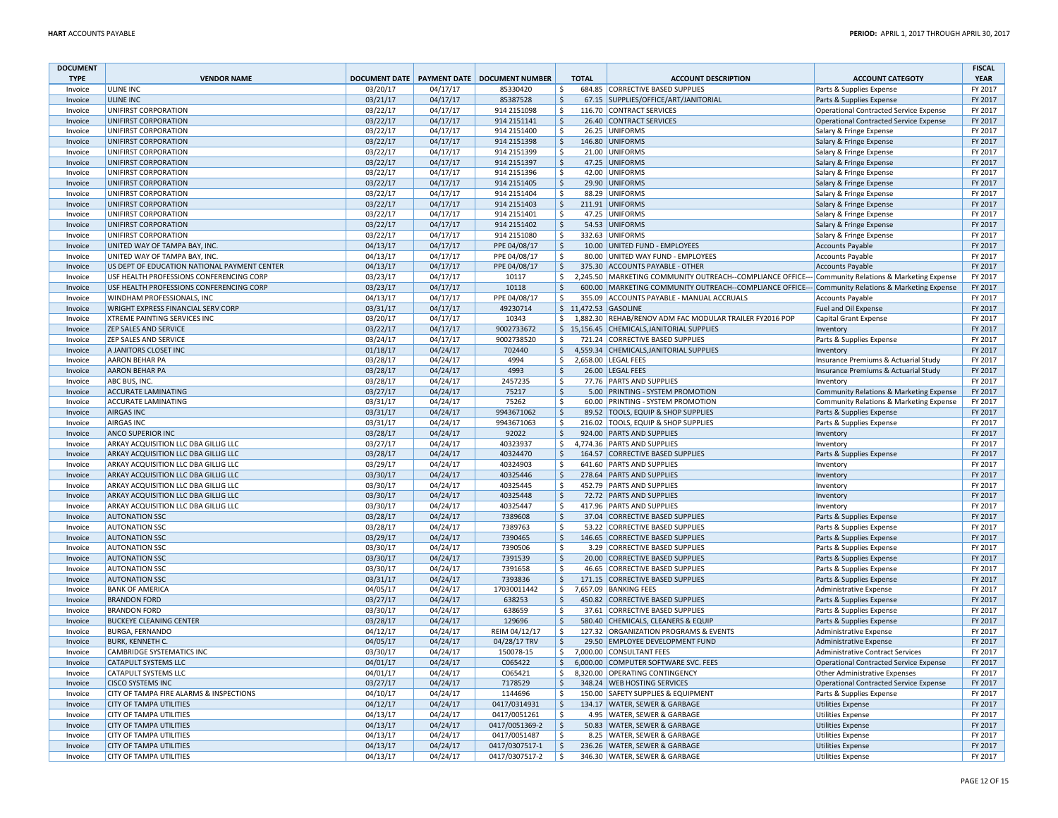| DOCUMENT TYPE | VENDOR NAME | DOCUMENT DATE | PAYMENT DATE | DOCUMENT NUMBER | TOTAL | ACCOUNT DESCRIPTION | ACCOUNT CATEGOTY | FISCAL YEAR |
|---|---|---|---|---|---|---|---|---|
| Invoice | ULINE INC | 03/20/17 | 04/17/17 | 85330420 | $ 684.85 | CORRECTIVE BASED SUPPLIES | Parts & Supplies Expense | FY 2017 |
| Invoice | ULINE INC | 03/21/17 | 04/17/17 | 85387528 | $ 67.15 | SUPPLIES/OFFICE/ART/JANITORIAL | Parts & Supplies Expense | FY 2017 |
| Invoice | UNIFIRST CORPORATION | 03/22/17 | 04/17/17 | 914 2151098 | $ 116.70 | CONTRACT SERVICES | Operational Contracted Service Expense | FY 2017 |
| Invoice | UNIFIRST CORPORATION | 03/22/17 | 04/17/17 | 914 2151141 | $ 26.40 | CONTRACT SERVICES | Operational Contracted Service Expense | FY 2017 |
| Invoice | UNIFIRST CORPORATION | 03/22/17 | 04/17/17 | 914 2151400 | $ 26.25 | UNIFORMS | Salary & Fringe Expense | FY 2017 |
| Invoice | UNIFIRST CORPORATION | 03/22/17 | 04/17/17 | 914 2151398 | $ 146.80 | UNIFORMS | Salary & Fringe Expense | FY 2017 |
| Invoice | UNIFIRST CORPORATION | 03/22/17 | 04/17/17 | 914 2151399 | $ 21.00 | UNIFORMS | Salary & Fringe Expense | FY 2017 |
| Invoice | UNIFIRST CORPORATION | 03/22/17 | 04/17/17 | 914 2151397 | $ 47.25 | UNIFORMS | Salary & Fringe Expense | FY 2017 |
| Invoice | UNIFIRST CORPORATION | 03/22/17 | 04/17/17 | 914 2151396 | $ 42.00 | UNIFORMS | Salary & Fringe Expense | FY 2017 |
| Invoice | UNIFIRST CORPORATION | 03/22/17 | 04/17/17 | 914 2151405 | $ 29.90 | UNIFORMS | Salary & Fringe Expense | FY 2017 |
| Invoice | UNIFIRST CORPORATION | 03/22/17 | 04/17/17 | 914 2151404 | $ 88.29 | UNIFORMS | Salary & Fringe Expense | FY 2017 |
| Invoice | UNIFIRST CORPORATION | 03/22/17 | 04/17/17 | 914 2151403 | $ 211.91 | UNIFORMS | Salary & Fringe Expense | FY 2017 |
| Invoice | UNIFIRST CORPORATION | 03/22/17 | 04/17/17 | 914 2151401 | $ 47.25 | UNIFORMS | Salary & Fringe Expense | FY 2017 |
| Invoice | UNIFIRST CORPORATION | 03/22/17 | 04/17/17 | 914 2151402 | $ 54.53 | UNIFORMS | Salary & Fringe Expense | FY 2017 |
| Invoice | UNIFIRST CORPORATION | 03/22/17 | 04/17/17 | 914 2151080 | $ 332.63 | UNIFORMS | Salary & Fringe Expense | FY 2017 |
| Invoice | UNITED WAY OF TAMPA BAY, INC. | 04/13/17 | 04/17/17 | PPE 04/08/17 | $ 10.00 | UNITED FUND - EMPLOYEES | Accounts Payable | FY 2017 |
| Invoice | UNITED WAY OF TAMPA BAY, INC. | 04/13/17 | 04/17/17 | PPE 04/08/17 | $ 80.00 | UNITED WAY FUND - EMPLOYEES | Accounts Payable | FY 2017 |
| Invoice | US DEPT OF EDUCATION NATIONAL PAYMENT CENTER | 04/13/17 | 04/17/17 | PPE 04/08/17 | $ 375.30 | ACCOUNTS PAYABLE - OTHER | Accounts Payable | FY 2017 |
| Invoice | USF HEALTH PROFESSIONS CONFERENCING CORP | 03/23/17 | 04/17/17 | 10117 | $ 2,245.50 | MARKETING COMMUNITY OUTREACH--COMPLIANCE OFFICE--- | Community Relations & Marketing Expense | FY 2017 |
| Invoice | USF HEALTH PROFESSIONS CONFERENCING CORP | 03/23/17 | 04/17/17 | 10118 | $ 600.00 | MARKETING COMMUNITY OUTREACH--COMPLIANCE OFFICE--- | Community Relations & Marketing Expense | FY 2017 |
| Invoice | WINDHAM PROFESSIONALS, INC | 04/13/17 | 04/17/17 | PPE 04/08/17 | $ 355.09 | ACCOUNTS PAYABLE - MANUAL ACCRUALS | Accounts Payable | FY 2017 |
| Invoice | WRIGHT EXPRESS FINANCIAL SERV CORP | 03/31/17 | 04/17/17 | 49230714 | $ 11,472.53 | GASOLINE | Fuel and Oil Expense | FY 2017 |
| Invoice | XTREME PAINTING SERVICES INC | 03/20/17 | 04/17/17 | 10343 | $ 1,882.30 | REHAB/RENOV ADM FAC MODULAR TRAILER FY2016 POP | Capital Grant Expense | FY 2017 |
| Invoice | ZEP SALES AND SERVICE | 03/22/17 | 04/17/17 | 9002733672 | $ 15,156.45 | CHEMICALS,JANITORIAL SUPPLIES | Inventory | FY 2017 |
| Invoice | ZEP SALES AND SERVICE | 03/24/17 | 04/17/17 | 9002738520 | $ 721.24 | CORRECTIVE BASED SUPPLIES | Parts & Supplies Expense | FY 2017 |
| Invoice | A JANITORS CLOSET INC | 01/18/17 | 04/24/17 | 702440 | $ 4,559.34 | CHEMICALS,JANITORIAL SUPPLIES | Inventory | FY 2017 |
| Invoice | AARON BEHAR PA | 03/28/17 | 04/24/17 | 4994 | $ 2,658.00 | LEGAL FEES | Insurance Premiums & Actuarial Study | FY 2017 |
| Invoice | AARON BEHAR PA | 03/28/17 | 04/24/17 | 4993 | $ 26.00 | LEGAL FEES | Insurance Premiums & Actuarial Study | FY 2017 |
| Invoice | ABC BUS, INC. | 03/28/17 | 04/24/17 | 2457235 | $ 77.76 | PARTS AND SUPPLIES | Inventory | FY 2017 |
| Invoice | ACCURATE LAMINATING | 03/27/17 | 04/24/17 | 75217 | $ 5.00 | PRINTING - SYSTEM PROMOTION | Community Relations & Marketing Expense | FY 2017 |
| Invoice | ACCURATE LAMINATING | 03/31/17 | 04/24/17 | 75262 | $ 60.00 | PRINTING - SYSTEM PROMOTION | Community Relations & Marketing Expense | FY 2017 |
| Invoice | AIRGAS INC | 03/31/17 | 04/24/17 | 9943671062 | $ 89.52 | TOOLS, EQUIP & SHOP SUPPLIES | Parts & Supplies Expense | FY 2017 |
| Invoice | AIRGAS INC | 03/31/17 | 04/24/17 | 9943671063 | $ 216.02 | TOOLS, EQUIP & SHOP SUPPLIES | Parts & Supplies Expense | FY 2017 |
| Invoice | ANCO SUPERIOR INC | 03/28/17 | 04/24/17 | 92022 | $ 924.00 | PARTS AND SUPPLIES | Inventory | FY 2017 |
| Invoice | ARKAY ACQUISITION LLC DBA GILLIG LLC | 03/27/17 | 04/24/17 | 40323937 | $ 4,774.36 | PARTS AND SUPPLIES | Inventory | FY 2017 |
| Invoice | ARKAY ACQUISITION LLC DBA GILLIG LLC | 03/28/17 | 04/24/17 | 40324470 | $ 164.57 | CORRECTIVE BASED SUPPLIES | Parts & Supplies Expense | FY 2017 |
| Invoice | ARKAY ACQUISITION LLC DBA GILLIG LLC | 03/29/17 | 04/24/17 | 40324903 | $ 641.60 | PARTS AND SUPPLIES | Inventory | FY 2017 |
| Invoice | ARKAY ACQUISITION LLC DBA GILLIG LLC | 03/30/17 | 04/24/17 | 40325446 | $ 278.64 | PARTS AND SUPPLIES | Inventory | FY 2017 |
| Invoice | ARKAY ACQUISITION LLC DBA GILLIG LLC | 03/30/17 | 04/24/17 | 40325445 | $ 452.79 | PARTS AND SUPPLIES | Inventory | FY 2017 |
| Invoice | ARKAY ACQUISITION LLC DBA GILLIG LLC | 03/30/17 | 04/24/17 | 40325448 | $ 72.72 | PARTS AND SUPPLIES | Inventory | FY 2017 |
| Invoice | ARKAY ACQUISITION LLC DBA GILLIG LLC | 03/30/17 | 04/24/17 | 40325447 | $ 417.96 | PARTS AND SUPPLIES | Inventory | FY 2017 |
| Invoice | AUTONATION SSC | 03/28/17 | 04/24/17 | 7389608 | $ 37.04 | CORRECTIVE BASED SUPPLIES | Parts & Supplies Expense | FY 2017 |
| Invoice | AUTONATION SSC | 03/28/17 | 04/24/17 | 7389763 | $ 53.22 | CORRECTIVE BASED SUPPLIES | Parts & Supplies Expense | FY 2017 |
| Invoice | AUTONATION SSC | 03/29/17 | 04/24/17 | 7390465 | $ 146.65 | CORRECTIVE BASED SUPPLIES | Parts & Supplies Expense | FY 2017 |
| Invoice | AUTONATION SSC | 03/30/17 | 04/24/17 | 7390506 | $ 3.29 | CORRECTIVE BASED SUPPLIES | Parts & Supplies Expense | FY 2017 |
| Invoice | AUTONATION SSC | 03/30/17 | 04/24/17 | 7391539 | $ 20.00 | CORRECTIVE BASED SUPPLIES | Parts & Supplies Expense | FY 2017 |
| Invoice | AUTONATION SSC | 03/30/17 | 04/24/17 | 7391658 | $ 46.65 | CORRECTIVE BASED SUPPLIES | Parts & Supplies Expense | FY 2017 |
| Invoice | AUTONATION SSC | 03/31/17 | 04/24/17 | 7393836 | $ 171.15 | CORRECTIVE BASED SUPPLIES | Parts & Supplies Expense | FY 2017 |
| Invoice | BANK OF AMERICA | 04/05/17 | 04/24/17 | 17030011442 | $ 7,657.09 | BANKING FEES | Administrative Expense | FY 2017 |
| Invoice | BRANDON FORD | 03/27/17 | 04/24/17 | 638253 | $ 450.82 | CORRECTIVE BASED SUPPLIES | Parts & Supplies Expense | FY 2017 |
| Invoice | BRANDON FORD | 03/30/17 | 04/24/17 | 638659 | $ 37.61 | CORRECTIVE BASED SUPPLIES | Parts & Supplies Expense | FY 2017 |
| Invoice | BUCKEYE CLEANING CENTER | 03/28/17 | 04/24/17 | 129696 | $ 580.40 | CHEMICALS, CLEANERS & EQUIP | Parts & Supplies Expense | FY 2017 |
| Invoice | BURGA, FERNANDO | 04/12/17 | 04/24/17 | REIM 04/12/17 | $ 127.32 | ORGANIZATION PROGRAMS & EVENTS | Administrative Expense | FY 2017 |
| Invoice | BURK, KENNETH C. | 04/05/17 | 04/24/17 | 04/28/17 TRV | $ 29.50 | EMPLOYEE DEVELOPMENT FUND | Administrative Expense | FY 2017 |
| Invoice | CAMBRIDGE SYSTEMATICS INC | 03/30/17 | 04/24/17 | 150078-15 | $ 7,000.00 | CONSULTANT FEES | Administrative Contract Services | FY 2017 |
| Invoice | CATAPULT SYSTEMS LLC | 04/01/17 | 04/24/17 | C065422 | $ 6,000.00 | COMPUTER SOFTWARE SVC. FEES | Operational Contracted Service Expense | FY 2017 |
| Invoice | CATAPULT SYSTEMS LLC | 04/01/17 | 04/24/17 | C065421 | $ 8,320.00 | OPERATING CONTINGENCY | Other Administrative Expenses | FY 2017 |
| Invoice | CISCO SYSTEMS INC | 03/27/17 | 04/24/17 | 7178529 | $ 348.24 | WEB HOSTING SERVICES | Operational Contracted Service Expense | FY 2017 |
| Invoice | CITY OF TAMPA FIRE ALARMS & INSPECTIONS | 04/10/17 | 04/24/17 | 1144696 | $ 150.00 | SAFETY SUPPLIES & EQUIPMENT | Parts & Supplies Expense | FY 2017 |
| Invoice | CITY OF TAMPA UTILITIES | 04/12/17 | 04/24/17 | 0417/0314931 | $ 134.17 | WATER, SEWER & GARBAGE | Utilities Expense | FY 2017 |
| Invoice | CITY OF TAMPA UTILITIES | 04/13/17 | 04/24/17 | 0417/0051261 | $ 4.95 | WATER, SEWER & GARBAGE | Utilities Expense | FY 2017 |
| Invoice | CITY OF TAMPA UTILITIES | 04/13/17 | 04/24/17 | 0417/0051369-2 | $ 50.83 | WATER, SEWER & GARBAGE | Utilities Expense | FY 2017 |
| Invoice | CITY OF TAMPA UTILITIES | 04/13/17 | 04/24/17 | 0417/0051487 | $ 8.25 | WATER, SEWER & GARBAGE | Utilities Expense | FY 2017 |
| Invoice | CITY OF TAMPA UTILITIES | 04/13/17 | 04/24/17 | 0417/0307517-1 | $ 236.26 | WATER, SEWER & GARBAGE | Utilities Expense | FY 2017 |
| Invoice | CITY OF TAMPA UTILITIES | 04/13/17 | 04/24/17 | 0417/0307517-2 | $ 346.30 | WATER, SEWER & GARBAGE | Utilities Expense | FY 2017 |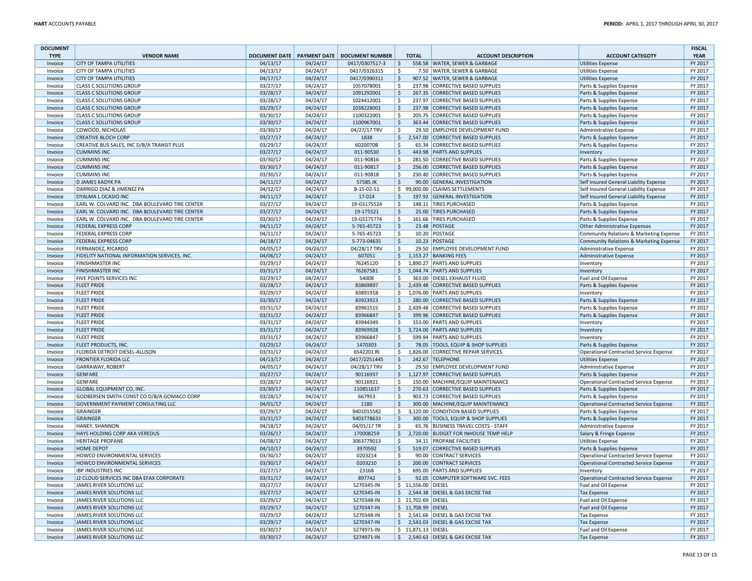| DOCUMENT TYPE | VENDOR NAME | DOCUMENT DATE | PAYMENT DATE | DOCUMENT NUMBER | TOTAL | ACCOUNT DESCRIPTION | ACCOUNT CATEGOTY | FISCAL YEAR |
|---|---|---|---|---|---|---|---|---|
| Invoice | CITY OF TAMPA UTILITIES | 04/13/17 | 04/24/17 | 0417/0307517-3 | $ 558.58 | WATER, SEWER & GARBAGE | Utilities Expense | FY 2017 |
| Invoice | CITY OF TAMPA UTILITIES | 04/13/17 | 04/24/17 | 0417/0326315 | $ 7.50 | WATER, SEWER & GARBAGE | Utilities Expense | FY 2017 |
| Invoice | CITY OF TAMPA UTILITIES | 04/17/17 | 04/24/17 | 0417/0390311 | $ 907.52 | WATER, SEWER & GARBAGE | Utilities Expense | FY 2017 |
| Invoice | CLASS C SOLUTIONS GROUP | 03/27/17 | 04/24/17 | 1057078001 | $ 237.98 | CORRECTIVE BASED SUPPLIES | Parts & Supplies Expense | FY 2017 |
| Invoice | CLASS C SOLUTIONS GROUP | 03/28/17 | 04/24/17 | 1091292001 | $ 267.35 | CORRECTIVE BASED SUPPLIES | Parts & Supplies Expense | FY 2017 |
| Invoice | CLASS C SOLUTIONS GROUP | 03/28/17 | 04/24/17 | 1024412001 | $ 237.97 | CORRECTIVE BASED SUPPLIES | Parts & Supplies Expense | FY 2017 |
| Invoice | CLASS C SOLUTIONS GROUP | 03/29/17 | 04/24/17 | 1038228001 | $ 237.98 | CORRECTIVE BASED SUPPLIES | Parts & Supplies Expense | FY 2017 |
| Invoice | CLASS C SOLUTIONS GROUP | 03/30/17 | 04/24/17 | 1100322001 | $ 205.75 | CORRECTIVE BASED SUPPLIES | Parts & Supplies Expense | FY 2017 |
| Invoice | CLASS C SOLUTIONS GROUP | 03/30/17 | 04/24/17 | 1100967001 | $ 363.44 | CORRECTIVE BASED SUPPLIES | Parts & Supplies Expense | FY 2017 |
| Invoice | COWOOD, NICHOLAS | 03/30/17 | 04/24/17 | 04/27/17 TRV | $ 29.50 | EMPLOYEE DEVELOPMENT FUND | Administrative Expense | FY 2017 |
| Invoice | CREATIVE BLOCH CORP | 03/27/17 | 04/24/17 | 1838 | $ 2,547.00 | CORRECTIVE BASED SUPPLIES | Parts & Supplies Expense | FY 2017 |
| Invoice | CREATIVE BUS SALES, INC D/B/A TRANSIT PLUS | 03/29/17 | 04/24/17 | 6020070B | $ 65.34 | CORRECTIVE BASED SUPPLIES | Parts & Supplies Expense | FY 2017 |
| Invoice | CUMMINS INC | 03/27/17 | 04/24/17 | 011-90530 | $ 443.98 | PARTS AND SUPPLIES | Inventory | FY 2017 |
| Invoice | CUMMINS INC | 03/30/17 | 04/24/17 | 011-90816 | $ 281.50 | CORRECTIVE BASED SUPPLIES | Parts & Supplies Expense | FY 2017 |
| Invoice | CUMMINS INC | 03/30/17 | 04/24/17 | 011-90817 | $ 256.00 | CORRECTIVE BASED SUPPLIES | Parts & Supplies Expense | FY 2017 |
| Invoice | CUMMINS INC | 03/30/17 | 04/24/17 | 011-90818 | $ 230.40 | CORRECTIVE BASED SUPPLIES | Parts & Supplies Expense | FY 2017 |
| Invoice | D JAMES KADYK PA | 04/11/17 | 04/24/17 | 57585 JK | $ 90.00 | GENERAL INVESTIGATION | Self Insured General Liability Expense | FY 2017 |
| Invoice | DARRIGO DIAZ & JIMENEZ PA | 04/12/17 | 04/24/17 | B-15-02-51 | $ 99,000.00 | CLAIMS SETTLEMENTS | Self Insured General Liability Expense | FY 2017 |
| Invoice | DYALMA L OCASIO INC | 04/11/17 | 04/24/17 | 17-014 | $ 197.92 | GENERAL INVESTIGATION | Self Insured General Liability Expense | FY 2017 |
| Invoice | EARL W. COLVARD INC. DBA BOULEVARD TIRE CENTER | 03/27/17 | 04/24/17 | 19-GS175524 | $ 148.11 | TIRES PURCHASED | Parts & Supplies Expense | FY 2017 |
| Invoice | EARL W. COLVARD INC. DBA BOULEVARD TIRE CENTER | 03/27/17 | 04/24/17 | 19-175521 | $ 25.00 | TIRES PURCHASED | Parts & Supplies Expense | FY 2017 |
| Invoice | EARL W. COLVARD INC. DBA BOULEVARD TIRE CENTER | 03/30/17 | 04/24/17 | 19-GS175774 | $ 161.66 | TIRES PURCHASED | Parts & Supplies Expense | FY 2017 |
| Invoice | FEDERAL EXPRESS CORP | 04/11/17 | 04/24/17 | 5-765-45723 | $ 23.48 | POSTAGE | Other Administrative Expenses | FY 2017 |
| Invoice | FEDERAL EXPRESS CORP | 04/11/17 | 04/24/17 | 5-765-45723 | $ 10.20 | POSTAGE | Community Relations & Marketing Expense | FY 2017 |
| Invoice | FEDERAL EXPRESS CORP | 04/18/17 | 04/24/17 | 5-773-04635 | $ 10.23 | POSTAGE | Community Relations & Marketing Expense | FY 2017 |
| Invoice | FERNANDEZ, RICARDO | 04/05/17 | 04/24/17 | 04/28/17 TRV | $ 29.50 | EMPLOYEE DEVELOPMENT FUND | Administrative Expense | FY 2017 |
| Invoice | FIDELITY NATIONAL INFORMATION SERVICES, INC. | 04/06/17 | 04/24/17 | 607051 | $ 1,153.27 | BANKING FEES | Administrative Expense | FY 2017 |
| Invoice | FINISHMASTER INC | 03/29/17 | 04/24/17 | 76245120 | $ 1,890.27 | PARTS AND SUPPLIES | Inventory | FY 2017 |
| Invoice | FINISHMASTER INC | 03/31/17 | 04/24/17 | 76267581 | $ 1,044.74 | PARTS AND SUPPLIES | Inventory | FY 2017 |
| Invoice | FIVE POINTS SERVICES INC | 03/29/17 | 04/24/17 | 54008 | $ 363.00 | DIESEL EXHAUST FLUID | Fuel and Oil Expense | FY 2017 |
| Invoice | FLEET PRIDE | 03/28/17 | 04/24/17 | 83869897 | $ 2,439.48 | CORRECTIVE BASED SUPPLIES | Parts & Supplies Expense | FY 2017 |
| Invoice | FLEET PRIDE | 03/29/17 | 04/24/17 | 83891918 | $ 1,076.00 | PARTS AND SUPPLIES | Inventory | FY 2017 |
| Invoice | FLEET PRIDE | 03/30/17 | 04/24/17 | 83923923 | $ 280.00 | CORRECTIVE BASED SUPPLIES | Parts & Supplies Expense | FY 2017 |
| Invoice | FLEET PRIDE | 03/31/17 | 04/24/17 | 83961515 | $ 2,439.48 | CORRECTIVE BASED SUPPLIES | Parts & Supplies Expense | FY 2017 |
| Invoice | FLEET PRIDE | 03/31/17 | 04/24/17 | 83966847 | $ 399.96 | CORRECTIVE BASED SUPPLIES | Parts & Supplies Expense | FY 2017 |
| Invoice | FLEET PRIDE | 03/31/17 | 04/24/17 | 83944349 | $ 153.00 | PARTS AND SUPPLIES | Inventory | FY 2017 |
| Invoice | FLEET PRIDE | 03/31/17 | 04/24/17 | 83969928 | $ 3,724.00 | PARTS AND SUPPLIES | Inventory | FY 2017 |
| Invoice | FLEET PRIDE | 03/31/17 | 04/24/17 | 83966847 | $ 599.94 | PARTS AND SUPPLIES | Inventory | FY 2017 |
| Invoice | FLEET PRODUCTS, INC. | 03/29/17 | 04/24/17 | 1470303 | $ 78.05 | TOOLS, EQUIP & SHOP SUPPLIES | Parts & Supplies Expense | FY 2017 |
| Invoice | FLORIDA DETROIT DIESEL-ALLISON | 03/31/17 | 04/24/17 | 6542201 RI | $ 1,826.00 | CORRECTIVE REPAIR SERVICES | Operational Contracted Service Expense | FY 2017 |
| Invoice | FRONTIER FLORIDA LLC | 04/13/17 | 04/24/17 | 0417/2251445 | $ 242.67 | TELEPHONE | Utilities Expense | FY 2017 |
| Invoice | GARRAWAY, ROBERT | 04/05/17 | 04/24/17 | 04/28/17 TRV | $ 29.50 | EMPLOYEE DEVELOPMENT FUND | Administrative Expense | FY 2017 |
| Invoice | GENFARE | 03/27/17 | 04/24/17 | 90116937 | $ 1,127.97 | CORRECTIVE BASED SUPPLIES | Parts & Supplies Expense | FY 2017 |
| Invoice | GENFARE | 03/28/17 | 04/24/17 | 90116921 | $ 150.00 | MACHINE/EQUIP MAINTENANCE | Operational Contracted Service Expense | FY 2017 |
| Invoice | GLOBAL EQUIPMENT CO, INC. | 03/30/17 | 04/24/17 | 110851637 | $ 270.63 | CORRECTIVE BASED SUPPLIES | Parts & Supplies Expense | FY 2017 |
| Invoice | GODBERSEN SMITH CONST CO D/B/A GOMACO CORP | 03/28/17 | 04/24/17 | 667953 | $ 903.73 | CORRECTIVE BASED SUPPLIES | Parts & Supplies Expense | FY 2017 |
| Invoice | GOVERNMENT PAYMENT CONSULTING LLC | 04/01/17 | 04/24/17 | 1180 | $ 300.00 | MACHINE/EQUIP MAINTENANCE | Operational Contracted Service Expense | FY 2017 |
| Invoice | GRAINGER | 03/29/17 | 04/24/17 | 9401015582 | $ 3,120.00 | CONDITION BASED SUPPLIES | Parts & Supplies Expense | FY 2017 |
| Invoice | GRAINGER | 03/31/17 | 04/24/17 | 9403778633 | $ 300.00 | TOOLS, EQUIP & SHOP SUPPLIES | Parts & Supplies Expense | FY 2017 |
| Invoice | HANEY, SHANNON | 04/18/17 | 04/24/17 | 04/01/17 TR | $ 65.76 | BUSINESS TRAVEL COSTS - STAFF | Administrative Expense | FY 2017 |
| Invoice | HAYS HOLDING CORP AKA VEREDUS | 03/26/17 | 04/24/17 | 170008259 | $ 2,720.00 | BUDGET FOR INHOUSE TEMP HELP | Salary & Fringe Expense | FY 2017 |
| Invoice | HERITAGE PROPANE | 04/08/17 | 04/24/17 | 3063779013 | $ 34.11 | PROPANE FACILITIES | Utilities Expense | FY 2017 |
| Invoice | HOME DEPOT | 04/10/17 | 04/24/17 | 3970592 | $ 519.07 | CORRECTIVE BASED SUPPLIES | Parts & Supplies Expense | FY 2017 |
| Invoice | HOWCO ENVIRONMENTAL SERVICES | 03/30/17 | 04/24/17 | 0203214 | $ 90.00 | CONTRACT SERVICES | Operational Contracted Service Expense | FY 2017 |
| Invoice | HOWCO ENVIRONMENTAL SERVICES | 03/30/17 | 04/24/17 | 0203210 | $ 200.00 | CONTRACT SERVICES | Operational Contracted Service Expense | FY 2017 |
| Invoice | IBP INDUSTRIES INC | 03/27/17 | 04/24/17 | 23168 | $ 695.00 | PARTS AND SUPPLIES | Inventory | FY 2017 |
| Invoice | J2 CLOUD SERVICES INC DBA EFAX CORPORATE | 03/31/17 | 04/24/17 | 897742 | $ 92.05 | COMPUTER SOFTWARE SVC. FEES | Operational Contracted Service Expense | FY 2017 |
| Invoice | JAMES RIVER SOLUTIONS LLC | 03/27/17 | 04/24/17 | S270345-IN | $ 11,556.00 | DIESEL | Fuel and Oil Expense | FY 2017 |
| Invoice | JAMES RIVER SOLUTIONS LLC | 03/27/17 | 04/24/17 | S270345-IN | $ 2,544.38 | DIESEL & GAS EXCISE TAX | Tax Expense | FY 2017 |
| Invoice | JAMES RIVER SOLUTIONS LLC | 03/29/17 | 04/24/17 | S270348-IN | $ 11,702.69 | DIESEL | Fuel and Oil Expense | FY 2017 |
| Invoice | JAMES RIVER SOLUTIONS LLC | 03/29/17 | 04/24/17 | S270347-IN | $ 11,708.99 | DIESEL | Fuel and Oil Expense | FY 2017 |
| Invoice | JAMES RIVER SOLUTIONS LLC | 03/29/17 | 04/24/17 | S270348-IN | $ 2,541.66 | DIESEL & GAS EXCISE TAX | Tax Expense | FY 2017 |
| Invoice | JAMES RIVER SOLUTIONS LLC | 03/29/17 | 04/24/17 | S270347-IN | $ 2,543.03 | DIESEL & GAS EXCISE TAX | Tax Expense | FY 2017 |
| Invoice | JAMES RIVER SOLUTIONS LLC | 03/30/17 | 04/24/17 | S274971-IN | $ 11,871.13 | DIESEL | Fuel and Oil Expense | FY 2017 |
| Invoice | JAMES RIVER SOLUTIONS LLC | 03/30/17 | 04/24/17 | S274971-IN | $ 2,540.63 | DIESEL & GAS EXCISE TAX | Tax Expense | FY 2017 |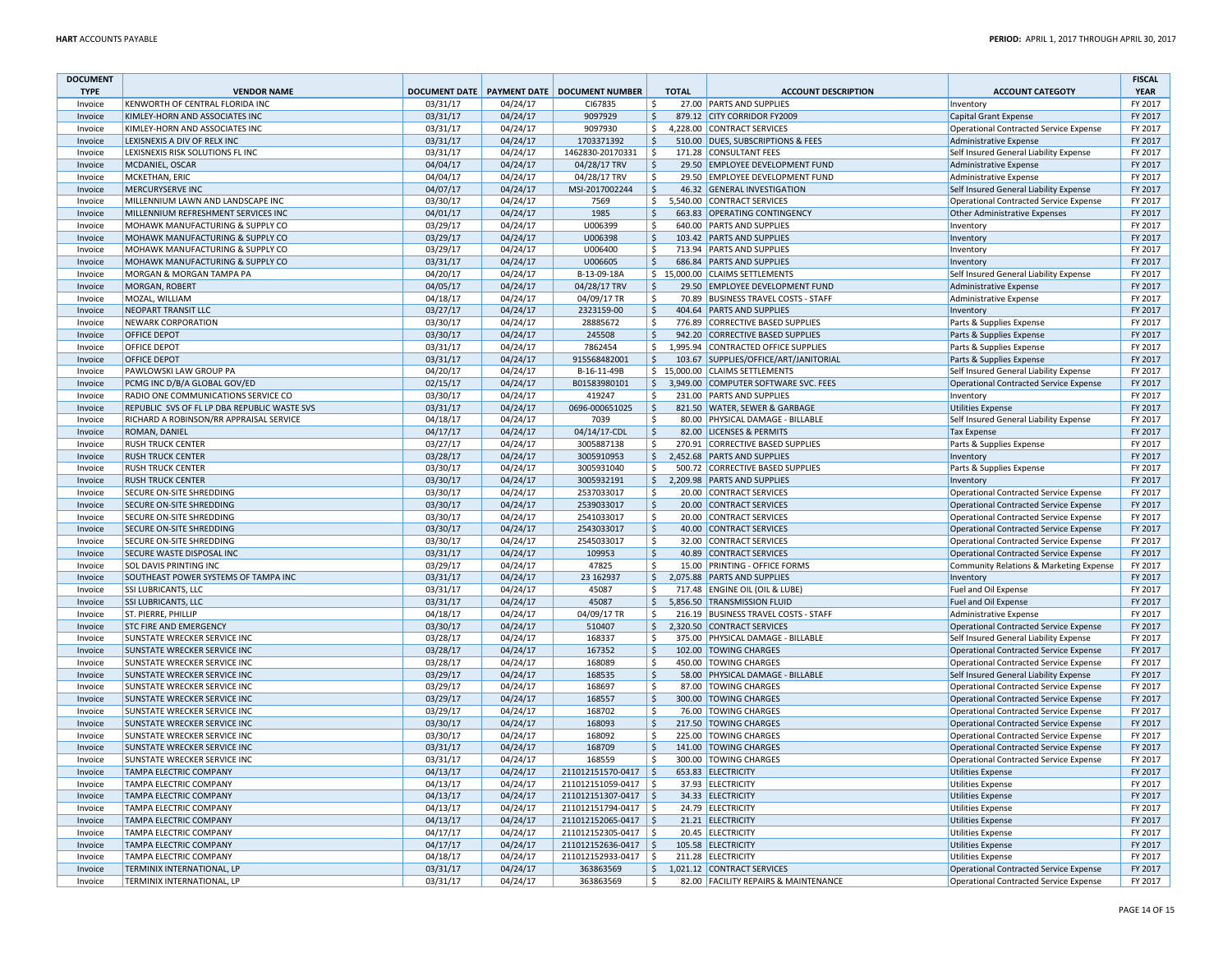| DOCUMENT TYPE | VENDOR NAME | DOCUMENT DATE | PAYMENT DATE | DOCUMENT NUMBER | TOTAL | ACCOUNT DESCRIPTION | ACCOUNT CATEGOTY | FISCAL YEAR |
|---|---|---|---|---|---|---|---|---|
| Invoice | KENWORTH OF CENTRAL FLORIDA INC | 03/31/17 | 04/24/17 | CI67835 | $ 27.00 | PARTS AND SUPPLIES | Inventory | FY 2017 |
| Invoice | KIMLEY-HORN AND ASSOCIATES INC | 03/31/17 | 04/24/17 | 9097929 | $ 879.12 | CITY CORRIDOR FY2009 | Capital Grant Expense | FY 2017 |
| Invoice | KIMLEY-HORN AND ASSOCIATES INC | 03/31/17 | 04/24/17 | 9097930 | $ 4,228.00 | CONTRACT SERVICES | Operational Contracted Service Expense | FY 2017 |
| Invoice | LEXISNEXIS A DIV OF RELX INC | 03/31/17 | 04/24/17 | 1703371392 | $ 510.00 | DUES, SUBSCRIPTIONS & FEES | Administrative Expense | FY 2017 |
| Invoice | LEXISNEXIS RISK SOLUTIONS FL INC | 03/31/17 | 04/24/17 | 1462830-20170331 | $ 171.28 | CONSULTANT FEES | Self Insured General Liability Expense | FY 2017 |
| Invoice | MCDANIEL, OSCAR | 04/04/17 | 04/24/17 | 04/28/17 TRV | $ 29.50 | EMPLOYEE DEVELOPMENT FUND | Administrative Expense | FY 2017 |
| Invoice | MCKETHAN, ERIC | 04/04/17 | 04/24/17 | 04/28/17 TRV | $ 29.50 | EMPLOYEE DEVELOPMENT FUND | Administrative Expense | FY 2017 |
| Invoice | MERCURYSERVE INC | 04/07/17 | 04/24/17 | MSI-2017002244 | $ 46.32 | GENERAL INVESTIGATION | Self Insured General Liability Expense | FY 2017 |
| Invoice | MILLENNIUM LAWN AND LANDSCAPE INC | 03/30/17 | 04/24/17 | 7569 | $ 5,540.00 | CONTRACT SERVICES | Operational Contracted Service Expense | FY 2017 |
| Invoice | MILLENNIUM REFRESHMENT SERVICES INC | 04/01/17 | 04/24/17 | 1985 | $ 663.83 | OPERATING CONTINGENCY | Other Administrative Expenses | FY 2017 |
| Invoice | MOHAWK MANUFACTURING & SUPPLY CO | 03/29/17 | 04/24/17 | U006399 | $ 640.00 | PARTS AND SUPPLIES | Inventory | FY 2017 |
| Invoice | MOHAWK MANUFACTURING & SUPPLY CO | 03/29/17 | 04/24/17 | U006398 | $ 103.42 | PARTS AND SUPPLIES | Inventory | FY 2017 |
| Invoice | MOHAWK MANUFACTURING & SUPPLY CO | 03/29/17 | 04/24/17 | U006400 | $ 713.94 | PARTS AND SUPPLIES | Inventory | FY 2017 |
| Invoice | MOHAWK MANUFACTURING & SUPPLY CO | 03/31/17 | 04/24/17 | U006605 | $ 686.84 | PARTS AND SUPPLIES | Inventory | FY 2017 |
| Invoice | MORGAN & MORGAN TAMPA PA | 04/20/17 | 04/24/17 | B-13-09-18A | $ 15,000.00 | CLAIMS SETTLEMENTS | Self Insured General Liability Expense | FY 2017 |
| Invoice | MORGAN, ROBERT | 04/05/17 | 04/24/17 | 04/28/17 TRV | $ 29.50 | EMPLOYEE DEVELOPMENT FUND | Administrative Expense | FY 2017 |
| Invoice | MOZAL, WILLIAM | 04/18/17 | 04/24/17 | 04/09/17 TR | $ 70.89 | BUSINESS TRAVEL COSTS - STAFF | Administrative Expense | FY 2017 |
| Invoice | NEOPART TRANSIT LLC | 03/27/17 | 04/24/17 | 2323159-00 | $ 404.64 | PARTS AND SUPPLIES | Inventory | FY 2017 |
| Invoice | NEWARK CORPORATION | 03/30/17 | 04/24/17 | 28885672 | $ 776.89 | CORRECTIVE BASED SUPPLIES | Parts & Supplies Expense | FY 2017 |
| Invoice | OFFICE DEPOT | 03/30/17 | 04/24/17 | 245508 | $ 942.20 | CORRECTIVE BASED SUPPLIES | Parts & Supplies Expense | FY 2017 |
| Invoice | OFFICE DEPOT | 03/31/17 | 04/24/17 | 7862454 | $ 1,995.94 | CONTRACTED OFFICE SUPPLIES | Parts & Supplies Expense | FY 2017 |
| Invoice | OFFICE DEPOT | 03/31/17 | 04/24/17 | 915568482001 | $ 103.67 | SUPPLIES/OFFICE/ART/JANITORIAL | Parts & Supplies Expense | FY 2017 |
| Invoice | PAWLOWSKI LAW GROUP PA | 04/20/17 | 04/24/17 | B-16-11-49B | $ 15,000.00 | CLAIMS SETTLEMENTS | Self Insured General Liability Expense | FY 2017 |
| Invoice | PCMG INC D/B/A GLOBAL GOV/ED | 02/15/17 | 04/24/17 | B01583980101 | $ 3,949.00 | COMPUTER SOFTWARE SVC. FEES | Operational Contracted Service Expense | FY 2017 |
| Invoice | RADIO ONE COMMUNICATIONS SERVICE CO | 03/30/17 | 04/24/17 | 419247 | $ 231.00 | PARTS AND SUPPLIES | Inventory | FY 2017 |
| Invoice | REPUBLIC SVS OF FL LP DBA REPUBLIC WASTE SVS | 03/31/17 | 04/24/17 | 0696-000651025 | $ 821.50 | WATER, SEWER & GARBAGE | Utilities Expense | FY 2017 |
| Invoice | RICHARD A ROBINSON/RR APPRAISAL SERVICE | 04/18/17 | 04/24/17 | 7039 | $ 80.00 | PHYSICAL DAMAGE - BILLABLE | Self Insured General Liability Expense | FY 2017 |
| Invoice | ROMAN, DANIEL | 04/17/17 | 04/24/17 | 04/14/17-CDL | $ 82.00 | LICENSES & PERMITS | Tax Expense | FY 2017 |
| Invoice | RUSH TRUCK CENTER | 03/27/17 | 04/24/17 | 3005887138 | $ 270.91 | CORRECTIVE BASED SUPPLIES | Parts & Supplies Expense | FY 2017 |
| Invoice | RUSH TRUCK CENTER | 03/28/17 | 04/24/17 | 3005910953 | $ 2,452.68 | PARTS AND SUPPLIES | Inventory | FY 2017 |
| Invoice | RUSH TRUCK CENTER | 03/30/17 | 04/24/17 | 3005931040 | $ 500.72 | CORRECTIVE BASED SUPPLIES | Parts & Supplies Expense | FY 2017 |
| Invoice | RUSH TRUCK CENTER | 03/30/17 | 04/24/17 | 3005932191 | $ 2,209.98 | PARTS AND SUPPLIES | Inventory | FY 2017 |
| Invoice | SECURE ON-SITE SHREDDING | 03/30/17 | 04/24/17 | 2537033017 | $ 20.00 | CONTRACT SERVICES | Operational Contracted Service Expense | FY 2017 |
| Invoice | SECURE ON-SITE SHREDDING | 03/30/17 | 04/24/17 | 2539033017 | $ 20.00 | CONTRACT SERVICES | Operational Contracted Service Expense | FY 2017 |
| Invoice | SECURE ON-SITE SHREDDING | 03/30/17 | 04/24/17 | 2541033017 | $ 20.00 | CONTRACT SERVICES | Operational Contracted Service Expense | FY 2017 |
| Invoice | SECURE ON-SITE SHREDDING | 03/30/17 | 04/24/17 | 2543033017 | $ 40.00 | CONTRACT SERVICES | Operational Contracted Service Expense | FY 2017 |
| Invoice | SECURE ON-SITE SHREDDING | 03/30/17 | 04/24/17 | 2545033017 | $ 32.00 | CONTRACT SERVICES | Operational Contracted Service Expense | FY 2017 |
| Invoice | SECURE WASTE DISPOSAL INC | 03/31/17 | 04/24/17 | 109953 | $ 40.89 | CONTRACT SERVICES | Operational Contracted Service Expense | FY 2017 |
| Invoice | SOL DAVIS PRINTING INC | 03/29/17 | 04/24/17 | 47825 | $ 15.00 | PRINTING - OFFICE FORMS | Community Relations & Marketing Expense | FY 2017 |
| Invoice | SOUTHEAST POWER SYSTEMS OF TAMPA INC | 03/31/17 | 04/24/17 | 23 162937 | $ 2,075.88 | PARTS AND SUPPLIES | Inventory | FY 2017 |
| Invoice | SSI LUBRICANTS, LLC | 03/31/17 | 04/24/17 | 45087 | $ 717.48 | ENGINE OIL (OIL & LUBE) | Fuel and Oil Expense | FY 2017 |
| Invoice | SSI LUBRICANTS, LLC | 03/31/17 | 04/24/17 | 45087 | $ 5,856.50 | TRANSMISSION FLUID | Fuel and Oil Expense | FY 2017 |
| Invoice | ST. PIERRE, PHILLIP | 04/18/17 | 04/24/17 | 04/09/17 TR | $ 216.19 | BUSINESS TRAVEL COSTS - STAFF | Administrative Expense | FY 2017 |
| Invoice | STC FIRE AND EMERGENCY | 03/30/17 | 04/24/17 | 510407 | $ 2,320.50 | CONTRACT SERVICES | Operational Contracted Service Expense | FY 2017 |
| Invoice | SUNSTATE WRECKER SERVICE INC | 03/28/17 | 04/24/17 | 168337 | $ 375.00 | PHYSICAL DAMAGE - BILLABLE | Self Insured General Liability Expense | FY 2017 |
| Invoice | SUNSTATE WRECKER SERVICE INC | 03/28/17 | 04/24/17 | 167352 | $ 102.00 | TOWING CHARGES | Operational Contracted Service Expense | FY 2017 |
| Invoice | SUNSTATE WRECKER SERVICE INC | 03/28/17 | 04/24/17 | 168089 | $ 450.00 | TOWING CHARGES | Operational Contracted Service Expense | FY 2017 |
| Invoice | SUNSTATE WRECKER SERVICE INC | 03/29/17 | 04/24/17 | 168535 | $ 58.00 | PHYSICAL DAMAGE - BILLABLE | Self Insured General Liability Expense | FY 2017 |
| Invoice | SUNSTATE WRECKER SERVICE INC | 03/29/17 | 04/24/17 | 168697 | $ 87.00 | TOWING CHARGES | Operational Contracted Service Expense | FY 2017 |
| Invoice | SUNSTATE WRECKER SERVICE INC | 03/29/17 | 04/24/17 | 168557 | $ 300.00 | TOWING CHARGES | Operational Contracted Service Expense | FY 2017 |
| Invoice | SUNSTATE WRECKER SERVICE INC | 03/29/17 | 04/24/17 | 168702 | $ 76.00 | TOWING CHARGES | Operational Contracted Service Expense | FY 2017 |
| Invoice | SUNSTATE WRECKER SERVICE INC | 03/30/17 | 04/24/17 | 168093 | $ 217.50 | TOWING CHARGES | Operational Contracted Service Expense | FY 2017 |
| Invoice | SUNSTATE WRECKER SERVICE INC | 03/30/17 | 04/24/17 | 168092 | $ 225.00 | TOWING CHARGES | Operational Contracted Service Expense | FY 2017 |
| Invoice | SUNSTATE WRECKER SERVICE INC | 03/31/17 | 04/24/17 | 168709 | $ 141.00 | TOWING CHARGES | Operational Contracted Service Expense | FY 2017 |
| Invoice | SUNSTATE WRECKER SERVICE INC | 03/31/17 | 04/24/17 | 168559 | $ 300.00 | TOWING CHARGES | Operational Contracted Service Expense | FY 2017 |
| Invoice | TAMPA ELECTRIC COMPANY | 04/13/17 | 04/24/17 | 211012151570-0417 | $ 653.83 | ELECTRICITY | Utilities Expense | FY 2017 |
| Invoice | TAMPA ELECTRIC COMPANY | 04/13/17 | 04/24/17 | 211012151059-0417 | $ 37.93 | ELECTRICITY | Utilities Expense | FY 2017 |
| Invoice | TAMPA ELECTRIC COMPANY | 04/13/17 | 04/24/17 | 211012151307-0417 | $ 34.33 | ELECTRICITY | Utilities Expense | FY 2017 |
| Invoice | TAMPA ELECTRIC COMPANY | 04/13/17 | 04/24/17 | 211012151794-0417 | $ 24.79 | ELECTRICITY | Utilities Expense | FY 2017 |
| Invoice | TAMPA ELECTRIC COMPANY | 04/13/17 | 04/24/17 | 211012152065-0417 | $ 21.21 | ELECTRICITY | Utilities Expense | FY 2017 |
| Invoice | TAMPA ELECTRIC COMPANY | 04/17/17 | 04/24/17 | 211012152305-0417 | $ 20.45 | ELECTRICITY | Utilities Expense | FY 2017 |
| Invoice | TAMPA ELECTRIC COMPANY | 04/17/17 | 04/24/17 | 211012152636-0417 | $ 105.58 | ELECTRICITY | Utilities Expense | FY 2017 |
| Invoice | TAMPA ELECTRIC COMPANY | 04/18/17 | 04/24/17 | 211012152933-0417 | $ 211.28 | ELECTRICITY | Utilities Expense | FY 2017 |
| Invoice | TERMINIX INTERNATIONAL, LP | 03/31/17 | 04/24/17 | 363863569 | $ 1,021.12 | CONTRACT SERVICES | Operational Contracted Service Expense | FY 2017 |
| Invoice | TERMINIX INTERNATIONAL, LP | 03/31/17 | 04/24/17 | 363863569 | $ 82.00 | FACILITY REPAIRS & MAINTENANCE | Operational Contracted Service Expense | FY 2017 |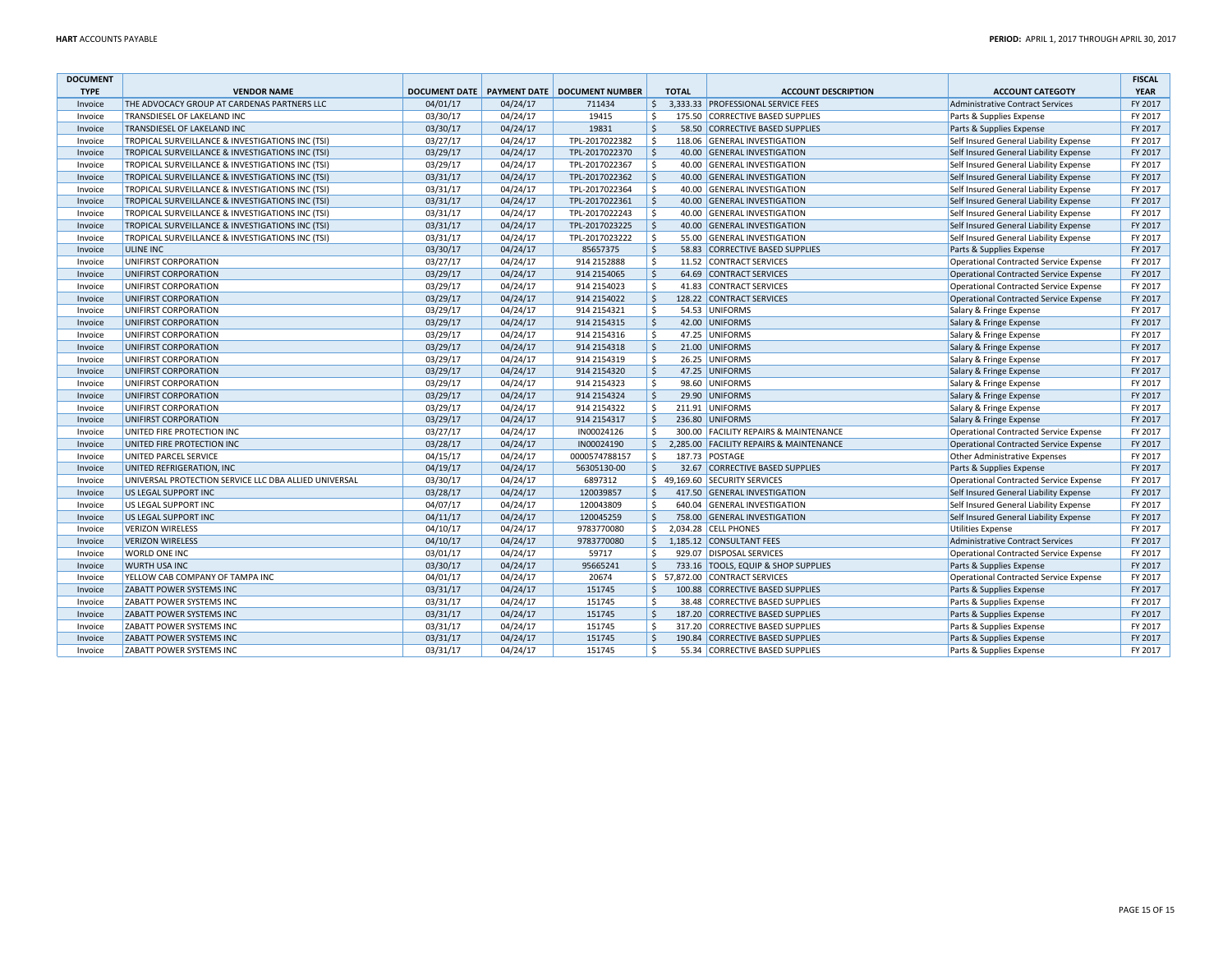| DOCUMENT TYPE | VENDOR NAME | DOCUMENT DATE | PAYMENT DATE | DOCUMENT NUMBER | TOTAL | ACCOUNT DESCRIPTION | ACCOUNT CATEGOTY | FISCAL YEAR |
|---|---|---|---|---|---|---|---|---|
| Invoice | THE ADVOCACY GROUP AT CARDENAS PARTNERS LLC | 04/01/17 | 04/24/17 | 711434 | $ 3,333.33 | PROFESSIONAL SERVICE FEES | Administrative Contract Services | FY 2017 |
| Invoice | TRANSDIESEL OF LAKELAND INC | 03/30/17 | 04/24/17 | 19415 | $ 175.50 | CORRECTIVE BASED SUPPLIES | Parts & Supplies Expense | FY 2017 |
| Invoice | TRANSDIESEL OF LAKELAND INC | 03/30/17 | 04/24/17 | 19831 | $ 58.50 | CORRECTIVE BASED SUPPLIES | Parts & Supplies Expense | FY 2017 |
| Invoice | TROPICAL SURVEILLANCE & INVESTIGATIONS INC (TSI) | 03/27/17 | 04/24/17 | TPL-2017022382 | $ 118.06 | GENERAL INVESTIGATION | Self Insured General Liability Expense | FY 2017 |
| Invoice | TROPICAL SURVEILLANCE & INVESTIGATIONS INC (TSI) | 03/29/17 | 04/24/17 | TPL-2017022370 | $ 40.00 | GENERAL INVESTIGATION | Self Insured General Liability Expense | FY 2017 |
| Invoice | TROPICAL SURVEILLANCE & INVESTIGATIONS INC (TSI) | 03/29/17 | 04/24/17 | TPL-2017022367 | $ 40.00 | GENERAL INVESTIGATION | Self Insured General Liability Expense | FY 2017 |
| Invoice | TROPICAL SURVEILLANCE & INVESTIGATIONS INC (TSI) | 03/31/17 | 04/24/17 | TPL-2017022362 | $ 40.00 | GENERAL INVESTIGATION | Self Insured General Liability Expense | FY 2017 |
| Invoice | TROPICAL SURVEILLANCE & INVESTIGATIONS INC (TSI) | 03/31/17 | 04/24/17 | TPL-2017022364 | $ 40.00 | GENERAL INVESTIGATION | Self Insured General Liability Expense | FY 2017 |
| Invoice | TROPICAL SURVEILLANCE & INVESTIGATIONS INC (TSI) | 03/31/17 | 04/24/17 | TPL-2017022361 | $ 40.00 | GENERAL INVESTIGATION | Self Insured General Liability Expense | FY 2017 |
| Invoice | TROPICAL SURVEILLANCE & INVESTIGATIONS INC (TSI) | 03/31/17 | 04/24/17 | TPL-2017022243 | $ 40.00 | GENERAL INVESTIGATION | Self Insured General Liability Expense | FY 2017 |
| Invoice | TROPICAL SURVEILLANCE & INVESTIGATIONS INC (TSI) | 03/31/17 | 04/24/17 | TPL-2017023225 | $ 40.00 | GENERAL INVESTIGATION | Self Insured General Liability Expense | FY 2017 |
| Invoice | TROPICAL SURVEILLANCE & INVESTIGATIONS INC (TSI) | 03/31/17 | 04/24/17 | TPL-2017023222 | $ 55.00 | GENERAL INVESTIGATION | Self Insured General Liability Expense | FY 2017 |
| Invoice | ULINE INC | 03/30/17 | 04/24/17 | 85657375 | $ 58.83 | CORRECTIVE BASED SUPPLIES | Parts & Supplies Expense | FY 2017 |
| Invoice | UNIFIRST CORPORATION | 03/27/17 | 04/24/17 | 914 2152888 | $ 11.52 | CONTRACT SERVICES | Operational Contracted Service Expense | FY 2017 |
| Invoice | UNIFIRST CORPORATION | 03/29/17 | 04/24/17 | 914 2154065 | $ 64.69 | CONTRACT SERVICES | Operational Contracted Service Expense | FY 2017 |
| Invoice | UNIFIRST CORPORATION | 03/29/17 | 04/24/17 | 914 2154023 | $ 41.83 | CONTRACT SERVICES | Operational Contracted Service Expense | FY 2017 |
| Invoice | UNIFIRST CORPORATION | 03/29/17 | 04/24/17 | 914 2154022 | $ 128.22 | CONTRACT SERVICES | Operational Contracted Service Expense | FY 2017 |
| Invoice | UNIFIRST CORPORATION | 03/29/17 | 04/24/17 | 914 2154321 | $ 54.53 | UNIFORMS | Salary & Fringe Expense | FY 2017 |
| Invoice | UNIFIRST CORPORATION | 03/29/17 | 04/24/17 | 914 2154315 | $ 42.00 | UNIFORMS | Salary & Fringe Expense | FY 2017 |
| Invoice | UNIFIRST CORPORATION | 03/29/17 | 04/24/17 | 914 2154316 | $ 47.25 | UNIFORMS | Salary & Fringe Expense | FY 2017 |
| Invoice | UNIFIRST CORPORATION | 03/29/17 | 04/24/17 | 914 2154318 | $ 21.00 | UNIFORMS | Salary & Fringe Expense | FY 2017 |
| Invoice | UNIFIRST CORPORATION | 03/29/17 | 04/24/17 | 914 2154319 | $ 26.25 | UNIFORMS | Salary & Fringe Expense | FY 2017 |
| Invoice | UNIFIRST CORPORATION | 03/29/17 | 04/24/17 | 914 2154320 | $ 47.25 | UNIFORMS | Salary & Fringe Expense | FY 2017 |
| Invoice | UNIFIRST CORPORATION | 03/29/17 | 04/24/17 | 914 2154323 | $ 98.60 | UNIFORMS | Salary & Fringe Expense | FY 2017 |
| Invoice | UNIFIRST CORPORATION | 03/29/17 | 04/24/17 | 914 2154324 | $ 29.90 | UNIFORMS | Salary & Fringe Expense | FY 2017 |
| Invoice | UNIFIRST CORPORATION | 03/29/17 | 04/24/17 | 914 2154322 | $ 211.91 | UNIFORMS | Salary & Fringe Expense | FY 2017 |
| Invoice | UNIFIRST CORPORATION | 03/29/17 | 04/24/17 | 914 2154317 | $ 236.80 | UNIFORMS | Salary & Fringe Expense | FY 2017 |
| Invoice | UNITED FIRE PROTECTION INC | 03/27/17 | 04/24/17 | IN00024126 | $ 300.00 | FACILITY REPAIRS & MAINTENANCE | Operational Contracted Service Expense | FY 2017 |
| Invoice | UNITED FIRE PROTECTION INC | 03/28/17 | 04/24/17 | IN00024190 | $ 2,285.00 | FACILITY REPAIRS & MAINTENANCE | Operational Contracted Service Expense | FY 2017 |
| Invoice | UNITED PARCEL SERVICE | 04/15/17 | 04/24/17 | 0000574788157 | $ 187.73 | POSTAGE | Other Administrative Expenses | FY 2017 |
| Invoice | UNITED REFRIGERATION, INC | 04/19/17 | 04/24/17 | 56305130-00 | $ 32.67 | CORRECTIVE BASED SUPPLIES | Parts & Supplies Expense | FY 2017 |
| Invoice | UNIVERSAL PROTECTION SERVICE LLC DBA ALLIED UNIVERSAL | 03/30/17 | 04/24/17 | 6897312 | $ 49,169.60 | SECURITY SERVICES | Operational Contracted Service Expense | FY 2017 |
| Invoice | US LEGAL SUPPORT INC | 03/28/17 | 04/24/17 | 120039857 | $ 417.50 | GENERAL INVESTIGATION | Self Insured General Liability Expense | FY 2017 |
| Invoice | US LEGAL SUPPORT INC | 04/07/17 | 04/24/17 | 120043809 | $ 640.04 | GENERAL INVESTIGATION | Self Insured General Liability Expense | FY 2017 |
| Invoice | US LEGAL SUPPORT INC | 04/11/17 | 04/24/17 | 120045259 | $ 758.00 | GENERAL INVESTIGATION | Self Insured General Liability Expense | FY 2017 |
| Invoice | VERIZON WIRELESS | 04/10/17 | 04/24/17 | 9783770080 | $ 2,034.28 | CELL PHONES | Utilities Expense | FY 2017 |
| Invoice | VERIZON WIRELESS | 04/10/17 | 04/24/17 | 9783770080 | $ 1,185.12 | CONSULTANT FEES | Administrative Contract Services | FY 2017 |
| Invoice | WORLD ONE INC | 03/01/17 | 04/24/17 | 59717 | $ 929.07 | DISPOSAL SERVICES | Operational Contracted Service Expense | FY 2017 |
| Invoice | WURTH USA INC | 03/30/17 | 04/24/17 | 95665241 | $ 733.16 | TOOLS, EQUIP & SHOP SUPPLIES | Parts & Supplies Expense | FY 2017 |
| Invoice | YELLOW CAB COMPANY OF TAMPA INC | 04/01/17 | 04/24/17 | 20674 | $ 57,872.00 | CONTRACT SERVICES | Operational Contracted Service Expense | FY 2017 |
| Invoice | ZABATT POWER SYSTEMS INC | 03/31/17 | 04/24/17 | 151745 | $ 100.88 | CORRECTIVE BASED SUPPLIES | Parts & Supplies Expense | FY 2017 |
| Invoice | ZABATT POWER SYSTEMS INC | 03/31/17 | 04/24/17 | 151745 | $ 38.48 | CORRECTIVE BASED SUPPLIES | Parts & Supplies Expense | FY 2017 |
| Invoice | ZABATT POWER SYSTEMS INC | 03/31/17 | 04/24/17 | 151745 | $ 187.20 | CORRECTIVE BASED SUPPLIES | Parts & Supplies Expense | FY 2017 |
| Invoice | ZABATT POWER SYSTEMS INC | 03/31/17 | 04/24/17 | 151745 | $ 317.20 | CORRECTIVE BASED SUPPLIES | Parts & Supplies Expense | FY 2017 |
| Invoice | ZABATT POWER SYSTEMS INC | 03/31/17 | 04/24/17 | 151745 | $ 190.84 | CORRECTIVE BASED SUPPLIES | Parts & Supplies Expense | FY 2017 |
| Invoice | ZABATT POWER SYSTEMS INC | 03/31/17 | 04/24/17 | 151745 | $ 55.34 | CORRECTIVE BASED SUPPLIES | Parts & Supplies Expense | FY 2017 |